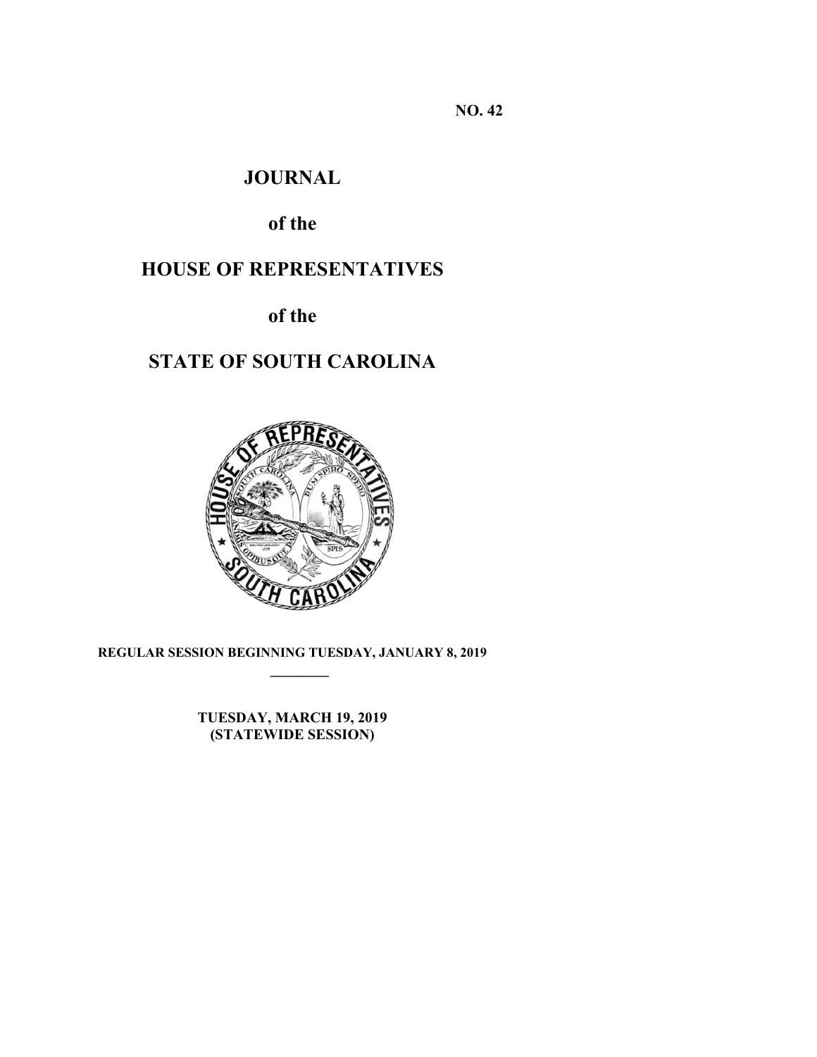NO. 42

# JOURNAL

## of the

# HOUSE OF REPRESENTATIVES

## of the

# STATE OF SOUTH CAROLINA

**REGULAR SESSION BEGINNING TUESDAY, JANUARY 8, 2019**

________

**TUESDAY, MARCH 19, 2019**
**(STATEWIDE SESSION)**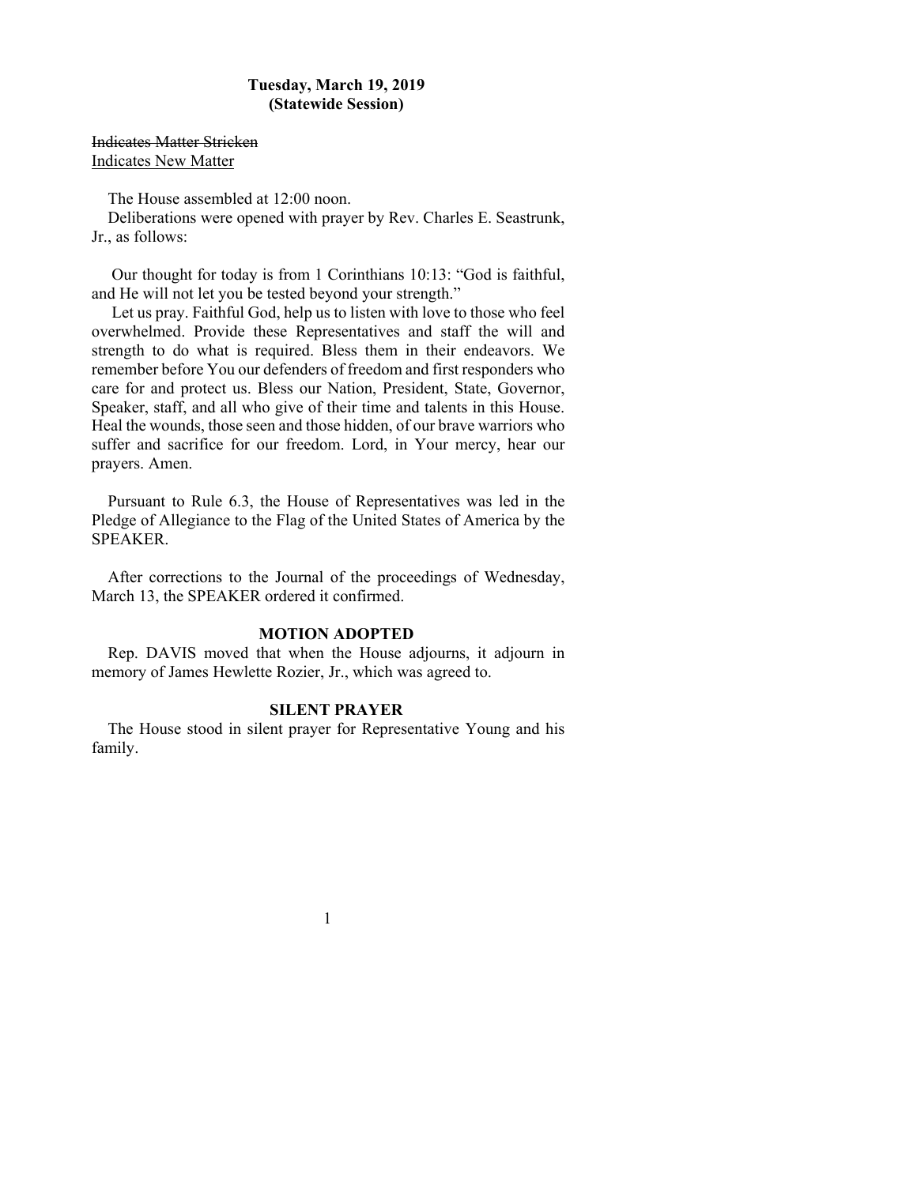**Tuesday, March 19, 2019**
**(Statewide Session)**

~~Indicates Matter Stricken~~
<u>Indicates New Matter</u>

The House assembled at 12:00 noon.

Deliberations were opened with prayer by Rev. Charles E. Seastrunk, Jr., as follows:

Our thought for today is from 1 Corinthians 10:13: "God is faithful, and He will not let you be tested beyond your strength."

Let us pray. Faithful God, help us to listen with love to those who feel overwhelmed. Provide these Representatives and staff the will and strength to do what is required. Bless them in their endeavors. We remember before You our defenders of freedom and first responders who care for and protect us. Bless our Nation, President, State, Governor, Speaker, staff, and all who give of their time and talents in this House. Heal the wounds, those seen and those hidden, of our brave warriors who suffer and sacrifice for our freedom. Lord, in Your mercy, hear our prayers. Amen.

Pursuant to Rule 6.3, the House of Representatives was led in the Pledge of Allegiance to the Flag of the United States of America by the SPEAKER.

After corrections to the Journal of the proceedings of Wednesday, March 13, the SPEAKER ordered it confirmed.

### MOTION ADOPTED

Rep. DAVIS moved that when the House adjourns, it adjourn in memory of James Hewlette Rozier, Jr., which was agreed to.

### SILENT PRAYER

The House stood in silent prayer for Representative Young and his family.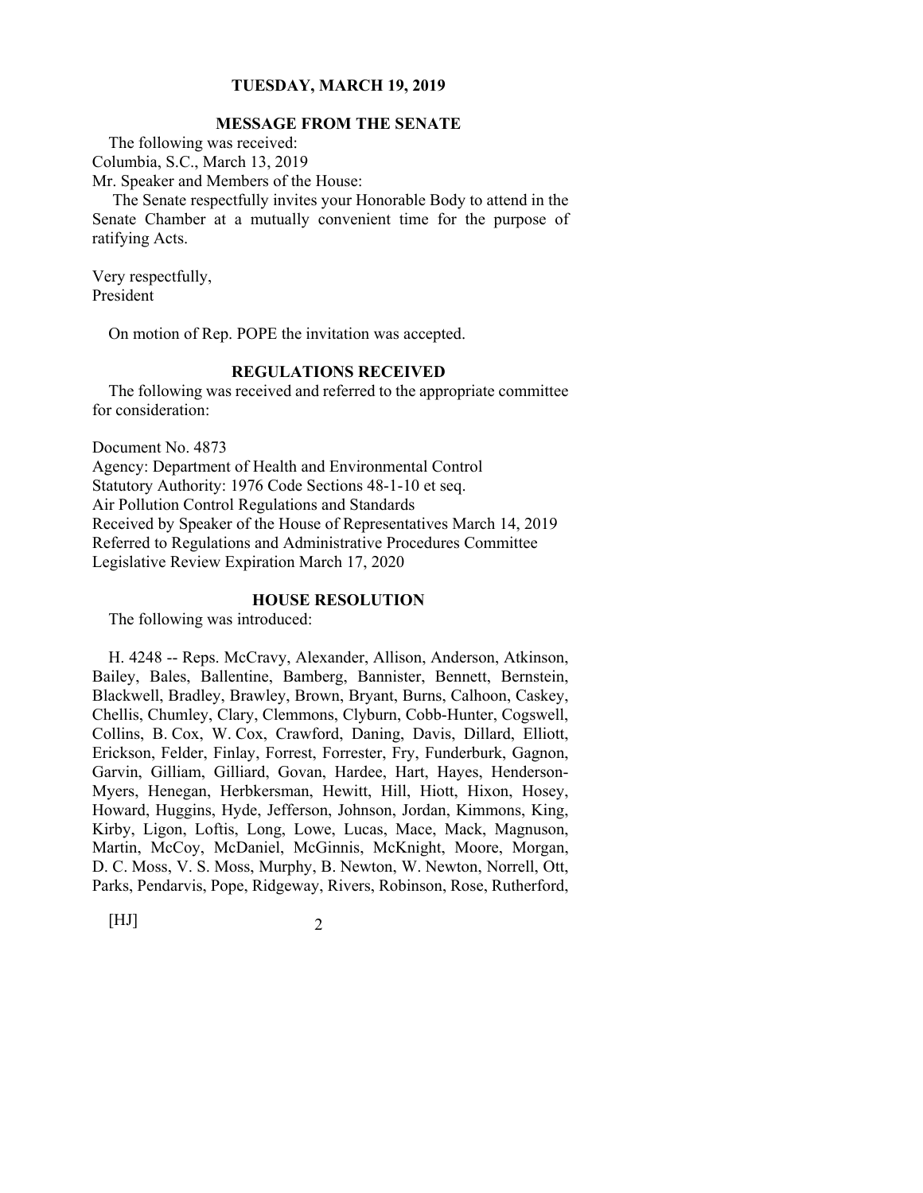## TUESDAY, MARCH 19, 2019

### MESSAGE FROM THE SENATE

The following was received:
Columbia, S.C., March 13, 2019
Mr. Speaker and Members of the House:

The Senate respectfully invites your Honorable Body to attend in the Senate Chamber at a mutually convenient time for the purpose of ratifying Acts.

Very respectfully,
President

On motion of Rep. POPE the invitation was accepted.

### REGULATIONS RECEIVED

The following was received and referred to the appropriate committee for consideration:

Document No. 4873
Agency: Department of Health and Environmental Control
Statutory Authority: 1976 Code Sections 48-1-10 et seq.
Air Pollution Control Regulations and Standards
Received by Speaker of the House of Representatives March 14, 2019
Referred to Regulations and Administrative Procedures Committee
Legislative Review Expiration March 17, 2020

### HOUSE RESOLUTION

The following was introduced:

H. 4248 -- Reps. McCravy, Alexander, Allison, Anderson, Atkinson, Bailey, Bales, Ballentine, Bamberg, Bannister, Bennett, Bernstein, Blackwell, Bradley, Brawley, Brown, Bryant, Burns, Calhoon, Caskey, Chellis, Chumley, Clary, Clemmons, Clyburn, Cobb-Hunter, Cogswell, Collins, B. Cox, W. Cox, Crawford, Daning, Davis, Dillard, Elliott, Erickson, Felder, Finlay, Forrest, Forrester, Fry, Funderburk, Gagnon, Garvin, Gilliam, Gilliard, Govan, Hardee, Hart, Hayes, Henderson-Myers, Henegan, Herbkersman, Hewitt, Hill, Hiott, Hixon, Hosey, Howard, Huggins, Hyde, Jefferson, Johnson, Jordan, Kimmons, King, Kirby, Ligon, Loftis, Long, Lowe, Lucas, Mace, Mack, Magnuson, Martin, McCoy, McDaniel, McGinnis, McKnight, Moore, Morgan, D. C. Moss, V. S. Moss, Murphy, B. Newton, W. Newton, Norrell, Ott, Parks, Pendarvis, Pope, Ridgeway, Rivers, Robinson, Rose, Rutherford,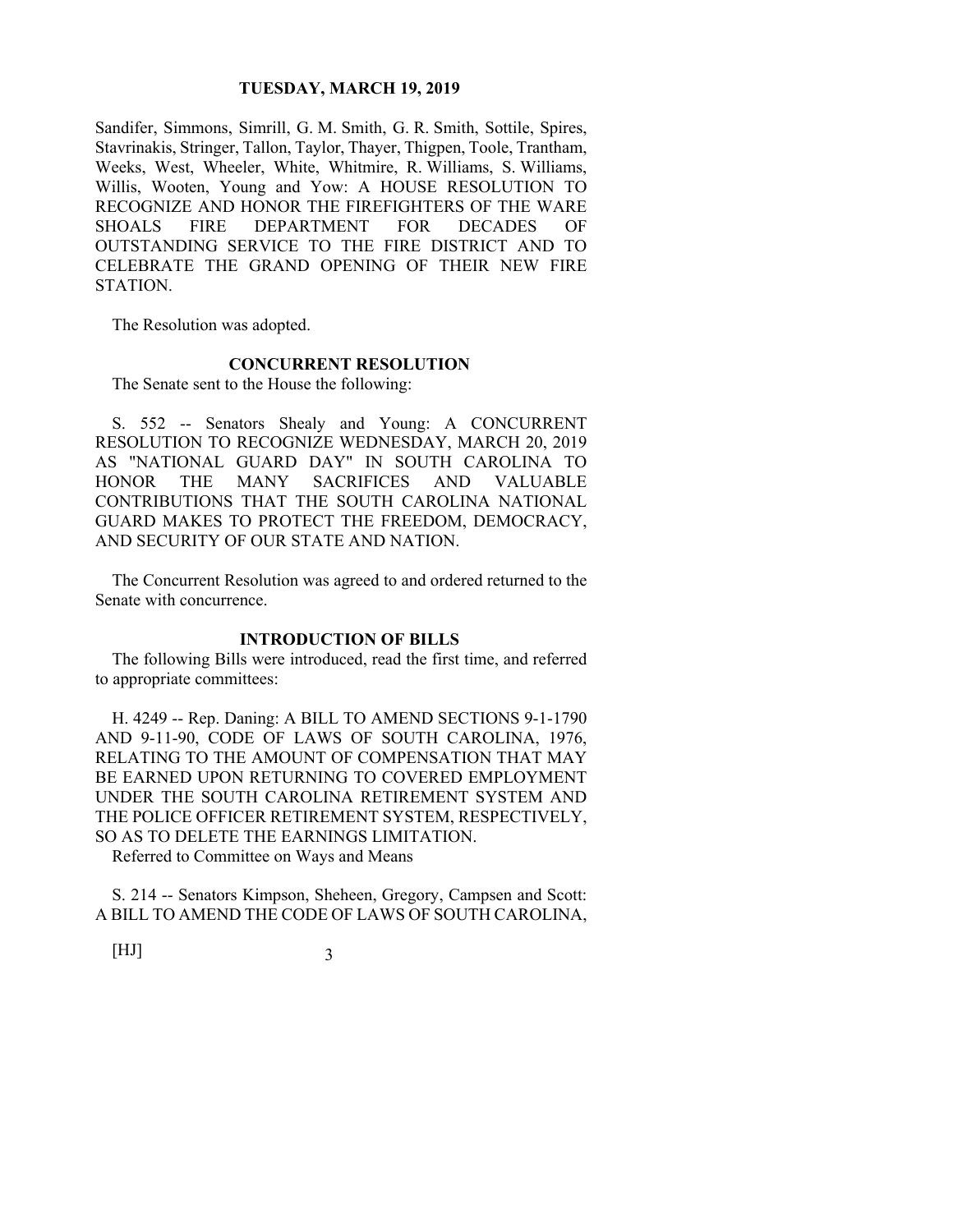Sandifer, Simmons, Simrill, G. M. Smith, G. R. Smith, Sottile, Spires, Stavrinakis, Stringer, Tallon, Taylor, Thayer, Thigpen, Toole, Trantham, Weeks, West, Wheeler, White, Whitmire, R. Williams, S. Williams, Willis, Wooten, Young and Yow: A HOUSE RESOLUTION TO RECOGNIZE AND HONOR THE FIREFIGHTERS OF THE WARE SHOALS FIRE DEPARTMENT FOR DECADES OF OUTSTANDING SERVICE TO THE FIRE DISTRICT AND TO CELEBRATE THE GRAND OPENING OF THEIR NEW FIRE STATION.

The Resolution was adopted.

**CONCURRENT RESOLUTION**

The Senate sent to the House the following:

S. 552 -- Senators Shealy and Young: A CONCURRENT RESOLUTION TO RECOGNIZE WEDNESDAY, MARCH 20, 2019 AS "NATIONAL GUARD DAY" IN SOUTH CAROLINA TO HONOR THE MANY SACRIFICES AND VALUABLE CONTRIBUTIONS THAT THE SOUTH CAROLINA NATIONAL GUARD MAKES TO PROTECT THE FREEDOM, DEMOCRACY, AND SECURITY OF OUR STATE AND NATION.

The Concurrent Resolution was agreed to and ordered returned to the Senate with concurrence.

**INTRODUCTION OF BILLS**

The following Bills were introduced, read the first time, and referred to appropriate committees:

H. 4249 -- Rep. Daning: A BILL TO AMEND SECTIONS 9-1-1790 AND 9-11-90, CODE OF LAWS OF SOUTH CAROLINA, 1976, RELATING TO THE AMOUNT OF COMPENSATION THAT MAY BE EARNED UPON RETURNING TO COVERED EMPLOYMENT UNDER THE SOUTH CAROLINA RETIREMENT SYSTEM AND THE POLICE OFFICER RETIREMENT SYSTEM, RESPECTIVELY, SO AS TO DELETE THE EARNINGS LIMITATION.

Referred to Committee on Ways and Means

S. 214 -- Senators Kimpson, Sheheen, Gregory, Campsen and Scott: A BILL TO AMEND THE CODE OF LAWS OF SOUTH CAROLINA,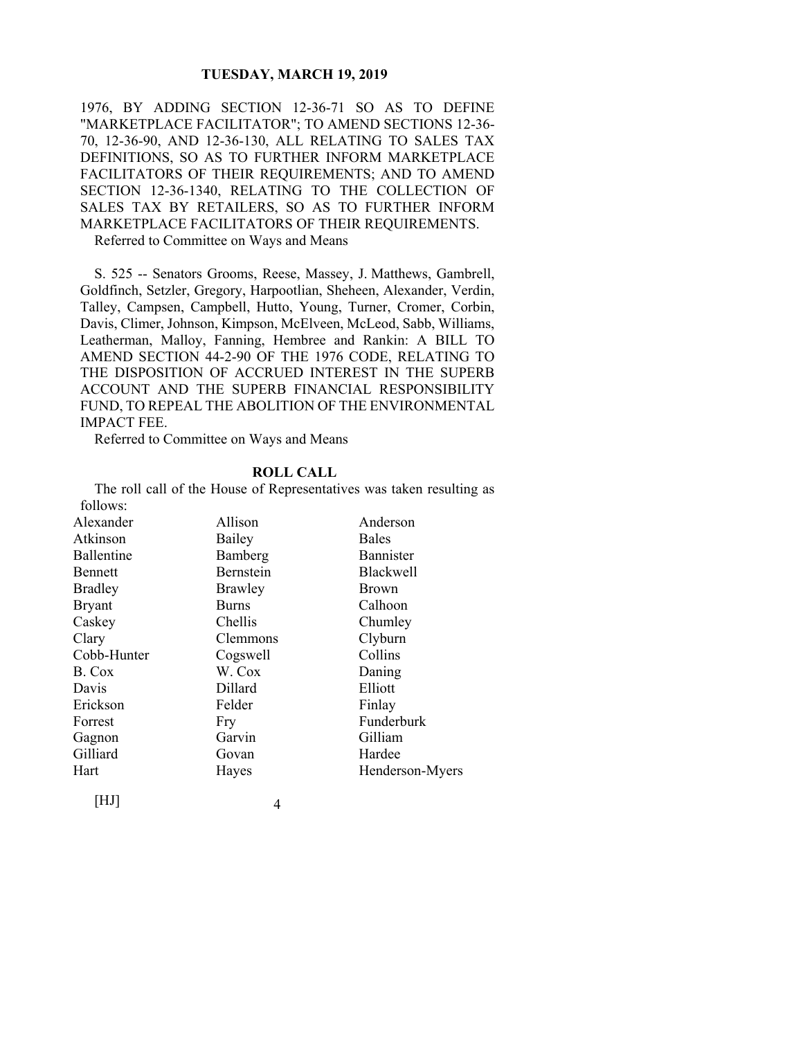1976, BY ADDING SECTION 12-36-71 SO AS TO DEFINE "MARKETPLACE FACILITATOR"; TO AMEND SECTIONS 12-36-70, 12-36-90, AND 12-36-130, ALL RELATING TO SALES TAX DEFINITIONS, SO AS TO FURTHER INFORM MARKETPLACE FACILITATORS OF THEIR REQUIREMENTS; AND TO AMEND SECTION 12-36-1340, RELATING TO THE COLLECTION OF SALES TAX BY RETAILERS, SO AS TO FURTHER INFORM MARKETPLACE FACILITATORS OF THEIR REQUIREMENTS.

Referred to Committee on Ways and Means

S. 525 -- Senators Grooms, Reese, Massey, J. Matthews, Gambrell, Goldfinch, Setzler, Gregory, Harpootlian, Sheheen, Alexander, Verdin, Talley, Campsen, Campbell, Hutto, Young, Turner, Cromer, Corbin, Davis, Climer, Johnson, Kimpson, McElveen, McLeod, Sabb, Williams, Leatherman, Malloy, Fanning, Hembree and Rankin: A BILL TO AMEND SECTION 44-2-90 OF THE 1976 CODE, RELATING TO THE DISPOSITION OF ACCRUED INTEREST IN THE SUPERB ACCOUNT AND THE SUPERB FINANCIAL RESPONSIBILITY FUND, TO REPEAL THE ABOLITION OF THE ENVIRONMENTAL IMPACT FEE.

Referred to Committee on Ways and Means

**ROLL CALL**

The roll call of the House of Representatives was taken resulting as follows:

| | | |
|---|---|---|
| Alexander | Allison | Anderson |
| Atkinson | Bailey | Bales |
| Ballentine | Bamberg | Bannister |
| Bennett | Bernstein | Blackwell |
| Bradley | Brawley | Brown |
| Bryant | Burns | Calhoon |
| Caskey | Chellis | Chumley |
| Clary | Clemmons | Clyburn |
| Cobb-Hunter | Cogswell | Collins |
| B. Cox | W. Cox | Daning |
| Davis | Dillard | Elliott |
| Erickson | Felder | Finlay |
| Forrest | Fry | Funderburk |
| Gagnon | Garvin | Gilliam |
| Gilliard | Govan | Hardee |
| Hart | Hayes | Henderson-Myers |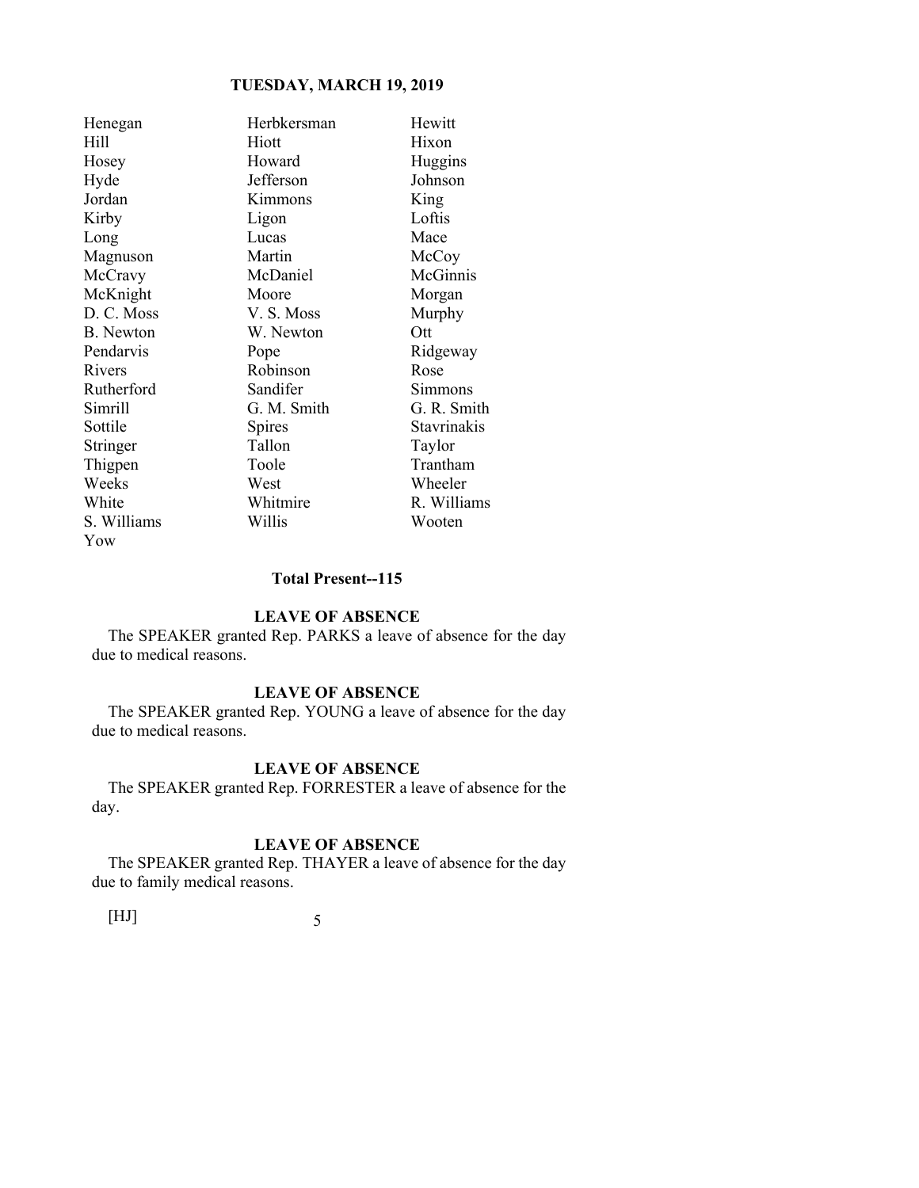| | | |
|---|---|---|
| Henegan | Herbkersman | Hewitt |
| Hill | Hiott | Hixon |
| Hosey | Howard | Huggins |
| Hyde | Jefferson | Johnson |
| Jordan | Kimmons | King |
| Kirby | Ligon | Loftis |
| Long | Lucas | Mace |
| Magnuson | Martin | McCoy |
| McCravy | McDaniel | McGinnis |
| McKnight | Moore | Morgan |
| D. C. Moss | V. S. Moss | Murphy |
| B. Newton | W. Newton | Ott |
| Pendarvis | Pope | Ridgeway |
| Rivers | Robinson | Rose |
| Rutherford | Sandifer | Simmons |
| Simrill | G. M. Smith | G. R. Smith |
| Sottile | Spires | Stavrinakis |
| Stringer | Tallon | Taylor |
| Thigpen | Toole | Trantham |
| Weeks | West | Wheeler |
| White | Whitmire | R. Williams |
| S. Williams | Willis | Wooten |
| Yow | | |

**Total Present--115**

## LEAVE OF ABSENCE

The SPEAKER granted Rep. PARKS a leave of absence for the day due to medical reasons.

## LEAVE OF ABSENCE

The SPEAKER granted Rep. YOUNG a leave of absence for the day due to medical reasons.

## LEAVE OF ABSENCE

The SPEAKER granted Rep. FORRESTER a leave of absence for the day.

## LEAVE OF ABSENCE

The SPEAKER granted Rep. THAYER a leave of absence for the day due to family medical reasons.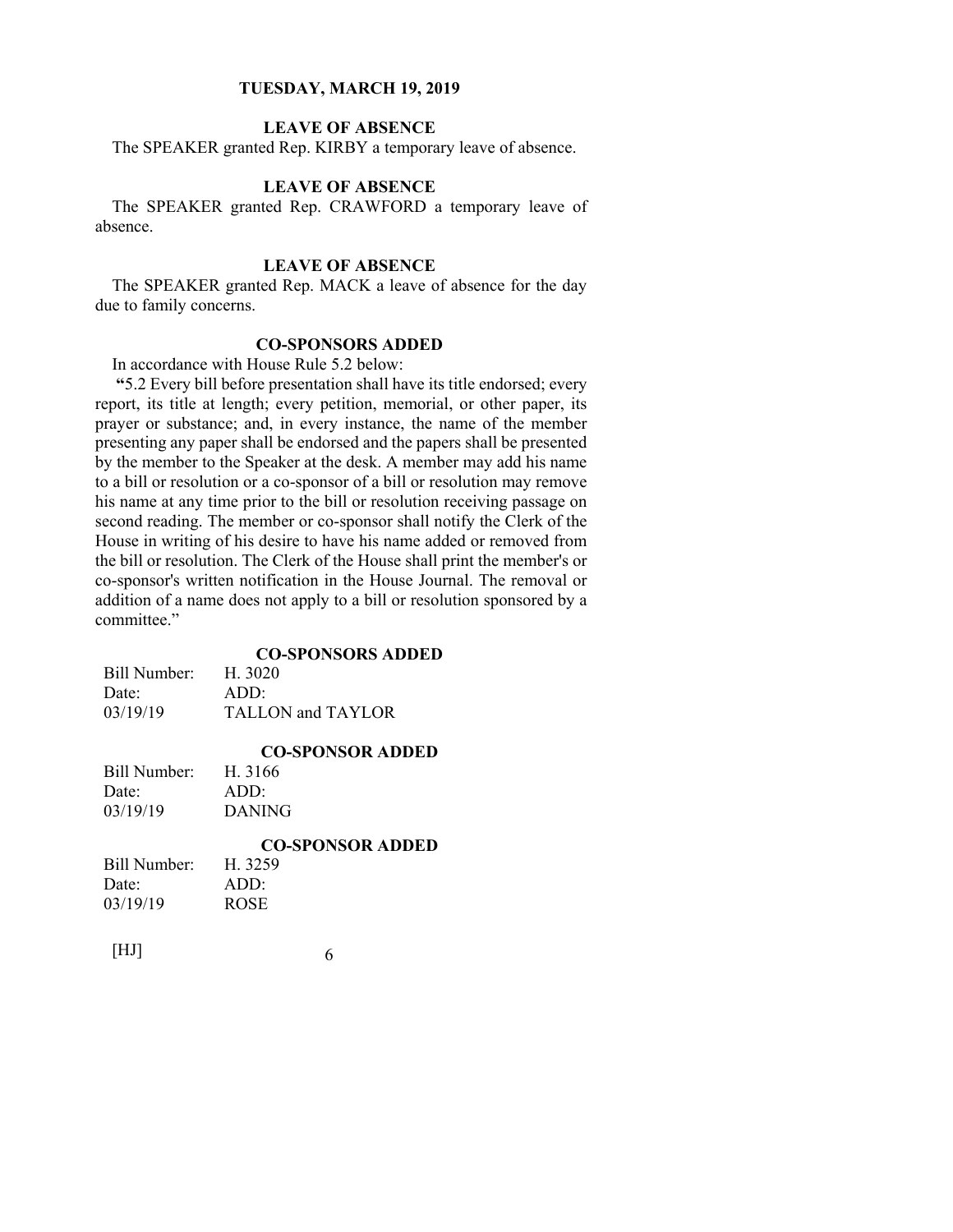## LEAVE OF ABSENCE

The SPEAKER granted Rep. KIRBY a temporary leave of absence.

## LEAVE OF ABSENCE

The SPEAKER granted Rep. CRAWFORD a temporary leave of absence.

## LEAVE OF ABSENCE

The SPEAKER granted Rep. MACK a leave of absence for the day due to family concerns.

## CO-SPONSORS ADDED

In accordance with House Rule 5.2 below:

"5.2 Every bill before presentation shall have its title endorsed; every report, its title at length; every petition, memorial, or other paper, its prayer or substance; and, in every instance, the name of the member presenting any paper shall be endorsed and the papers shall be presented by the member to the Speaker at the desk. A member may add his name to a bill or resolution or a co-sponsor of a bill or resolution may remove his name at any time prior to the bill or resolution receiving passage on second reading. The member or co-sponsor shall notify the Clerk of the House in writing of his desire to have his name added or removed from the bill or resolution. The Clerk of the House shall print the member's or co-sponsor's written notification in the House Journal. The removal or addition of a name does not apply to a bill or resolution sponsored by a committee."

## CO-SPONSORS ADDED

| | |
|---|---|
| Bill Number: | H. 3020 |
| Date: | ADD: |
| 03/19/19 | TALLON and TAYLOR |

## CO-SPONSOR ADDED

| | |
|---|---|
| Bill Number: | H. 3166 |
| Date: | ADD: |
| 03/19/19 | DANING |

## CO-SPONSOR ADDED

| | |
|---|---|
| Bill Number: | H. 3259 |
| Date: | ADD: |
| 03/19/19 | ROSE |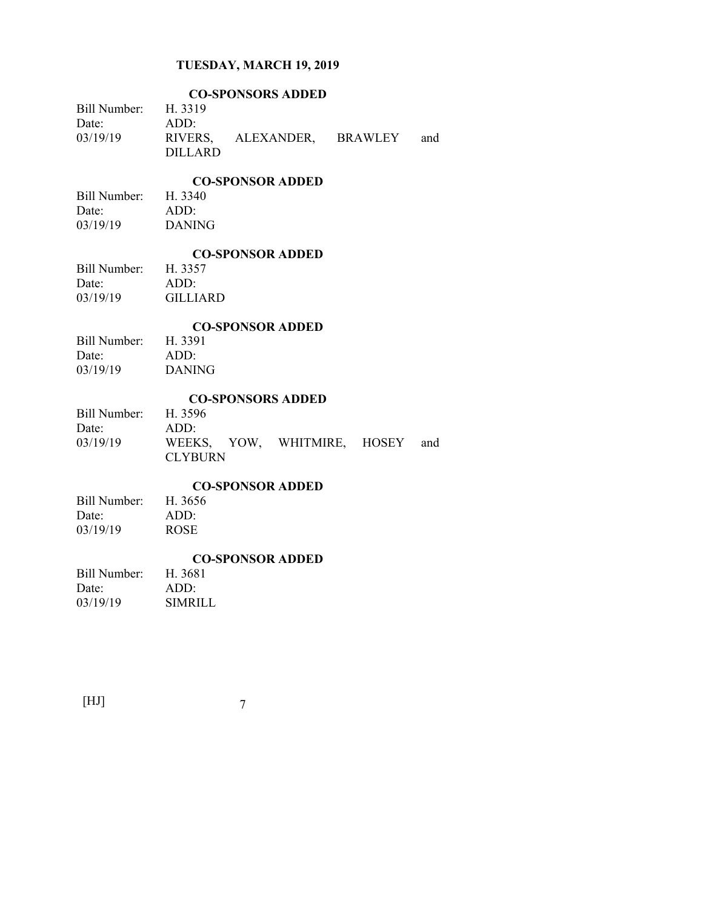**TUESDAY, MARCH 19, 2019**

**CO-SPONSORS ADDED**

Bill Number: H. 3319
Date: ADD:
03/19/19 RIVERS, ALEXANDER, BRAWLEY and DILLARD

**CO-SPONSOR ADDED**

Bill Number: H. 3340
Date: ADD:
03/19/19 DANING

**CO-SPONSOR ADDED**

Bill Number: H. 3357
Date: ADD:
03/19/19 GILLIARD

**CO-SPONSOR ADDED**

Bill Number: H. 3391
Date: ADD:
03/19/19 DANING

**CO-SPONSORS ADDED**

Bill Number: H. 3596
Date: ADD:
03/19/19 WEEKS, YOW, WHITMIRE, HOSEY and CLYBURN

**CO-SPONSOR ADDED**

Bill Number: H. 3656
Date: ADD:
03/19/19 ROSE

**CO-SPONSOR ADDED**

Bill Number: H. 3681
Date: ADD:
03/19/19 SIMRILL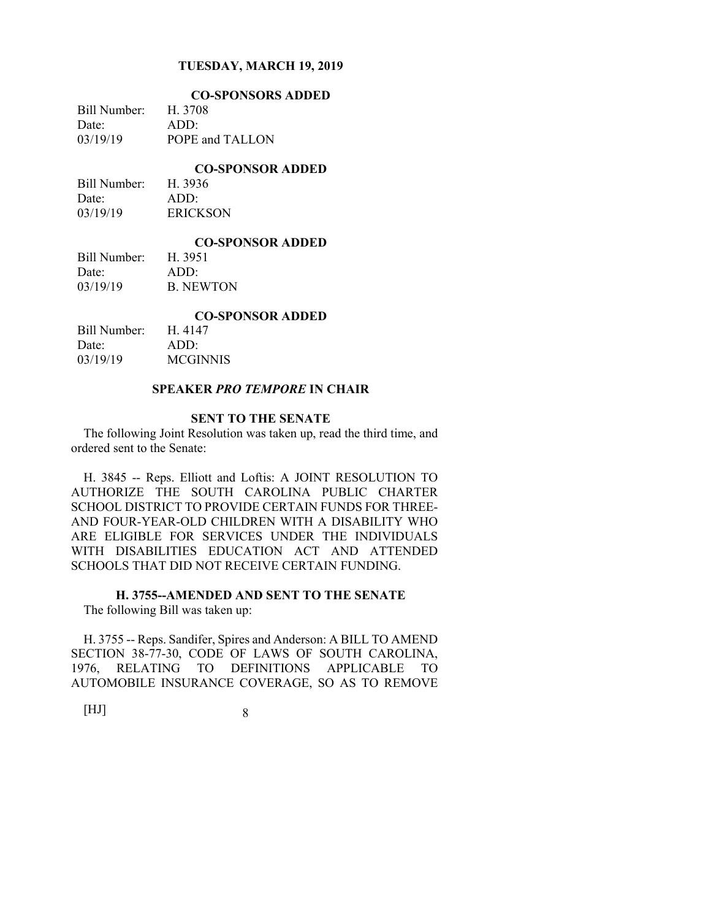### CO-SPONSORS ADDED

| Bill Number: | H. 3708 |
| --- | --- |
| Date: | ADD: |
| 03/19/19 | POPE and TALLON |

### CO-SPONSOR ADDED

| Bill Number: | H. 3936 |
| --- | --- |
| Date: | ADD: |
| 03/19/19 | ERICKSON |

### CO-SPONSOR ADDED

| Bill Number: | H. 3951 |
| --- | --- |
| Date: | ADD: |
| 03/19/19 | B. NEWTON |

### CO-SPONSOR ADDED

| Bill Number: | H. 4147 |
| --- | --- |
| Date: | ADD: |
| 03/19/19 | MCGINNIS |

### SPEAKER *PRO TEMPORE* IN CHAIR

### SENT TO THE SENATE

The following Joint Resolution was taken up, read the third time, and ordered sent to the Senate:

H. 3845 -- Reps. Elliott and Loftis: A JOINT RESOLUTION TO AUTHORIZE THE SOUTH CAROLINA PUBLIC CHARTER SCHOOL DISTRICT TO PROVIDE CERTAIN FUNDS FOR THREE- AND FOUR-YEAR-OLD CHILDREN WITH A DISABILITY WHO ARE ELIGIBLE FOR SERVICES UNDER THE INDIVIDUALS WITH DISABILITIES EDUCATION ACT AND ATTENDED SCHOOLS THAT DID NOT RECEIVE CERTAIN FUNDING.

### H. 3755--AMENDED AND SENT TO THE SENATE

The following Bill was taken up:

H. 3755 -- Reps. Sandifer, Spires and Anderson: A BILL TO AMEND SECTION 38-77-30, CODE OF LAWS OF SOUTH CAROLINA, 1976, RELATING TO DEFINITIONS APPLICABLE TO AUTOMOBILE INSURANCE COVERAGE, SO AS TO REMOVE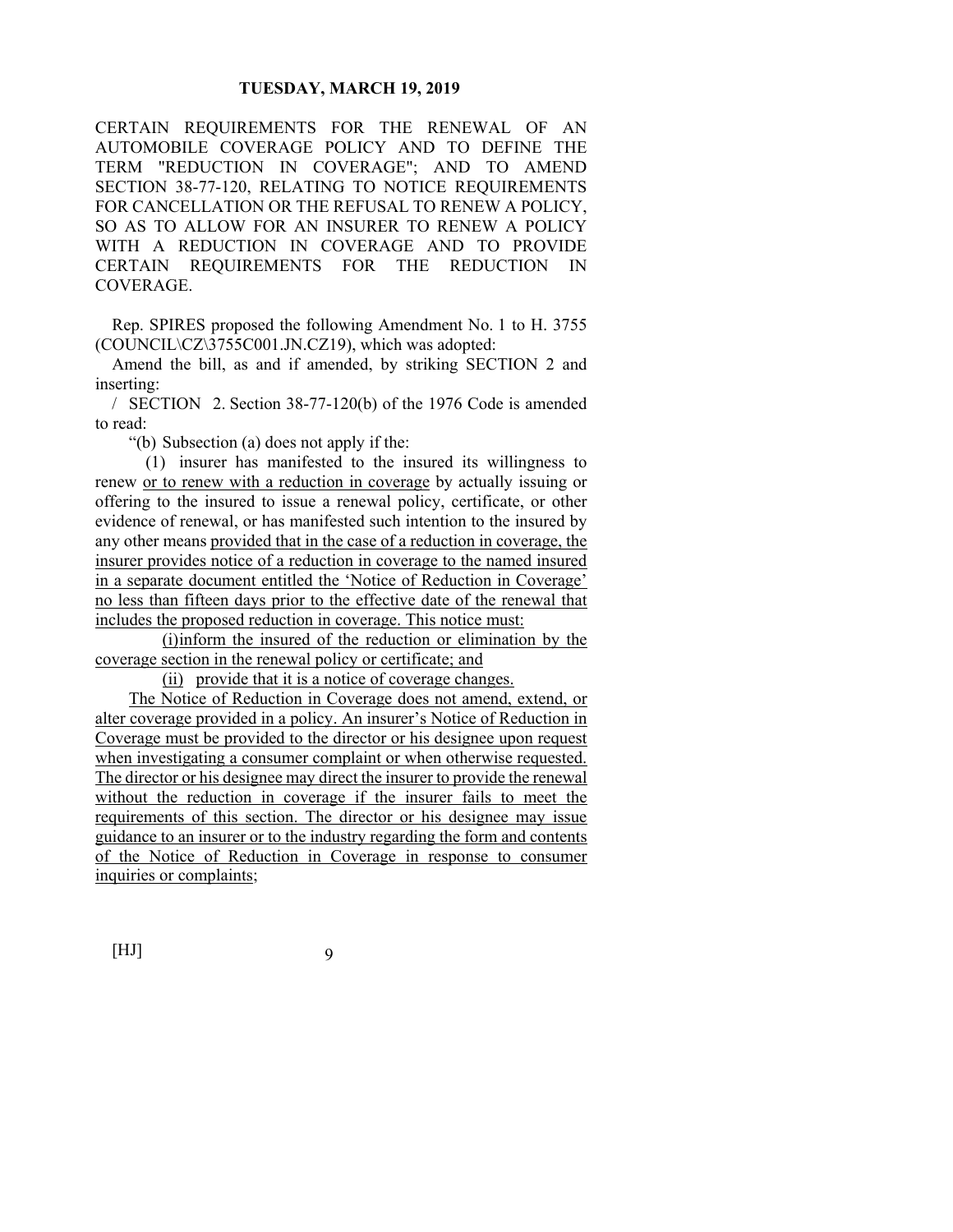CERTAIN REQUIREMENTS FOR THE RENEWAL OF AN AUTOMOBILE COVERAGE POLICY AND TO DEFINE THE TERM "REDUCTION IN COVERAGE"; AND TO AMEND SECTION 38-77-120, RELATING TO NOTICE REQUIREMENTS FOR CANCELLATION OR THE REFUSAL TO RENEW A POLICY, SO AS TO ALLOW FOR AN INSURER TO RENEW A POLICY WITH A REDUCTION IN COVERAGE AND TO PROVIDE CERTAIN REQUIREMENTS FOR THE REDUCTION IN COVERAGE.

Rep. SPIRES proposed the following Amendment No. 1 to H. 3755 (COUNCIL\CZ\3755C001.JN.CZ19), which was adopted:

Amend the bill, as and if amended, by striking SECTION 2 and inserting:

/ SECTION 2. Section 38-77-120(b) of the 1976 Code is amended to read:

"(b) Subsection (a) does not apply if the:

(1) insurer has manifested to the insured its willingness to renew or to renew with a reduction in coverage by actually issuing or offering to the insured to issue a renewal policy, certificate, or other evidence of renewal, or has manifested such intention to the insured by any other means provided that in the case of a reduction in coverage, the insurer provides notice of a reduction in coverage to the named insured in a separate document entitled the 'Notice of Reduction in Coverage' no less than fifteen days prior to the effective date of the renewal that includes the proposed reduction in coverage. This notice must:

(i) inform the insured of the reduction or elimination by the coverage section in the renewal policy or certificate; and

(ii) provide that it is a notice of coverage changes.

The Notice of Reduction in Coverage does not amend, extend, or alter coverage provided in a policy. An insurer's Notice of Reduction in Coverage must be provided to the director or his designee upon request when investigating a consumer complaint or when otherwise requested. The director or his designee may direct the insurer to provide the renewal without the reduction in coverage if the insurer fails to meet the requirements of this section. The director or his designee may issue guidance to an insurer or to the industry regarding the form and contents of the Notice of Reduction in Coverage in response to consumer inquiries or complaints;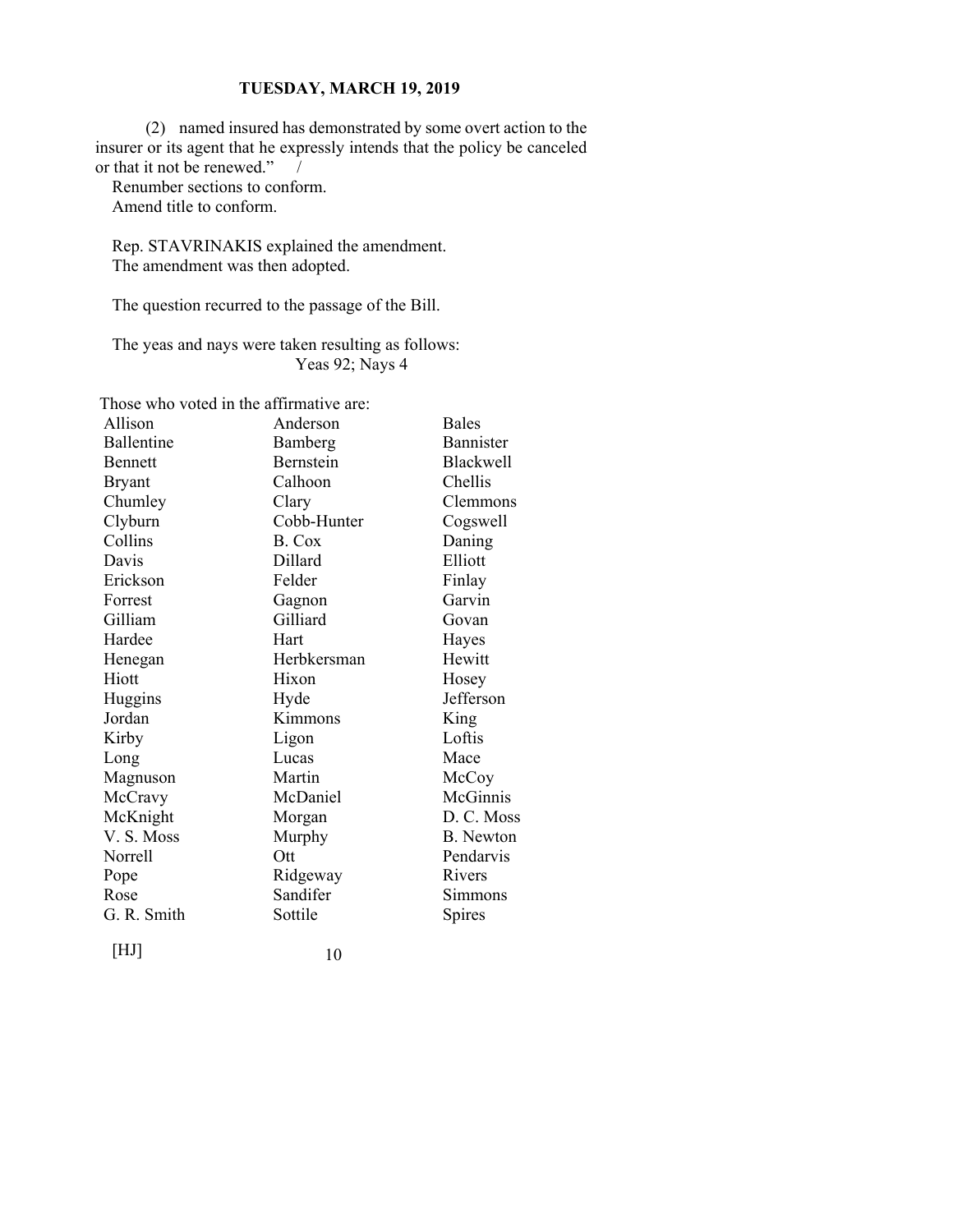(2) named insured has demonstrated by some overt action to the insurer or its agent that he expressly intends that the policy be canceled or that it not be renewed." /

Renumber sections to conform.

Amend title to conform.

Rep. STAVRINAKIS explained the amendment.

The amendment was then adopted.

The question recurred to the passage of the Bill.

The yeas and nays were taken resulting as follows:

Yeas 92; Nays 4

Those who voted in the affirmative are:

| | | |
|---|---|---|
| Allison | Anderson | Bales |
| Ballentine | Bamberg | Bannister |
| Bennett | Bernstein | Blackwell |
| Bryant | Calhoon | Chellis |
| Chumley | Clary | Clemmons |
| Clyburn | Cobb-Hunter | Cogswell |
| Collins | B. Cox | Daning |
| Davis | Dillard | Elliott |
| Erickson | Felder | Finlay |
| Forrest | Gagnon | Garvin |
| Gilliam | Gilliard | Govan |
| Hardee | Hart | Hayes |
| Henegan | Herbkersman | Hewitt |
| Hiott | Hixon | Hosey |
| Huggins | Hyde | Jefferson |
| Jordan | Kimmons | King |
| Kirby | Ligon | Loftis |
| Long | Lucas | Mace |
| Magnuson | Martin | McCoy |
| McCravy | McDaniel | McGinnis |
| McKnight | Morgan | D. C. Moss |
| V. S. Moss | Murphy | B. Newton |
| Norrell | Ott | Pendarvis |
| Pope | Ridgeway | Rivers |
| Rose | Sandifer | Simmons |
| G. R. Smith | Sottile | Spires |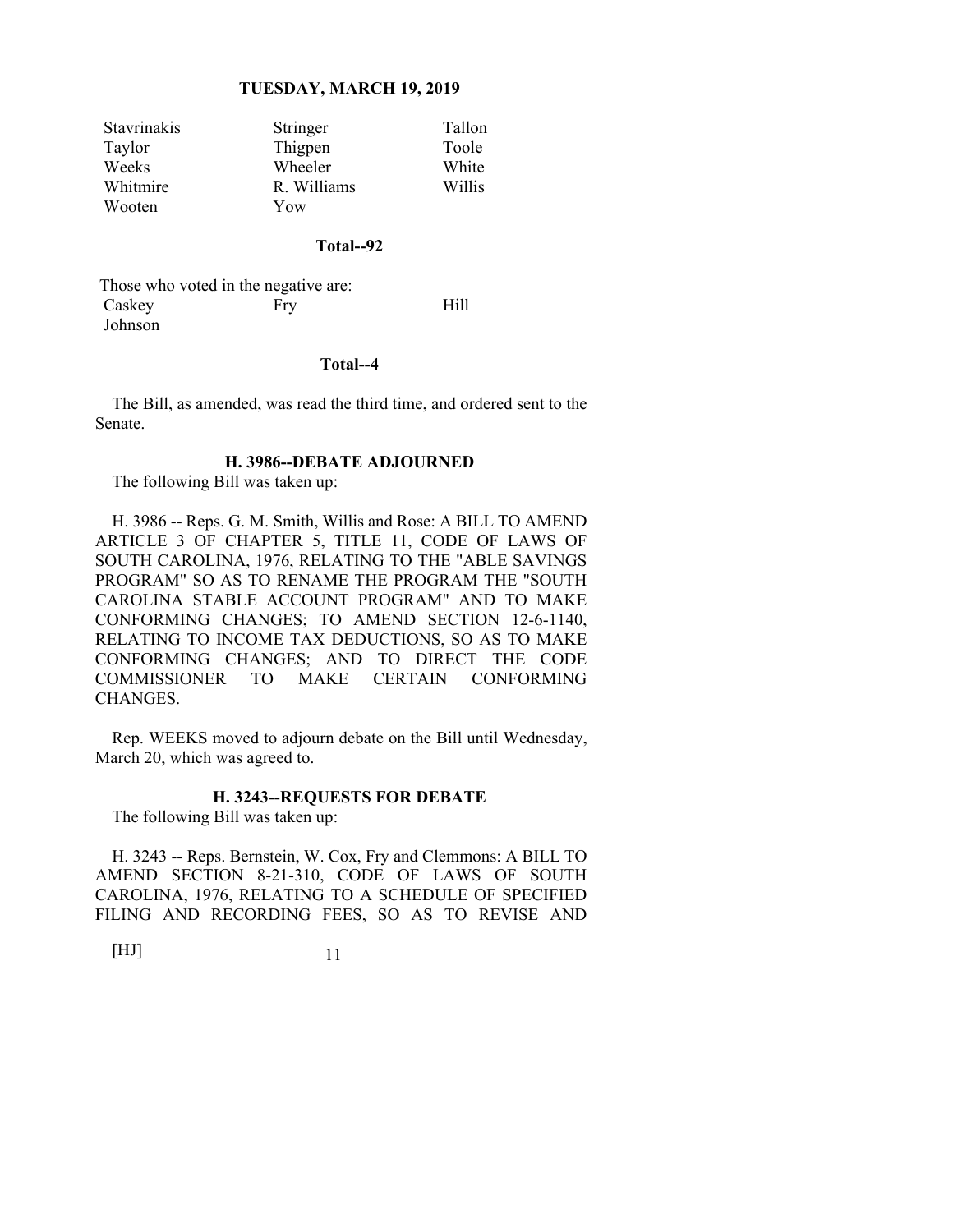| Stavrinakis | Stringer | Tallon |
|---|---|---|
| Taylor | Thigpen | Toole |
| Weeks | Wheeler | White |
| Whitmire | R. Williams | Willis |
| Wooten | Yow | |

**Total--92**

Those who voted in the negative are:

| Caskey | Fry | Hill |
|---|---|---|
| Johnson | | |

**Total--4**

The Bill, as amended, was read the third time, and ordered sent to the Senate.

### H. 3986--DEBATE ADJOURNED

The following Bill was taken up:

H. 3986 -- Reps. G. M. Smith, Willis and Rose: A BILL TO AMEND ARTICLE 3 OF CHAPTER 5, TITLE 11, CODE OF LAWS OF SOUTH CAROLINA, 1976, RELATING TO THE "ABLE SAVINGS PROGRAM" SO AS TO RENAME THE PROGRAM THE "SOUTH CAROLINA STABLE ACCOUNT PROGRAM" AND TO MAKE CONFORMING CHANGES; TO AMEND SECTION 12-6-1140, RELATING TO INCOME TAX DEDUCTIONS, SO AS TO MAKE CONFORMING CHANGES; AND TO DIRECT THE CODE COMMISSIONER TO MAKE CERTAIN CONFORMING CHANGES.

Rep. WEEKS moved to adjourn debate on the Bill until Wednesday, March 20, which was agreed to.

### H. 3243--REQUESTS FOR DEBATE

The following Bill was taken up:

H. 3243 -- Reps. Bernstein, W. Cox, Fry and Clemmons: A BILL TO AMEND SECTION 8-21-310, CODE OF LAWS OF SOUTH CAROLINA, 1976, RELATING TO A SCHEDULE OF SPECIFIED FILING AND RECORDING FEES, SO AS TO REVISE AND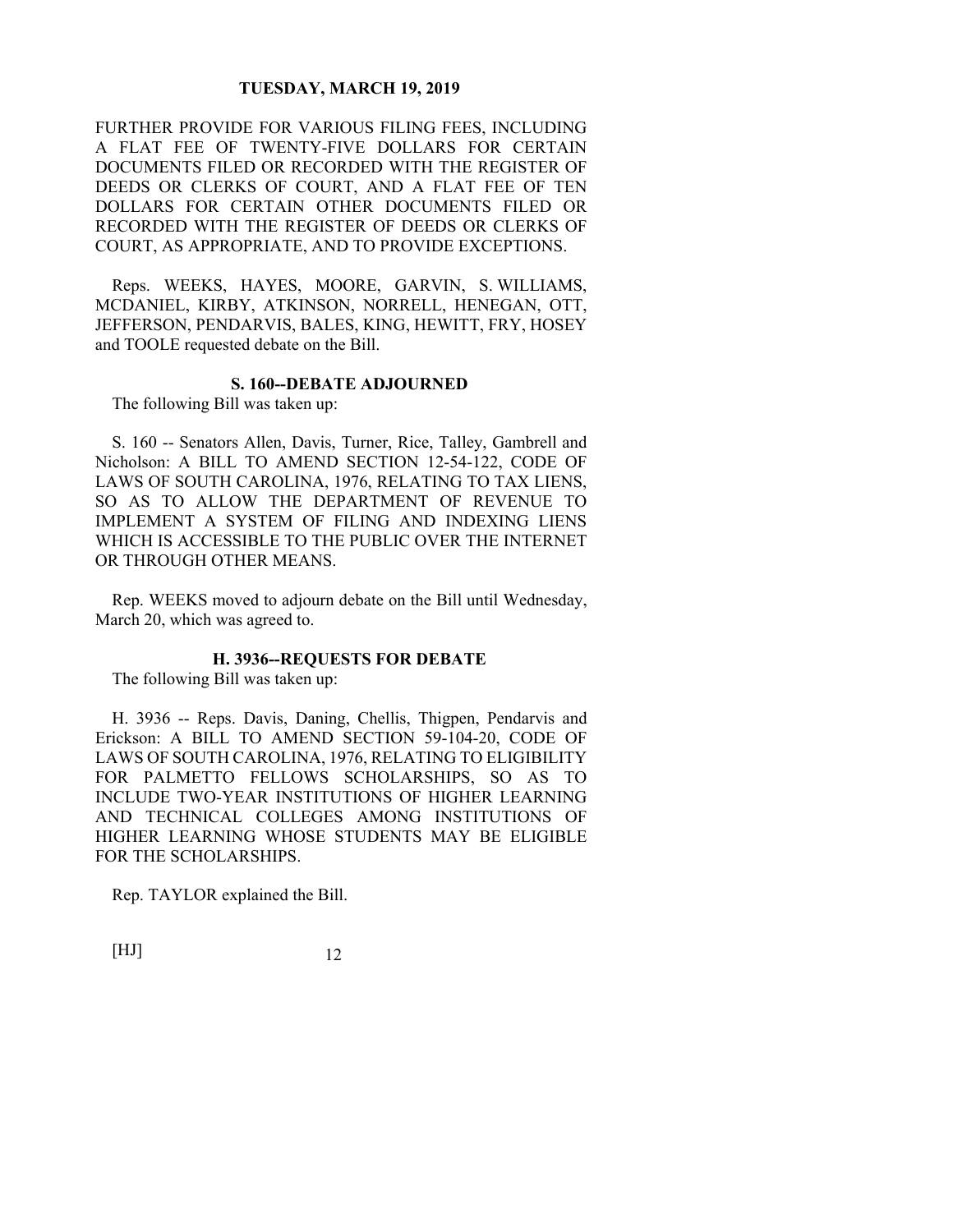FURTHER PROVIDE FOR VARIOUS FILING FEES, INCLUDING A FLAT FEE OF TWENTY-FIVE DOLLARS FOR CERTAIN DOCUMENTS FILED OR RECORDED WITH THE REGISTER OF DEEDS OR CLERKS OF COURT, AND A FLAT FEE OF TEN DOLLARS FOR CERTAIN OTHER DOCUMENTS FILED OR RECORDED WITH THE REGISTER OF DEEDS OR CLERKS OF COURT, AS APPROPRIATE, AND TO PROVIDE EXCEPTIONS.

Reps. WEEKS, HAYES, MOORE, GARVIN, S. WILLIAMS, MCDANIEL, KIRBY, ATKINSON, NORRELL, HENEGAN, OTT, JEFFERSON, PENDARVIS, BALES, KING, HEWITT, FRY, HOSEY and TOOLE requested debate on the Bill.

### S. 160--DEBATE ADJOURNED

The following Bill was taken up:

S. 160 -- Senators Allen, Davis, Turner, Rice, Talley, Gambrell and Nicholson: A BILL TO AMEND SECTION 12-54-122, CODE OF LAWS OF SOUTH CAROLINA, 1976, RELATING TO TAX LIENS, SO AS TO ALLOW THE DEPARTMENT OF REVENUE TO IMPLEMENT A SYSTEM OF FILING AND INDEXING LIENS WHICH IS ACCESSIBLE TO THE PUBLIC OVER THE INTERNET OR THROUGH OTHER MEANS.

Rep. WEEKS moved to adjourn debate on the Bill until Wednesday, March 20, which was agreed to.

### H. 3936--REQUESTS FOR DEBATE

The following Bill was taken up:

H. 3936 -- Reps. Davis, Daning, Chellis, Thigpen, Pendarvis and Erickson: A BILL TO AMEND SECTION 59-104-20, CODE OF LAWS OF SOUTH CAROLINA, 1976, RELATING TO ELIGIBILITY FOR PALMETTO FELLOWS SCHOLARSHIPS, SO AS TO INCLUDE TWO-YEAR INSTITUTIONS OF HIGHER LEARNING AND TECHNICAL COLLEGES AMONG INSTITUTIONS OF HIGHER LEARNING WHOSE STUDENTS MAY BE ELIGIBLE FOR THE SCHOLARSHIPS.

Rep. TAYLOR explained the Bill.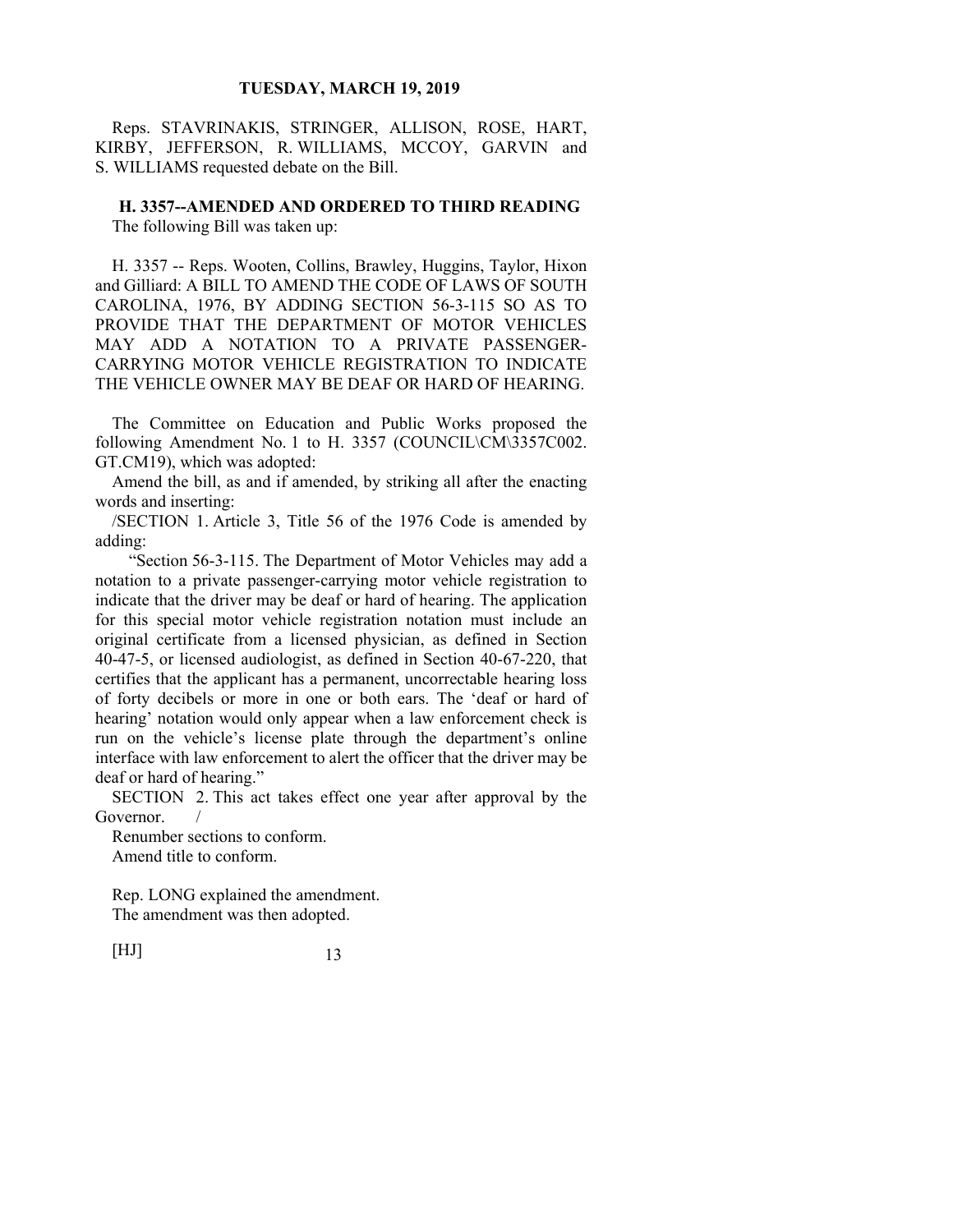Reps. STAVRINAKIS, STRINGER, ALLISON, ROSE, HART, KIRBY, JEFFERSON, R. WILLIAMS, MCCOY, GARVIN and S. WILLIAMS requested debate on the Bill.

## H. 3357--AMENDED AND ORDERED TO THIRD READING

The following Bill was taken up:

H. 3357 -- Reps. Wooten, Collins, Brawley, Huggins, Taylor, Hixon and Gilliard: A BILL TO AMEND THE CODE OF LAWS OF SOUTH CAROLINA, 1976, BY ADDING SECTION 56-3-115 SO AS TO PROVIDE THAT THE DEPARTMENT OF MOTOR VEHICLES MAY ADD A NOTATION TO A PRIVATE PASSENGER-CARRYING MOTOR VEHICLE REGISTRATION TO INDICATE THE VEHICLE OWNER MAY BE DEAF OR HARD OF HEARING.

The Committee on Education and Public Works proposed the following Amendment No. 1 to H. 3357 (COUNCIL\CM\3357C002.GT.CM19), which was adopted:

Amend the bill, as and if amended, by striking all after the enacting words and inserting:

/SECTION 1. Article 3, Title 56 of the 1976 Code is amended by adding:

"Section 56-3-115. The Department of Motor Vehicles may add a notation to a private passenger-carrying motor vehicle registration to indicate that the driver may be deaf or hard of hearing. The application for this special motor vehicle registration notation must include an original certificate from a licensed physician, as defined in Section 40-47-5, or licensed audiologist, as defined in Section 40-67-220, that certifies that the applicant has a permanent, uncorrectable hearing loss of forty decibels or more in one or both ears. The 'deaf or hard of hearing' notation would only appear when a law enforcement check is run on the vehicle's license plate through the department's online interface with law enforcement to alert the officer that the driver may be deaf or hard of hearing."

SECTION 2. This act takes effect one year after approval by the Governor. /

Renumber sections to conform.

Amend title to conform.

Rep. LONG explained the amendment.

The amendment was then adopted.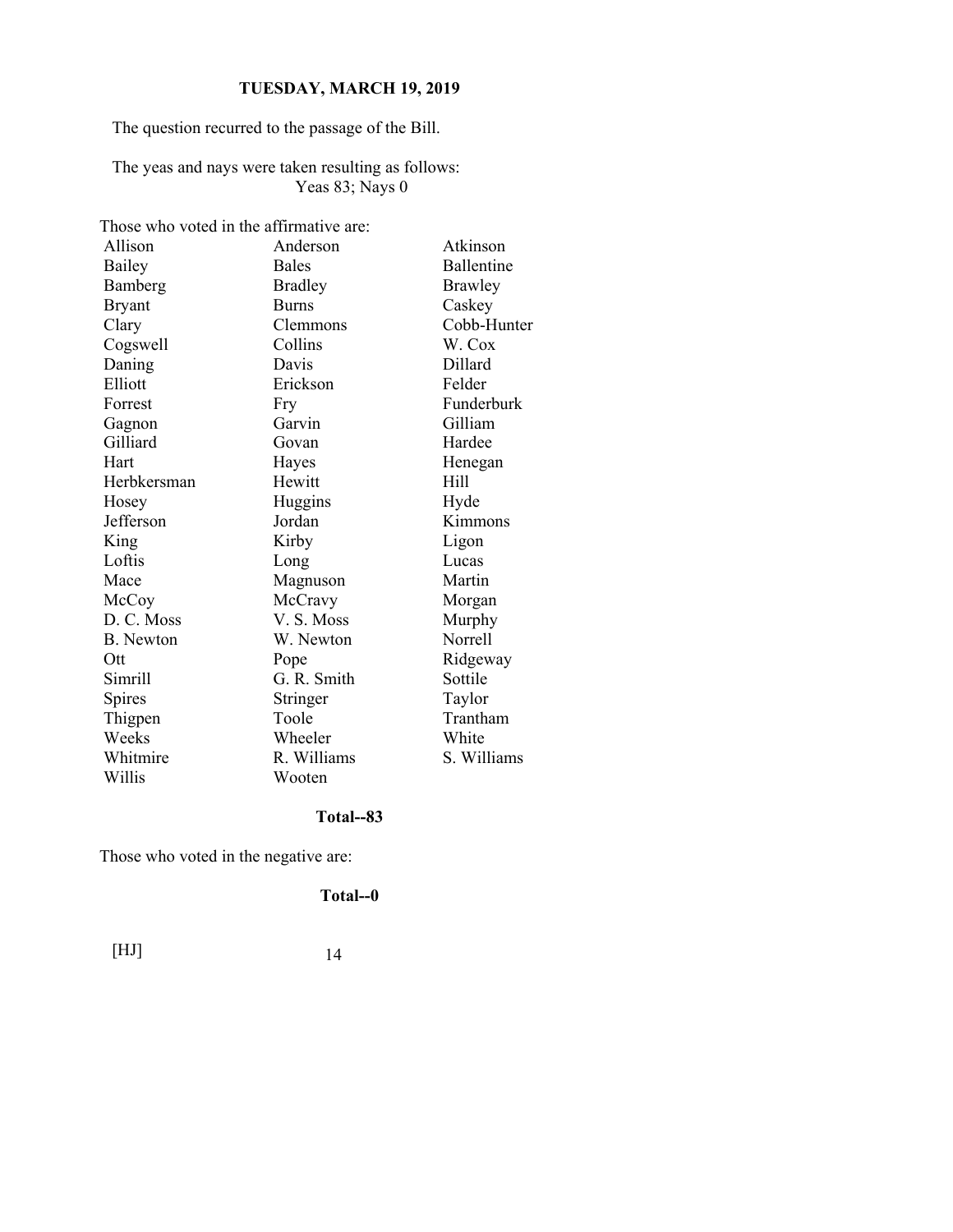The question recurred to the passage of the Bill.

The yeas and nays were taken resulting as follows:
Yeas 83; Nays 0

Those who voted in the affirmative are:

| | | |
|---|---|---|
| Allison | Anderson | Atkinson |
| Bailey | Bales | Ballentine |
| Bamberg | Bradley | Brawley |
| Bryant | Burns | Caskey |
| Clary | Clemmons | Cobb-Hunter |
| Cogswell | Collins | W. Cox |
| Daning | Davis | Dillard |
| Elliott | Erickson | Felder |
| Forrest | Fry | Funderburk |
| Gagnon | Garvin | Gilliam |
| Gilliard | Govan | Hardee |
| Hart | Hayes | Henegan |
| Herbkersman | Hewitt | Hill |
| Hosey | Huggins | Hyde |
| Jefferson | Jordan | Kimmons |
| King | Kirby | Ligon |
| Loftis | Long | Lucas |
| Mace | Magnuson | Martin |
| McCoy | McCravy | Morgan |
| D. C. Moss | V. S. Moss | Murphy |
| B. Newton | W. Newton | Norrell |
| Ott | Pope | Ridgeway |
| Simrill | G. R. Smith | Sottile |
| Spires | Stringer | Taylor |
| Thigpen | Toole | Trantham |
| Weeks | Wheeler | White |
| Whitmire | R. Williams | S. Williams |
| Willis | Wooten | |

**Total--83**

Those who voted in the negative are:

**Total--0**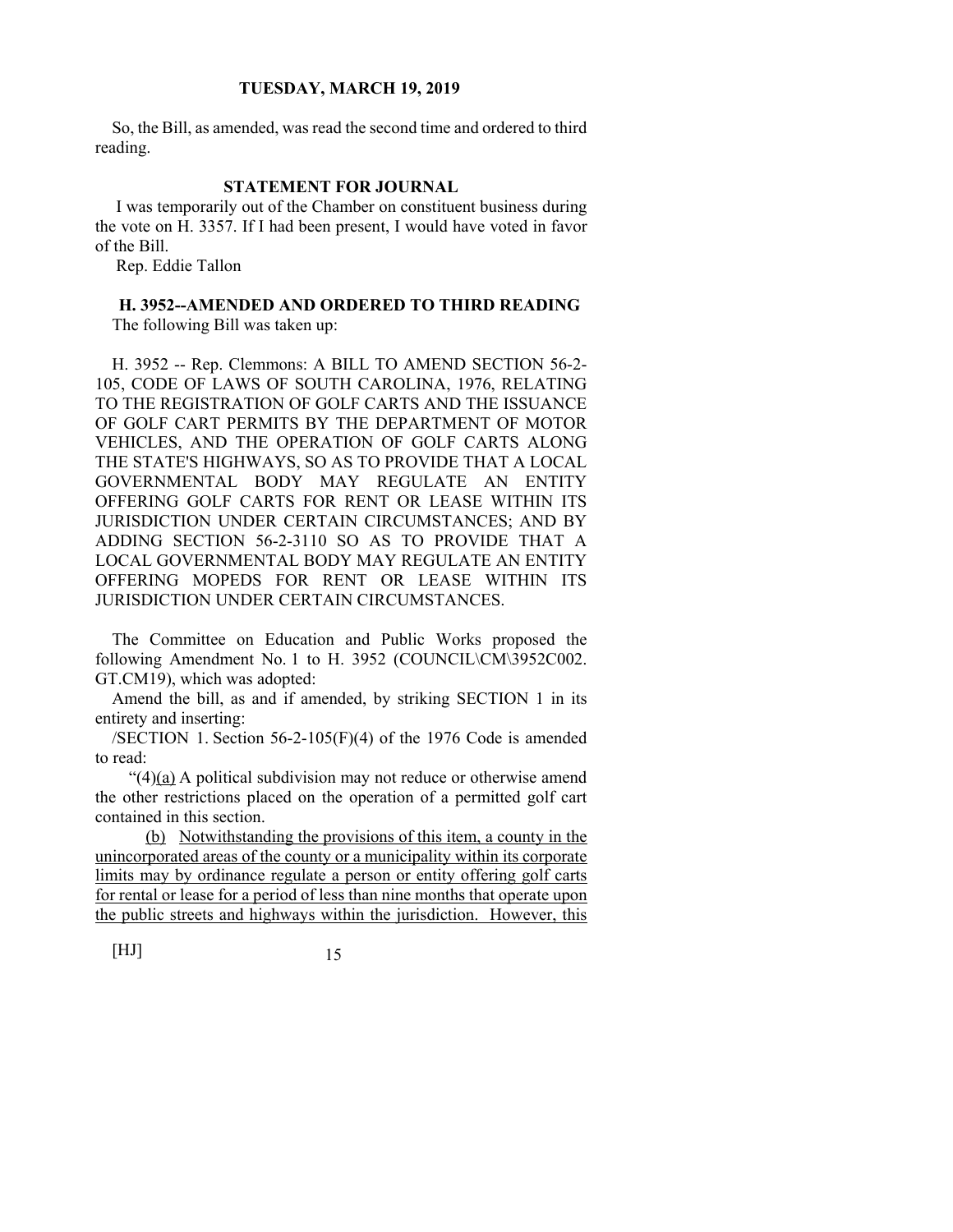So, the Bill, as amended, was read the second time and ordered to third reading.

### STATEMENT FOR JOURNAL

I was temporarily out of the Chamber on constituent business during the vote on H. 3357. If I had been present, I would have voted in favor of the Bill.

Rep. Eddie Tallon

### H. 3952--AMENDED AND ORDERED TO THIRD READING

The following Bill was taken up:

H. 3952 -- Rep. Clemmons: A BILL TO AMEND SECTION 56-2-105, CODE OF LAWS OF SOUTH CAROLINA, 1976, RELATING TO THE REGISTRATION OF GOLF CARTS AND THE ISSUANCE OF GOLF CART PERMITS BY THE DEPARTMENT OF MOTOR VEHICLES, AND THE OPERATION OF GOLF CARTS ALONG THE STATE'S HIGHWAYS, SO AS TO PROVIDE THAT A LOCAL GOVERNMENTAL BODY MAY REGULATE AN ENTITY OFFERING GOLF CARTS FOR RENT OR LEASE WITHIN ITS JURISDICTION UNDER CERTAIN CIRCUMSTANCES; AND BY ADDING SECTION 56-2-3110 SO AS TO PROVIDE THAT A LOCAL GOVERNMENTAL BODY MAY REGULATE AN ENTITY OFFERING MOPEDS FOR RENT OR LEASE WITHIN ITS JURISDICTION UNDER CERTAIN CIRCUMSTANCES.

The Committee on Education and Public Works proposed the following Amendment No. 1 to H. 3952 (COUNCIL\CM\3952C002.GT.CM19), which was adopted:

Amend the bill, as and if amended, by striking SECTION 1 in its entirety and inserting:

/SECTION 1. Section 56-2-105(F)(4) of the 1976 Code is amended to read:

"(4)<u>(a)</u> A political subdivision may not reduce or otherwise amend the other restrictions placed on the operation of a permitted golf cart contained in this section.

<u>(b) Notwithstanding the provisions of this item, a county in the unincorporated areas of the county or a municipality within its corporate limits may by ordinance regulate a person or entity offering golf carts for rental or lease for a period of less than nine months that operate upon the public streets and highways within the jurisdiction. However, this</u>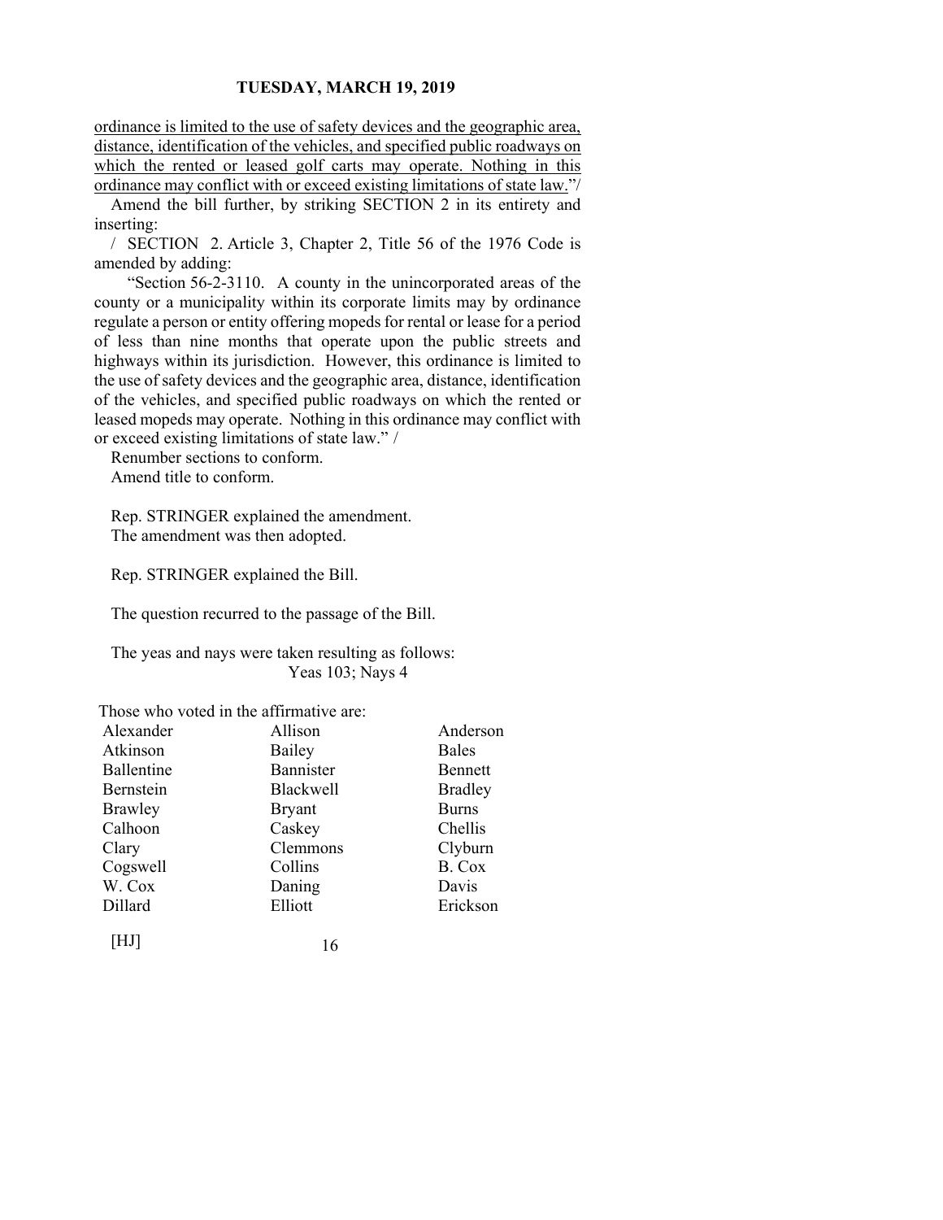<u>ordinance is limited to the use of safety devices and the geographic area, distance, identification of the vehicles, and specified public roadways on which the rented or leased golf carts may operate. Nothing in this ordinance may conflict with or exceed existing limitations of state law.</u>"/

Amend the bill further, by striking SECTION 2 in its entirety and inserting:

/ SECTION 2. Article 3, Chapter 2, Title 56 of the 1976 Code is amended by adding:

"Section 56-2-3110. A county in the unincorporated areas of the county or a municipality within its corporate limits may by ordinance regulate a person or entity offering mopeds for rental or lease for a period of less than nine months that operate upon the public streets and highways within its jurisdiction. However, this ordinance is limited to the use of safety devices and the geographic area, distance, identification of the vehicles, and specified public roadways on which the rented or leased mopeds may operate. Nothing in this ordinance may conflict with or exceed existing limitations of state law." /

Renumber sections to conform.

Amend title to conform.

Rep. STRINGER explained the amendment.

The amendment was then adopted.

Rep. STRINGER explained the Bill.

The question recurred to the passage of the Bill.

The yeas and nays were taken resulting as follows:

Yeas 103; Nays 4

Those who voted in the affirmative are:

| | | |
|---|---|---|
| Alexander | Allison | Anderson |
| Atkinson | Bailey | Bales |
| Ballentine | Bannister | Bennett |
| Bernstein | Blackwell | Bradley |
| Brawley | Bryant | Burns |
| Calhoon | Caskey | Chellis |
| Clary | Clemmons | Clyburn |
| Cogswell | Collins | B. Cox |
| W. Cox | Daning | Davis |
| Dillard | Elliott | Erickson |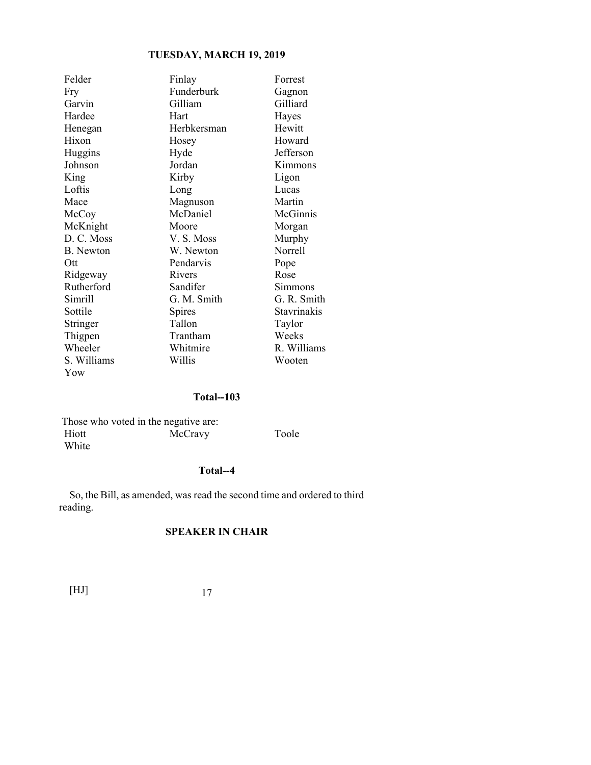| | | |
|---|---|---|
| Felder | Finlay | Forrest |
| Fry | Funderburk | Gagnon |
| Garvin | Gilliam | Gilliard |
| Hardee | Hart | Hayes |
| Henegan | Herbkersman | Hewitt |
| Hixon | Hosey | Howard |
| Huggins | Hyde | Jefferson |
| Johnson | Jordan | Kimmons |
| King | Kirby | Ligon |
| Loftis | Long | Lucas |
| Mace | Magnuson | Martin |
| McCoy | McDaniel | McGinnis |
| McKnight | Moore | Morgan |
| D. C. Moss | V. S. Moss | Murphy |
| B. Newton | W. Newton | Norrell |
| Ott | Pendarvis | Pope |
| Ridgeway | Rivers | Rose |
| Rutherford | Sandifer | Simmons |
| Simrill | G. M. Smith | G. R. Smith |
| Sottile | Spires | Stavrinakis |
| Stringer | Tallon | Taylor |
| Thigpen | Trantham | Weeks |
| Wheeler | Whitmire | R. Williams |
| S. Williams | Willis | Wooten |
| Yow | | |

**Total--103**

Those who voted in the negative are:

| | | |
|---|---|---|
| Hiott | McCravy | Toole |
| White | | |

**Total--4**

So, the Bill, as amended, was read the second time and ordered to third reading.

**SPEAKER IN CHAIR**

[HJ]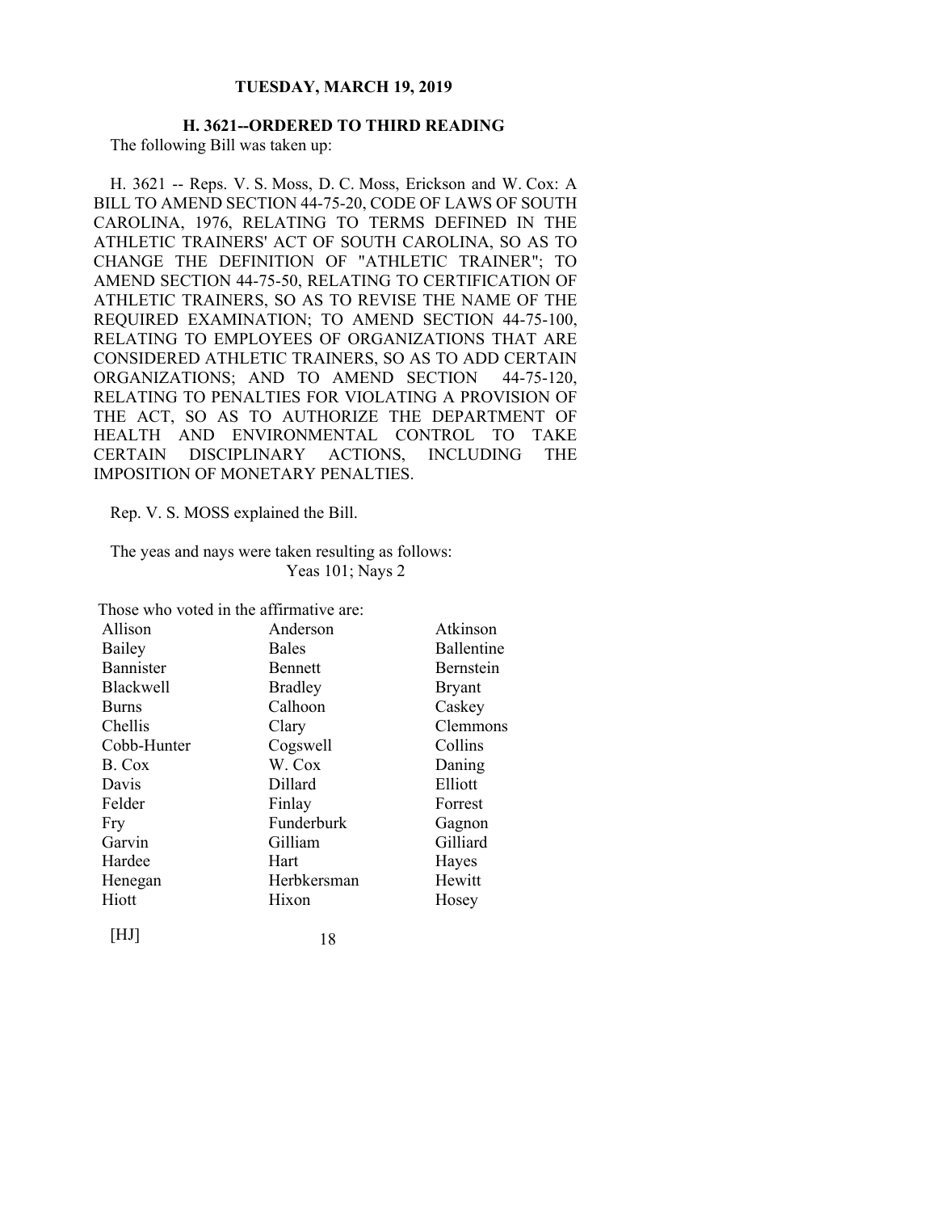## H. 3621--ORDERED TO THIRD READING

The following Bill was taken up:

H. 3621 -- Reps. V. S. Moss, D. C. Moss, Erickson and W. Cox: A BILL TO AMEND SECTION 44-75-20, CODE OF LAWS OF SOUTH CAROLINA, 1976, RELATING TO TERMS DEFINED IN THE ATHLETIC TRAINERS' ACT OF SOUTH CAROLINA, SO AS TO CHANGE THE DEFINITION OF "ATHLETIC TRAINER"; TO AMEND SECTION 44-75-50, RELATING TO CERTIFICATION OF ATHLETIC TRAINERS, SO AS TO REVISE THE NAME OF THE REQUIRED EXAMINATION; TO AMEND SECTION 44-75-100, RELATING TO EMPLOYEES OF ORGANIZATIONS THAT ARE CONSIDERED ATHLETIC TRAINERS, SO AS TO ADD CERTAIN ORGANIZATIONS; AND TO AMEND SECTION 44-75-120, RELATING TO PENALTIES FOR VIOLATING A PROVISION OF THE ACT, SO AS TO AUTHORIZE THE DEPARTMENT OF HEALTH AND ENVIRONMENTAL CONTROL TO TAKE CERTAIN DISCIPLINARY ACTIONS, INCLUDING THE IMPOSITION OF MONETARY PENALTIES.

Rep. V. S. MOSS explained the Bill.

The yeas and nays were taken resulting as follows:

Yeas 101; Nays 2

Those who voted in the affirmative are:

| | | |
|---|---|---|
| Allison | Anderson | Atkinson |
| Bailey | Bales | Ballentine |
| Bannister | Bennett | Bernstein |
| Blackwell | Bradley | Bryant |
| Burns | Calhoon | Caskey |
| Chellis | Clary | Clemmons |
| Cobb-Hunter | Cogswell | Collins |
| B. Cox | W. Cox | Daning |
| Davis | Dillard | Elliott |
| Felder | Finlay | Forrest |
| Fry | Funderburk | Gagnon |
| Garvin | Gilliam | Gilliard |
| Hardee | Hart | Hayes |
| Henegan | Herbkersman | Hewitt |
| Hiott | Hixon | Hosey |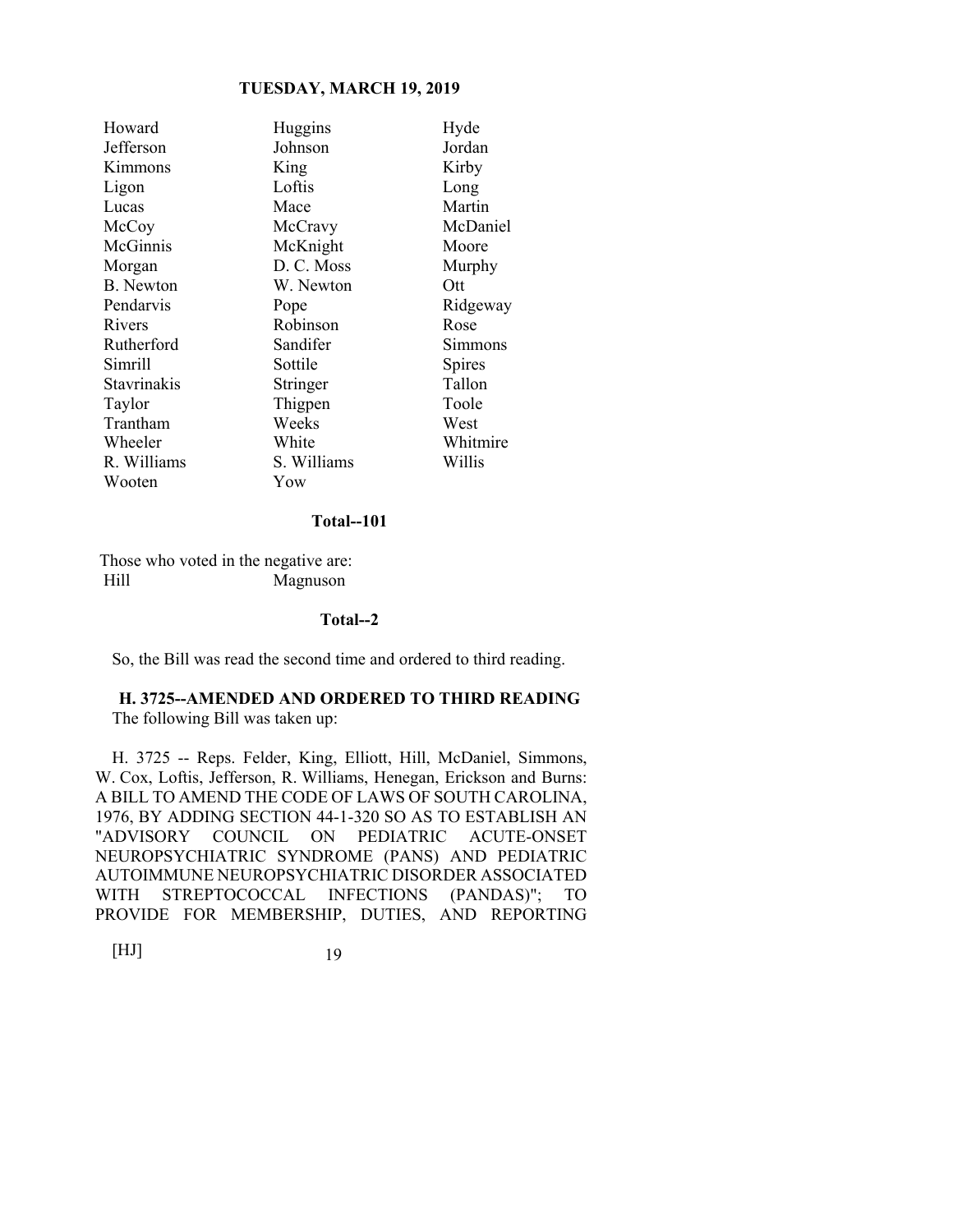| | | |
|---|---|---|
| Howard | Huggins | Hyde |
| Jefferson | Johnson | Jordan |
| Kimmons | King | Kirby |
| Ligon | Loftis | Long |
| Lucas | Mace | Martin |
| McCoy | McCravy | McDaniel |
| McGinnis | McKnight | Moore |
| Morgan | D. C. Moss | Murphy |
| B. Newton | W. Newton | Ott |
| Pendarvis | Pope | Ridgeway |
| Rivers | Robinson | Rose |
| Rutherford | Sandifer | Simmons |
| Simrill | Sottile | Spires |
| Stavrinakis | Stringer | Tallon |
| Taylor | Thigpen | Toole |
| Trantham | Weeks | West |
| Wheeler | White | Whitmire |
| R. Williams | S. Williams | Willis |
| Wooten | Yow | |

**Total--101**

Those who voted in the negative are:

| | |
|---|---|
| Hill | Magnuson |

**Total--2**

So, the Bill was read the second time and ordered to third reading.

### H. 3725--AMENDED AND ORDERED TO THIRD READING

The following Bill was taken up:

H. 3725 -- Reps. Felder, King, Elliott, Hill, McDaniel, Simmons, W. Cox, Loftis, Jefferson, R. Williams, Henegan, Erickson and Burns: A BILL TO AMEND THE CODE OF LAWS OF SOUTH CAROLINA, 1976, BY ADDING SECTION 44-1-320 SO AS TO ESTABLISH AN "ADVISORY COUNCIL ON PEDIATRIC ACUTE-ONSET NEUROPSYCHIATRIC SYNDROME (PANS) AND PEDIATRIC AUTOIMMUNE NEUROPSYCHIATRIC DISORDER ASSOCIATED WITH STREPTOCOCCAL INFECTIONS (PANDAS)"; TO PROVIDE FOR MEMBERSHIP, DUTIES, AND REPORTING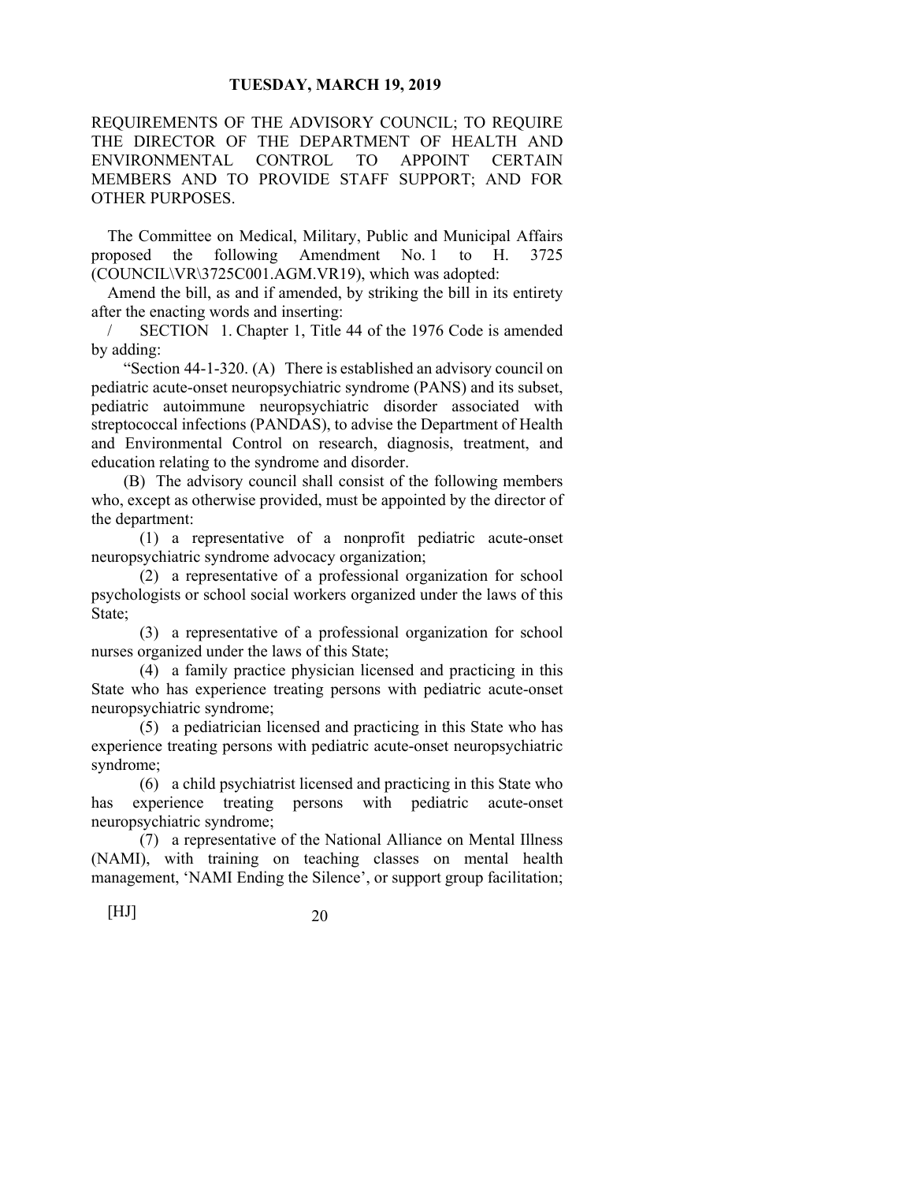REQUIREMENTS OF THE ADVISORY COUNCIL; TO REQUIRE THE DIRECTOR OF THE DEPARTMENT OF HEALTH AND ENVIRONMENTAL CONTROL TO APPOINT CERTAIN MEMBERS AND TO PROVIDE STAFF SUPPORT; AND FOR OTHER PURPOSES.

The Committee on Medical, Military, Public and Municipal Affairs proposed the following Amendment No. 1 to H. 3725 (COUNCIL\VR\3725C001.AGM.VR19), which was adopted:

Amend the bill, as and if amended, by striking the bill in its entirety after the enacting words and inserting:

/ SECTION 1. Chapter 1, Title 44 of the 1976 Code is amended by adding:

"Section 44-1-320. (A) There is established an advisory council on pediatric acute-onset neuropsychiatric syndrome (PANS) and its subset, pediatric autoimmune neuropsychiatric disorder associated with streptococcal infections (PANDAS), to advise the Department of Health and Environmental Control on research, diagnosis, treatment, and education relating to the syndrome and disorder.

(B) The advisory council shall consist of the following members who, except as otherwise provided, must be appointed by the director of the department:

(1) a representative of a nonprofit pediatric acute-onset neuropsychiatric syndrome advocacy organization;

(2) a representative of a professional organization for school psychologists or school social workers organized under the laws of this State;

(3) a representative of a professional organization for school nurses organized under the laws of this State;

(4) a family practice physician licensed and practicing in this State who has experience treating persons with pediatric acute-onset neuropsychiatric syndrome;

(5) a pediatrician licensed and practicing in this State who has experience treating persons with pediatric acute-onset neuropsychiatric syndrome;

(6) a child psychiatrist licensed and practicing in this State who has experience treating persons with pediatric acute-onset neuropsychiatric syndrome;

(7) a representative of the National Alliance on Mental Illness (NAMI), with training on teaching classes on mental health management, 'NAMI Ending the Silence', or support group facilitation;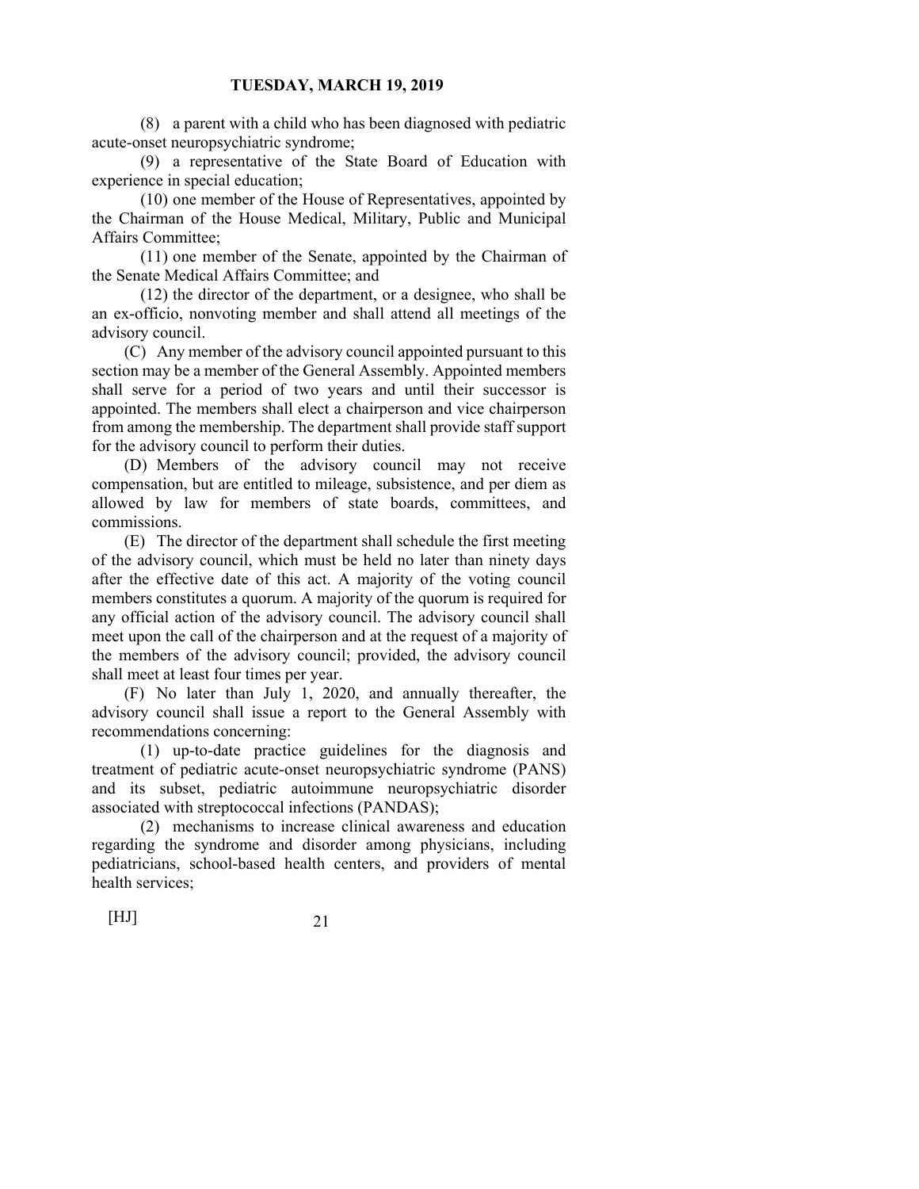(8) a parent with a child who has been diagnosed with pediatric acute-onset neuropsychiatric syndrome;

(9) a representative of the State Board of Education with experience in special education;

(10) one member of the House of Representatives, appointed by the Chairman of the House Medical, Military, Public and Municipal Affairs Committee;

(11) one member of the Senate, appointed by the Chairman of the Senate Medical Affairs Committee; and

(12) the director of the department, or a designee, who shall be an ex-officio, nonvoting member and shall attend all meetings of the advisory council.

(C) Any member of the advisory council appointed pursuant to this section may be a member of the General Assembly. Appointed members shall serve for a period of two years and until their successor is appointed. The members shall elect a chairperson and vice chairperson from among the membership. The department shall provide staff support for the advisory council to perform their duties.

(D) Members of the advisory council may not receive compensation, but are entitled to mileage, subsistence, and per diem as allowed by law for members of state boards, committees, and commissions.

(E) The director of the department shall schedule the first meeting of the advisory council, which must be held no later than ninety days after the effective date of this act. A majority of the voting council members constitutes a quorum. A majority of the quorum is required for any official action of the advisory council. The advisory council shall meet upon the call of the chairperson and at the request of a majority of the members of the advisory council; provided, the advisory council shall meet at least four times per year.

(F) No later than July 1, 2020, and annually thereafter, the advisory council shall issue a report to the General Assembly with recommendations concerning:

(1) up-to-date practice guidelines for the diagnosis and treatment of pediatric acute-onset neuropsychiatric syndrome (PANS) and its subset, pediatric autoimmune neuropsychiatric disorder associated with streptococcal infections (PANDAS);

(2) mechanisms to increase clinical awareness and education regarding the syndrome and disorder among physicians, including pediatricians, school-based health centers, and providers of mental health services;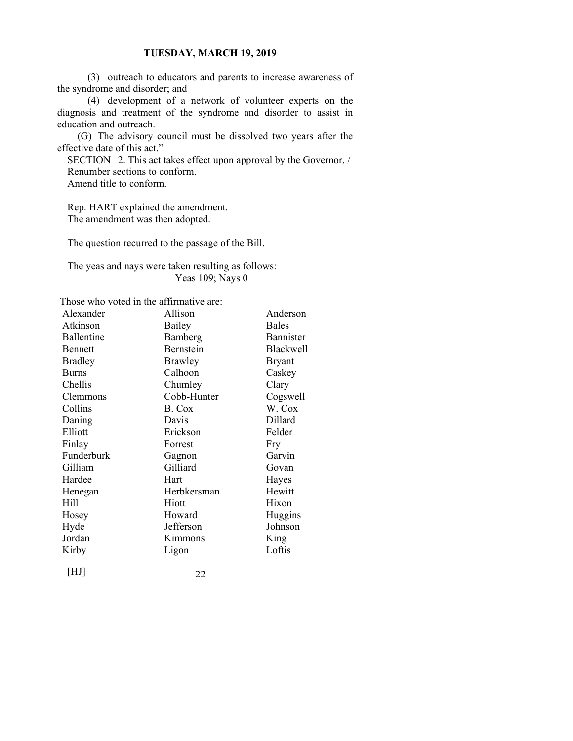(3) outreach to educators and parents to increase awareness of the syndrome and disorder; and

(4) development of a network of volunteer experts on the diagnosis and treatment of the syndrome and disorder to assist in education and outreach.

(G) The advisory council must be dissolved two years after the effective date of this act."

SECTION 2. This act takes effect upon approval by the Governor. /

Renumber sections to conform.

Amend title to conform.

Rep. HART explained the amendment.

The amendment was then adopted.

The question recurred to the passage of the Bill.

The yeas and nays were taken resulting as follows:

Yeas 109; Nays 0

Those who voted in the affirmative are:

| | | |
|---|---|---|
| Alexander | Allison | Anderson |
| Atkinson | Bailey | Bales |
| Ballentine | Bamberg | Bannister |
| Bennett | Bernstein | Blackwell |
| Bradley | Brawley | Bryant |
| Burns | Calhoon | Caskey |
| Chellis | Chumley | Clary |
| Clemmons | Cobb-Hunter | Cogswell |
| Collins | B. Cox | W. Cox |
| Daning | Davis | Dillard |
| Elliott | Erickson | Felder |
| Finlay | Forrest | Fry |
| Funderburk | Gagnon | Garvin |
| Gilliam | Gilliard | Govan |
| Hardee | Hart | Hayes |
| Henegan | Herbkersman | Hewitt |
| Hill | Hiott | Hixon |
| Hosey | Howard | Huggins |
| Hyde | Jefferson | Johnson |
| Jordan | Kimmons | King |
| Kirby | Ligon | Loftis |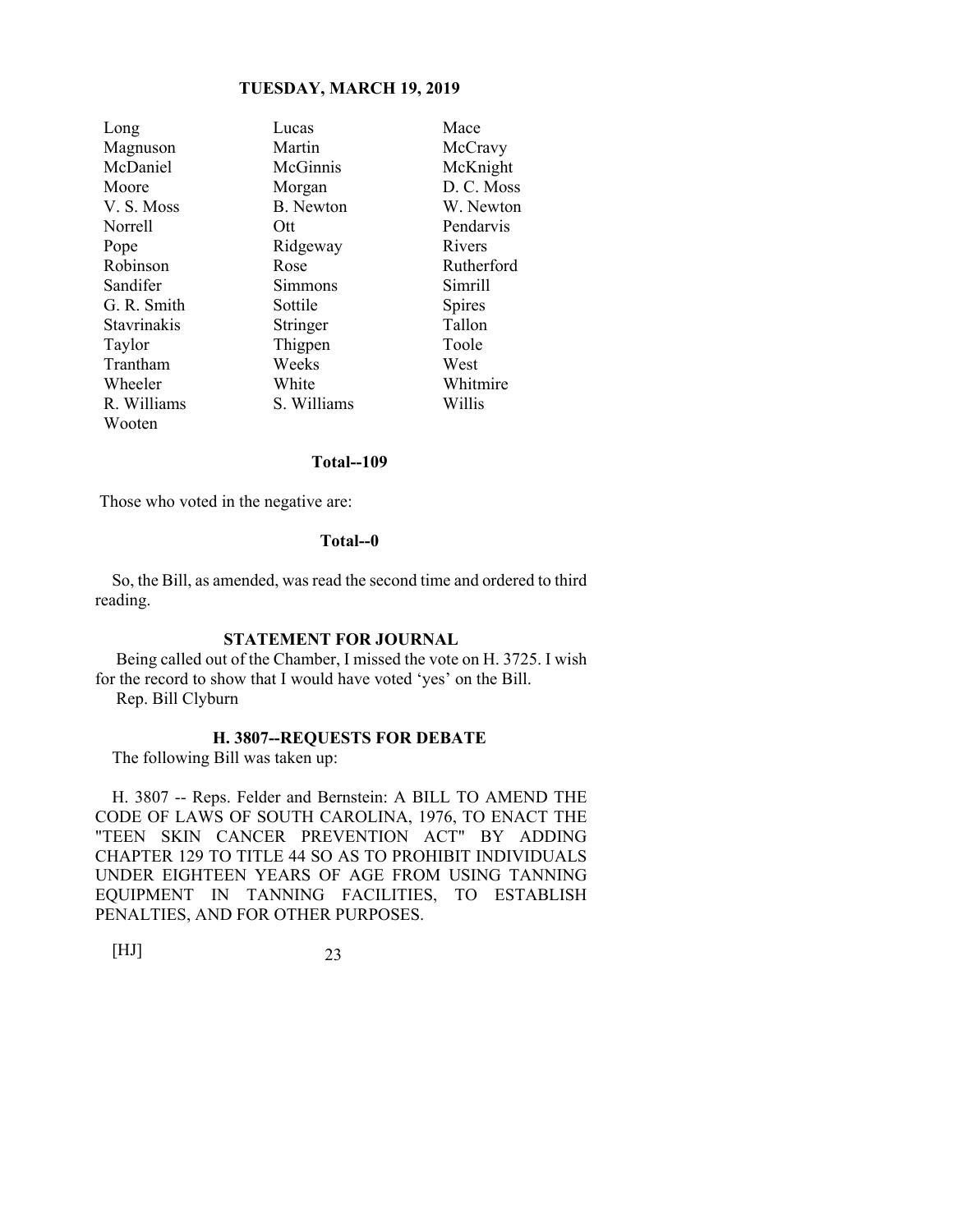| Long | Lucas | Mace |
| --- | --- | --- |
| Magnuson | Martin | McCravy |
| McDaniel | McGinnis | McKnight |
| Moore | Morgan | D. C. Moss |
| V. S. Moss | B. Newton | W. Newton |
| Norrell | Ott | Pendarvis |
| Pope | Ridgeway | Rivers |
| Robinson | Rose | Rutherford |
| Sandifer | Simmons | Simrill |
| G. R. Smith | Sottile | Spires |
| Stavrinakis | Stringer | Tallon |
| Taylor | Thigpen | Toole |
| Trantham | Weeks | West |
| Wheeler | White | Whitmire |
| R. Williams | S. Williams | Willis |
| Wooten | | |

**Total--109**

Those who voted in the negative are:

**Total--0**

So, the Bill, as amended, was read the second time and ordered to third reading.

**STATEMENT FOR JOURNAL**

Being called out of the Chamber, I missed the vote on H. 3725. I wish for the record to show that I would have voted 'yes' on the Bill.
Rep. Bill Clyburn

**H. 3807--REQUESTS FOR DEBATE**

The following Bill was taken up:

H. 3807 -- Reps. Felder and Bernstein: A BILL TO AMEND THE CODE OF LAWS OF SOUTH CAROLINA, 1976, TO ENACT THE "TEEN SKIN CANCER PREVENTION ACT" BY ADDING CHAPTER 129 TO TITLE 44 SO AS TO PROHIBIT INDIVIDUALS UNDER EIGHTEEN YEARS OF AGE FROM USING TANNING EQUIPMENT IN TANNING FACILITIES, TO ESTABLISH PENALTIES, AND FOR OTHER PURPOSES.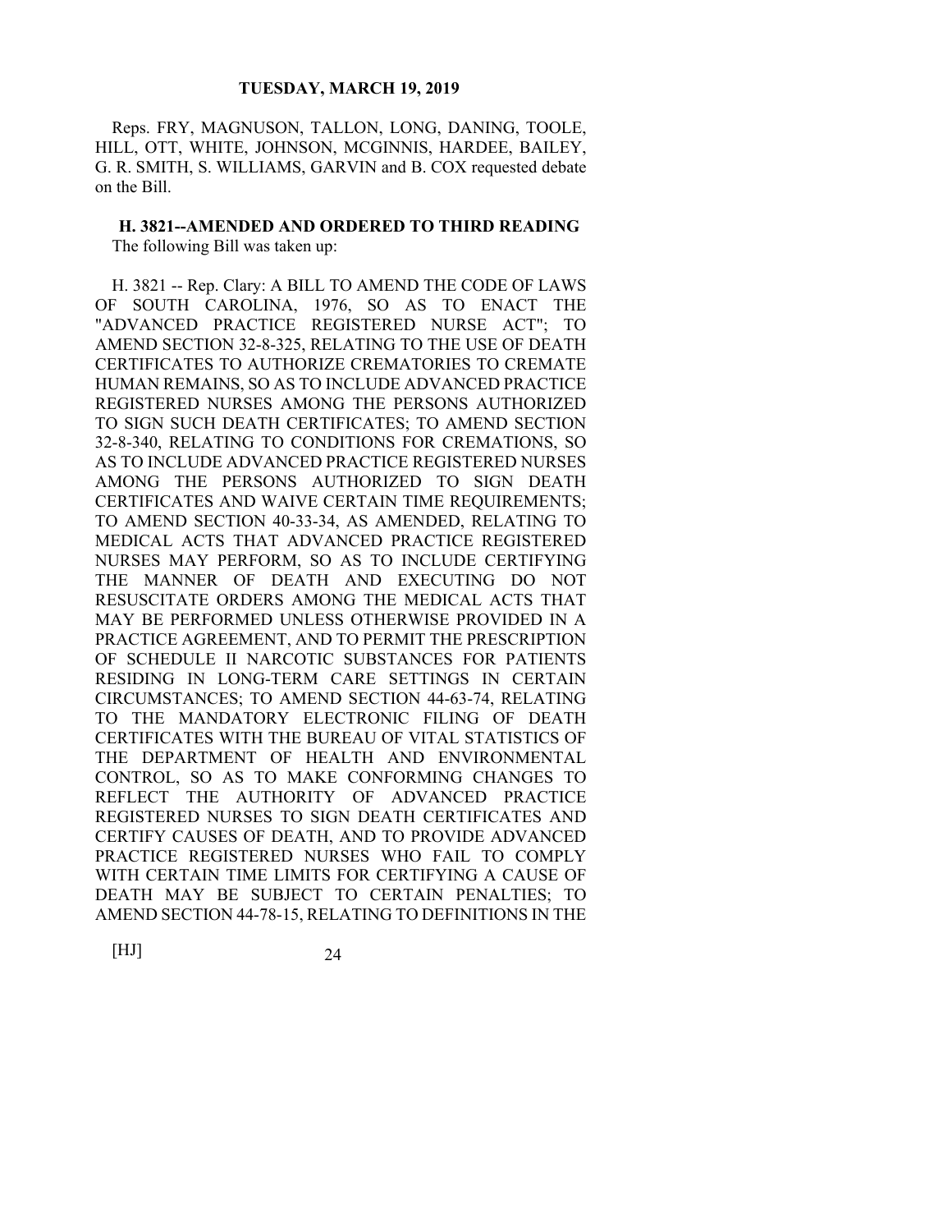Reps. FRY, MAGNUSON, TALLON, LONG, DANING, TOOLE, HILL, OTT, WHITE, JOHNSON, MCGINNIS, HARDEE, BAILEY, G. R. SMITH, S. WILLIAMS, GARVIN and B. COX requested debate on the Bill.

**H. 3821--AMENDED AND ORDERED TO THIRD READING**

The following Bill was taken up:

H. 3821 -- Rep. Clary: A BILL TO AMEND THE CODE OF LAWS OF SOUTH CAROLINA, 1976, SO AS TO ENACT THE "ADVANCED PRACTICE REGISTERED NURSE ACT"; TO AMEND SECTION 32-8-325, RELATING TO THE USE OF DEATH CERTIFICATES TO AUTHORIZE CREMATORIES TO CREMATE HUMAN REMAINS, SO AS TO INCLUDE ADVANCED PRACTICE REGISTERED NURSES AMONG THE PERSONS AUTHORIZED TO SIGN SUCH DEATH CERTIFICATES; TO AMEND SECTION 32-8-340, RELATING TO CONDITIONS FOR CREMATIONS, SO AS TO INCLUDE ADVANCED PRACTICE REGISTERED NURSES AMONG THE PERSONS AUTHORIZED TO SIGN DEATH CERTIFICATES AND WAIVE CERTAIN TIME REQUIREMENTS; TO AMEND SECTION 40-33-34, AS AMENDED, RELATING TO MEDICAL ACTS THAT ADVANCED PRACTICE REGISTERED NURSES MAY PERFORM, SO AS TO INCLUDE CERTIFYING THE MANNER OF DEATH AND EXECUTING DO NOT RESUSCITATE ORDERS AMONG THE MEDICAL ACTS THAT MAY BE PERFORMED UNLESS OTHERWISE PROVIDED IN A PRACTICE AGREEMENT, AND TO PERMIT THE PRESCRIPTION OF SCHEDULE II NARCOTIC SUBSTANCES FOR PATIENTS RESIDING IN LONG-TERM CARE SETTINGS IN CERTAIN CIRCUMSTANCES; TO AMEND SECTION 44-63-74, RELATING TO THE MANDATORY ELECTRONIC FILING OF DEATH CERTIFICATES WITH THE BUREAU OF VITAL STATISTICS OF THE DEPARTMENT OF HEALTH AND ENVIRONMENTAL CONTROL, SO AS TO MAKE CONFORMING CHANGES TO REFLECT THE AUTHORITY OF ADVANCED PRACTICE REGISTERED NURSES TO SIGN DEATH CERTIFICATES AND CERTIFY CAUSES OF DEATH, AND TO PROVIDE ADVANCED PRACTICE REGISTERED NURSES WHO FAIL TO COMPLY WITH CERTAIN TIME LIMITS FOR CERTIFYING A CAUSE OF DEATH MAY BE SUBJECT TO CERTAIN PENALTIES; TO AMEND SECTION 44-78-15, RELATING TO DEFINITIONS IN THE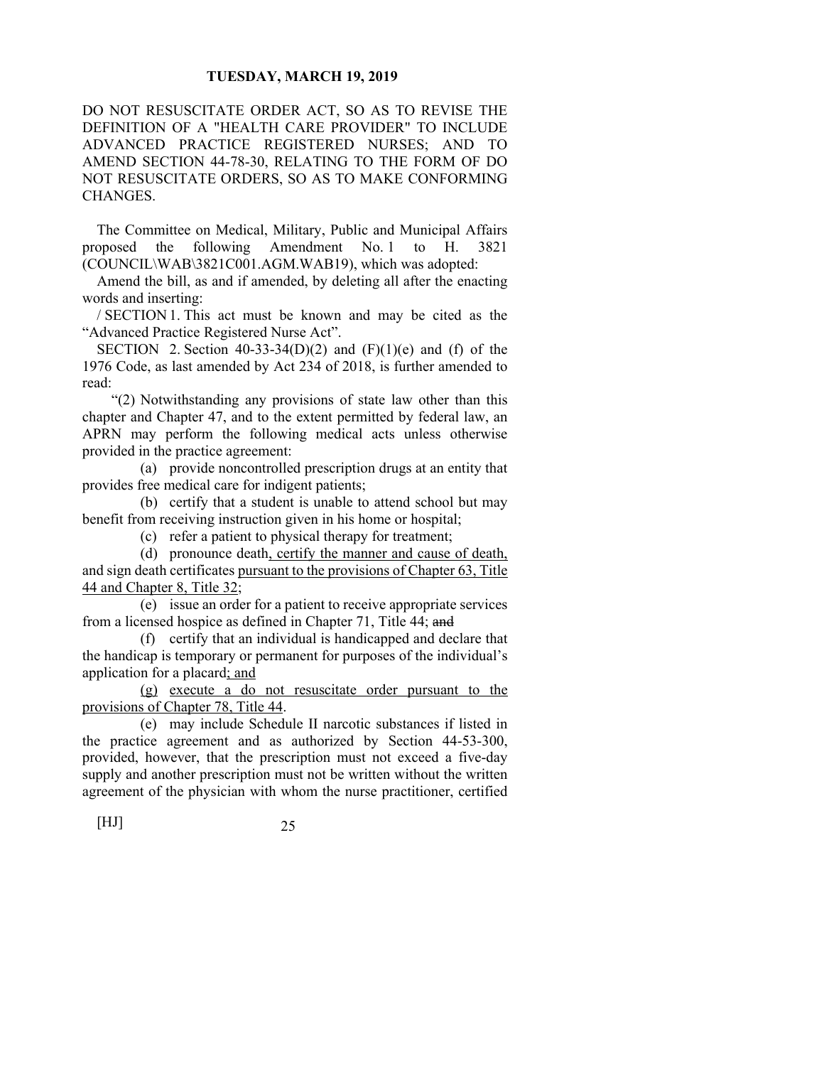DO NOT RESUSCITATE ORDER ACT, SO AS TO REVISE THE DEFINITION OF A "HEALTH CARE PROVIDER" TO INCLUDE ADVANCED PRACTICE REGISTERED NURSES; AND TO AMEND SECTION 44-78-30, RELATING TO THE FORM OF DO NOT RESUSCITATE ORDERS, SO AS TO MAKE CONFORMING CHANGES.

The Committee on Medical, Military, Public and Municipal Affairs proposed the following Amendment No. 1 to H. 3821 (COUNCIL\WAB\3821C001.AGM.WAB19), which was adopted:

Amend the bill, as and if amended, by deleting all after the enacting words and inserting:

/ SECTION 1. This act must be known and may be cited as the "Advanced Practice Registered Nurse Act".

SECTION 2. Section 40-33-34(D)(2) and (F)(1)(e) and (f) of the 1976 Code, as last amended by Act 234 of 2018, is further amended to read:

"(2) Notwithstanding any provisions of state law other than this chapter and Chapter 47, and to the extent permitted by federal law, an APRN may perform the following medical acts unless otherwise provided in the practice agreement:

(a) provide noncontrolled prescription drugs at an entity that provides free medical care for indigent patients;

(b) certify that a student is unable to attend school but may benefit from receiving instruction given in his home or hospital;

(c) refer a patient to physical therapy for treatment;

(d) pronounce death, certify the manner and cause of death, and sign death certificates pursuant to the provisions of Chapter 63, Title 44 and Chapter 8, Title 32;

(e) issue an order for a patient to receive appropriate services from a licensed hospice as defined in Chapter 71, Title 44; ~~and~~

(f) certify that an individual is handicapped and declare that the handicap is temporary or permanent for purposes of the individual's application for a placard; and

(g) execute a do not resuscitate order pursuant to the provisions of Chapter 78, Title 44.

(e) may include Schedule II narcotic substances if listed in the practice agreement and as authorized by Section 44-53-300, provided, however, that the prescription must not exceed a five-day supply and another prescription must not be written without the written agreement of the physician with whom the nurse practitioner, certified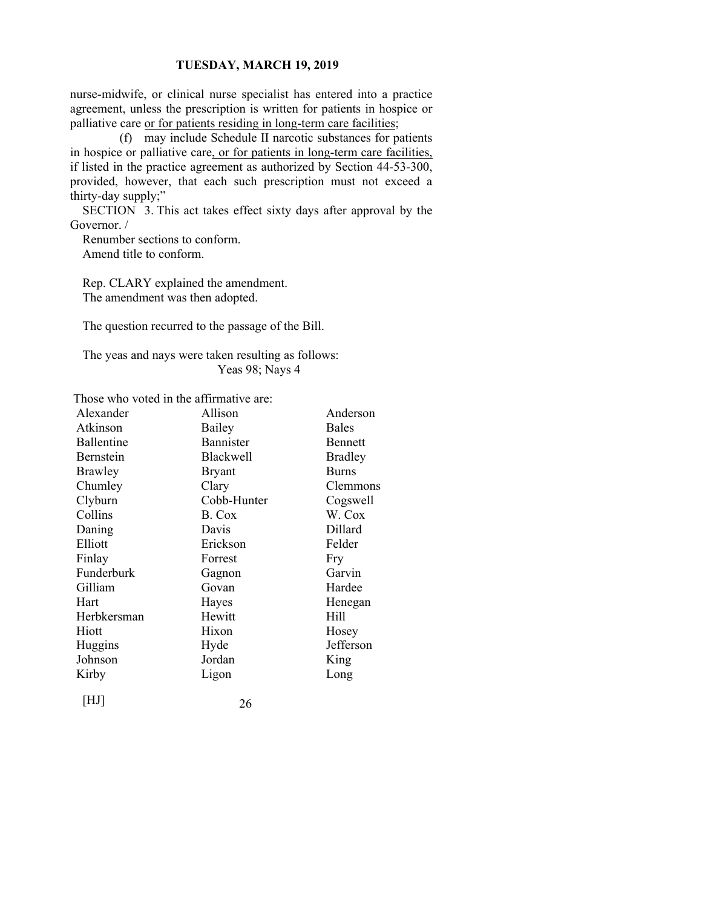nurse-midwife, or clinical nurse specialist has entered into a practice agreement, unless the prescription is written for patients in hospice or palliative care or for patients residing in long-term care facilities;

(f) may include Schedule II narcotic substances for patients in hospice or palliative care, or for patients in long-term care facilities, if listed in the practice agreement as authorized by Section 44-53-300, provided, however, that each such prescription must not exceed a thirty-day supply;"

SECTION 3. This act takes effect sixty days after approval by the Governor. /

Renumber sections to conform.

Amend title to conform.

Rep. CLARY explained the amendment.

The amendment was then adopted.

The question recurred to the passage of the Bill.

The yeas and nays were taken resulting as follows:

Yeas 98; Nays 4

Those who voted in the affirmative are:

| | | |
|---|---|---|
| Alexander | Allison | Anderson |
| Atkinson | Bailey | Bales |
| Ballentine | Bannister | Bennett |
| Bernstein | Blackwell | Bradley |
| Brawley | Bryant | Burns |
| Chumley | Clary | Clemmons |
| Clyburn | Cobb-Hunter | Cogswell |
| Collins | B. Cox | W. Cox |
| Daning | Davis | Dillard |
| Elliott | Erickson | Felder |
| Finlay | Forrest | Fry |
| Funderburk | Gagnon | Garvin |
| Gilliam | Govan | Hardee |
| Hart | Hayes | Henegan |
| Herbkersman | Hewitt | Hill |
| Hiott | Hixon | Hosey |
| Huggins | Hyde | Jefferson |
| Johnson | Jordan | King |
| Kirby | Ligon | Long |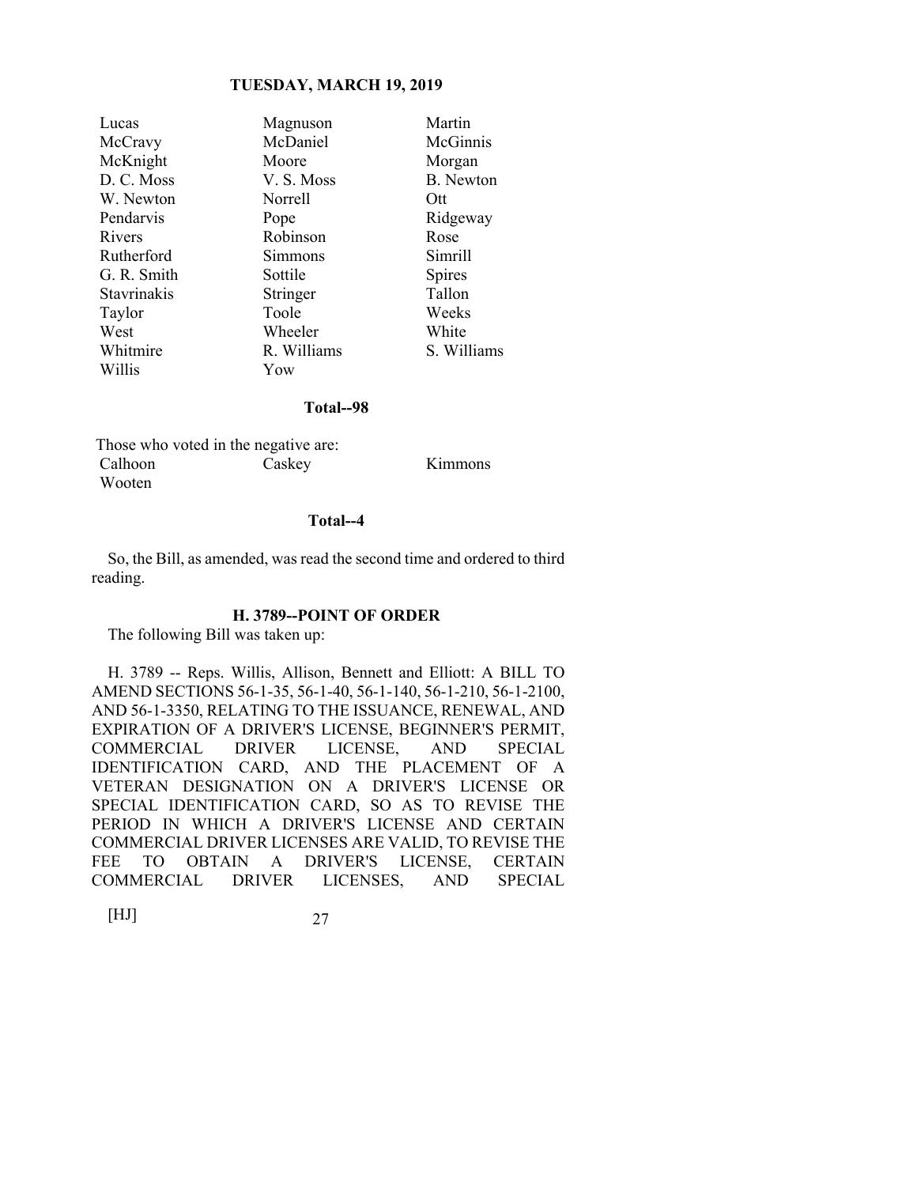| | | |
|---|---|---|
| Lucas | Magnuson | Martin |
| McCravy | McDaniel | McGinnis |
| McKnight | Moore | Morgan |
| D. C. Moss | V. S. Moss | B. Newton |
| W. Newton | Norrell | Ott |
| Pendarvis | Pope | Ridgeway |
| Rivers | Robinson | Rose |
| Rutherford | Simmons | Simrill |
| G. R. Smith | Sottile | Spires |
| Stavrinakis | Stringer | Tallon |
| Taylor | Toole | Weeks |
| West | Wheeler | White |
| Whitmire | R. Williams | S. Williams |
| Willis | Yow | |

**Total--98**

Those who voted in the negative are:

| | | |
|---|---|---|
| Calhoon | Caskey | Kimmons |
| Wooten | | |

**Total--4**

So, the Bill, as amended, was read the second time and ordered to third reading.

### H. 3789--POINT OF ORDER

The following Bill was taken up:

H. 3789 -- Reps. Willis, Allison, Bennett and Elliott: A BILL TO AMEND SECTIONS 56-1-35, 56-1-40, 56-1-140, 56-1-210, 56-1-2100, AND 56-1-3350, RELATING TO THE ISSUANCE, RENEWAL, AND EXPIRATION OF A DRIVER'S LICENSE, BEGINNER'S PERMIT, COMMERCIAL DRIVER LICENSE, AND SPECIAL IDENTIFICATION CARD, AND THE PLACEMENT OF A VETERAN DESIGNATION ON A DRIVER'S LICENSE OR SPECIAL IDENTIFICATION CARD, SO AS TO REVISE THE PERIOD IN WHICH A DRIVER'S LICENSE AND CERTAIN COMMERCIAL DRIVER LICENSES ARE VALID, TO REVISE THE FEE TO OBTAIN A DRIVER'S LICENSE, CERTAIN COMMERCIAL DRIVER LICENSES, AND SPECIAL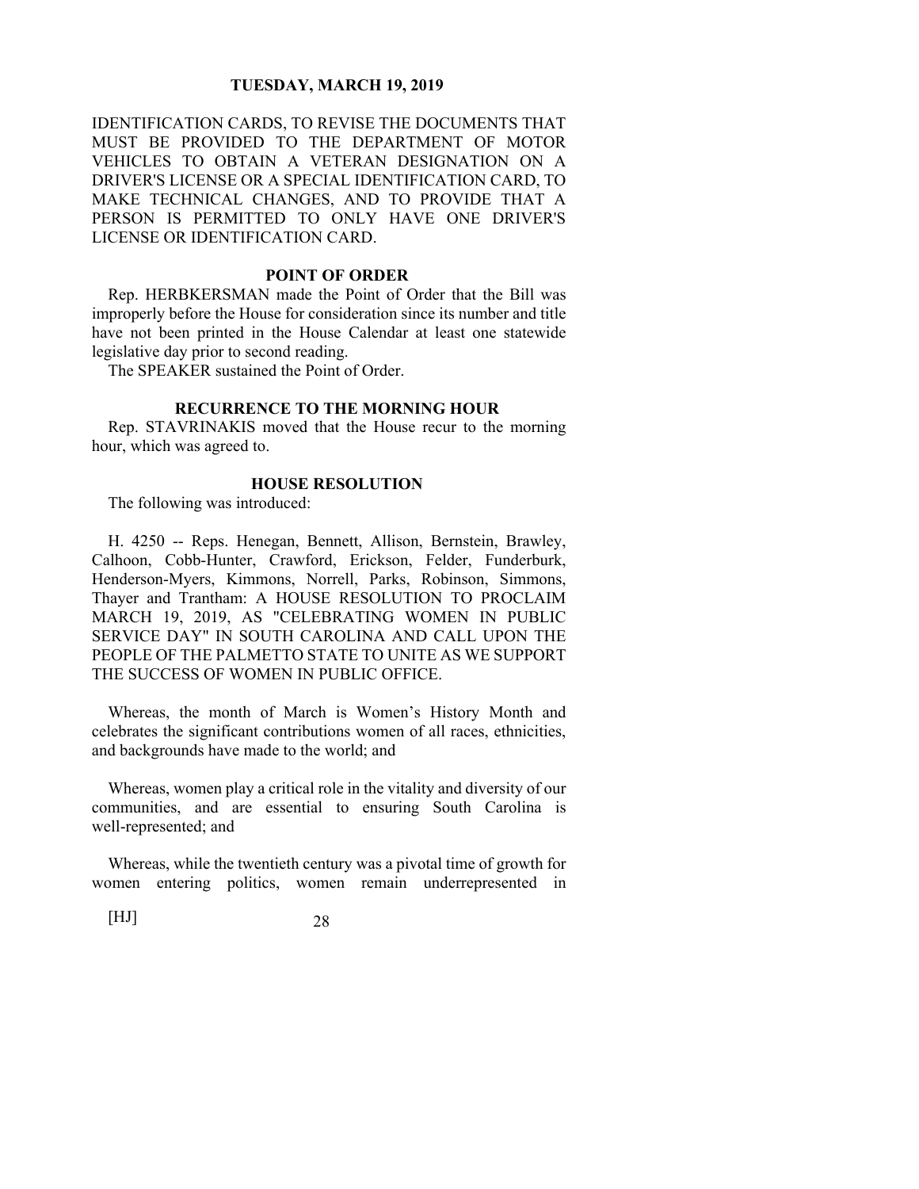IDENTIFICATION CARDS, TO REVISE THE DOCUMENTS THAT MUST BE PROVIDED TO THE DEPARTMENT OF MOTOR VEHICLES TO OBTAIN A VETERAN DESIGNATION ON A DRIVER'S LICENSE OR A SPECIAL IDENTIFICATION CARD, TO MAKE TECHNICAL CHANGES, AND TO PROVIDE THAT A PERSON IS PERMITTED TO ONLY HAVE ONE DRIVER'S LICENSE OR IDENTIFICATION CARD.

## POINT OF ORDER

Rep. HERBKERSMAN made the Point of Order that the Bill was improperly before the House for consideration since its number and title have not been printed in the House Calendar at least one statewide legislative day prior to second reading.

The SPEAKER sustained the Point of Order.

## RECURRENCE TO THE MORNING HOUR

Rep. STAVRINAKIS moved that the House recur to the morning hour, which was agreed to.

## HOUSE RESOLUTION

The following was introduced:

H. 4250 -- Reps. Henegan, Bennett, Allison, Bernstein, Brawley, Calhoon, Cobb-Hunter, Crawford, Erickson, Felder, Funderburk, Henderson-Myers, Kimmons, Norrell, Parks, Robinson, Simmons, Thayer and Trantham: A HOUSE RESOLUTION TO PROCLAIM MARCH 19, 2019, AS "CELEBRATING WOMEN IN PUBLIC SERVICE DAY" IN SOUTH CAROLINA AND CALL UPON THE PEOPLE OF THE PALMETTO STATE TO UNITE AS WE SUPPORT THE SUCCESS OF WOMEN IN PUBLIC OFFICE.

Whereas, the month of March is Women's History Month and celebrates the significant contributions women of all races, ethnicities, and backgrounds have made to the world; and

Whereas, women play a critical role in the vitality and diversity of our communities, and are essential to ensuring South Carolina is well-represented; and

Whereas, while the twentieth century was a pivotal time of growth for women entering politics, women remain underrepresented in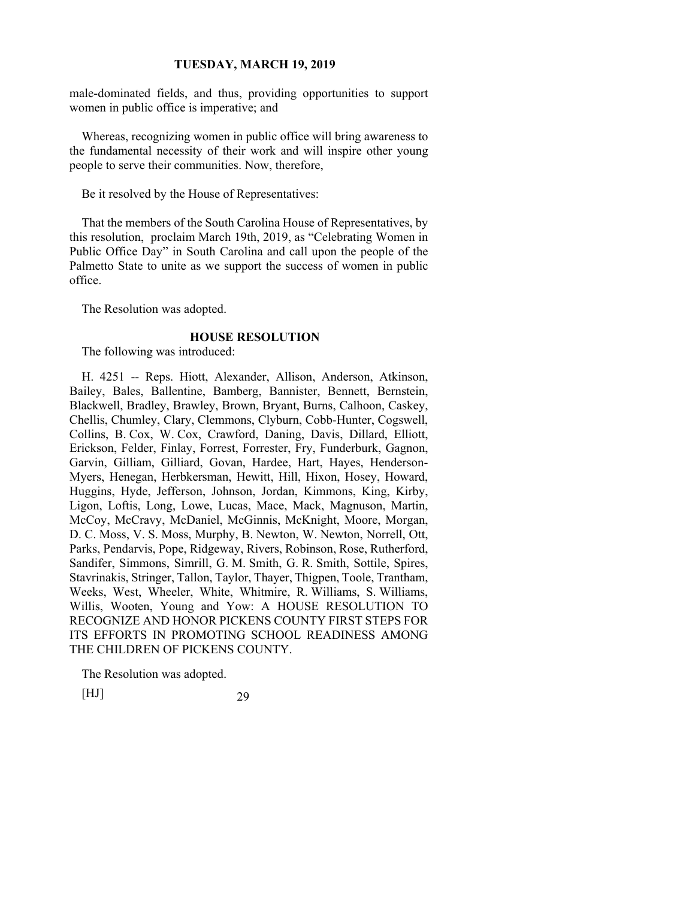male-dominated fields, and thus, providing opportunities to support women in public office is imperative; and

Whereas, recognizing women in public office will bring awareness to the fundamental necessity of their work and will inspire other young people to serve their communities. Now, therefore,

Be it resolved by the House of Representatives:

That the members of the South Carolina House of Representatives, by this resolution, proclaim March 19th, 2019, as "Celebrating Women in Public Office Day" in South Carolina and call upon the people of the Palmetto State to unite as we support the success of women in public office.

The Resolution was adopted.

**HOUSE RESOLUTION**

The following was introduced:

H. 4251 -- Reps. Hiott, Alexander, Allison, Anderson, Atkinson, Bailey, Bales, Ballentine, Bamberg, Bannister, Bennett, Bernstein, Blackwell, Bradley, Brawley, Brown, Bryant, Burns, Calhoon, Caskey, Chellis, Chumley, Clary, Clemmons, Clyburn, Cobb-Hunter, Cogswell, Collins, B. Cox, W. Cox, Crawford, Daning, Davis, Dillard, Elliott, Erickson, Felder, Finlay, Forrest, Forrester, Fry, Funderburk, Gagnon, Garvin, Gilliam, Gilliard, Govan, Hardee, Hart, Hayes, Henderson-Myers, Henegan, Herbkersman, Hewitt, Hill, Hixon, Hosey, Howard, Huggins, Hyde, Jefferson, Johnson, Jordan, Kimmons, King, Kirby, Ligon, Loftis, Long, Lowe, Lucas, Mace, Mack, Magnuson, Martin, McCoy, McCravy, McDaniel, McGinnis, McKnight, Moore, Morgan, D. C. Moss, V. S. Moss, Murphy, B. Newton, W. Newton, Norrell, Ott, Parks, Pendarvis, Pope, Ridgeway, Rivers, Robinson, Rose, Rutherford, Sandifer, Simmons, Simrill, G. M. Smith, G. R. Smith, Sottile, Spires, Stavrinakis, Stringer, Tallon, Taylor, Thayer, Thigpen, Toole, Trantham, Weeks, West, Wheeler, White, Whitmire, R. Williams, S. Williams, Willis, Wooten, Young and Yow: A HOUSE RESOLUTION TO RECOGNIZE AND HONOR PICKENS COUNTY FIRST STEPS FOR ITS EFFORTS IN PROMOTING SCHOOL READINESS AMONG THE CHILDREN OF PICKENS COUNTY.

The Resolution was adopted.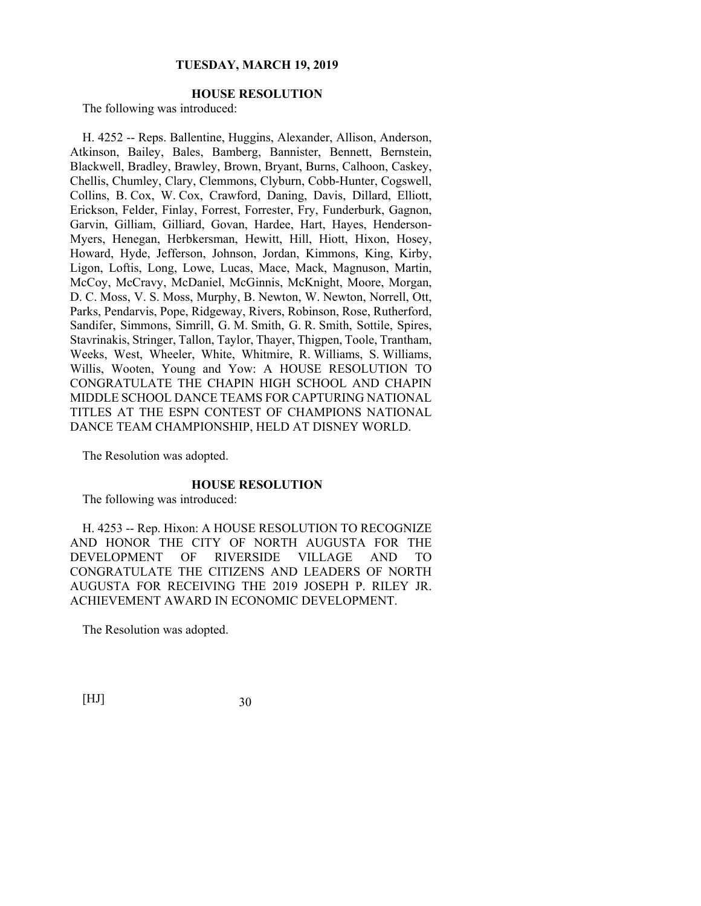**TUESDAY, MARCH 19, 2019**

### HOUSE RESOLUTION

The following was introduced:

H. 4252 -- Reps. Ballentine, Huggins, Alexander, Allison, Anderson, Atkinson, Bailey, Bales, Bamberg, Bannister, Bennett, Bernstein, Blackwell, Bradley, Brawley, Brown, Bryant, Burns, Calhoon, Caskey, Chellis, Chumley, Clary, Clemmons, Clyburn, Cobb-Hunter, Cogswell, Collins, B. Cox, W. Cox, Crawford, Daning, Davis, Dillard, Elliott, Erickson, Felder, Finlay, Forrest, Forrester, Fry, Funderburk, Gagnon, Garvin, Gilliam, Gilliard, Govan, Hardee, Hart, Hayes, Henderson-Myers, Henegan, Herbkersman, Hewitt, Hill, Hiott, Hixon, Hosey, Howard, Hyde, Jefferson, Johnson, Jordan, Kimmons, King, Kirby, Ligon, Loftis, Long, Lowe, Lucas, Mace, Mack, Magnuson, Martin, McCoy, McCravy, McDaniel, McGinnis, McKnight, Moore, Morgan, D. C. Moss, V. S. Moss, Murphy, B. Newton, W. Newton, Norrell, Ott, Parks, Pendarvis, Pope, Ridgeway, Rivers, Robinson, Rose, Rutherford, Sandifer, Simmons, Simrill, G. M. Smith, G. R. Smith, Sottile, Spires, Stavrinakis, Stringer, Tallon, Taylor, Thayer, Thigpen, Toole, Trantham, Weeks, West, Wheeler, White, Whitmire, R. Williams, S. Williams, Willis, Wooten, Young and Yow: A HOUSE RESOLUTION TO CONGRATULATE THE CHAPIN HIGH SCHOOL AND CHAPIN MIDDLE SCHOOL DANCE TEAMS FOR CAPTURING NATIONAL TITLES AT THE ESPN CONTEST OF CHAMPIONS NATIONAL DANCE TEAM CHAMPIONSHIP, HELD AT DISNEY WORLD.

The Resolution was adopted.

### HOUSE RESOLUTION

The following was introduced:

H. 4253 -- Rep. Hixon: A HOUSE RESOLUTION TO RECOGNIZE AND HONOR THE CITY OF NORTH AUGUSTA FOR THE DEVELOPMENT OF RIVERSIDE VILLAGE AND TO CONGRATULATE THE CITIZENS AND LEADERS OF NORTH AUGUSTA FOR RECEIVING THE 2019 JOSEPH P. RILEY JR. ACHIEVEMENT AWARD IN ECONOMIC DEVELOPMENT.

The Resolution was adopted.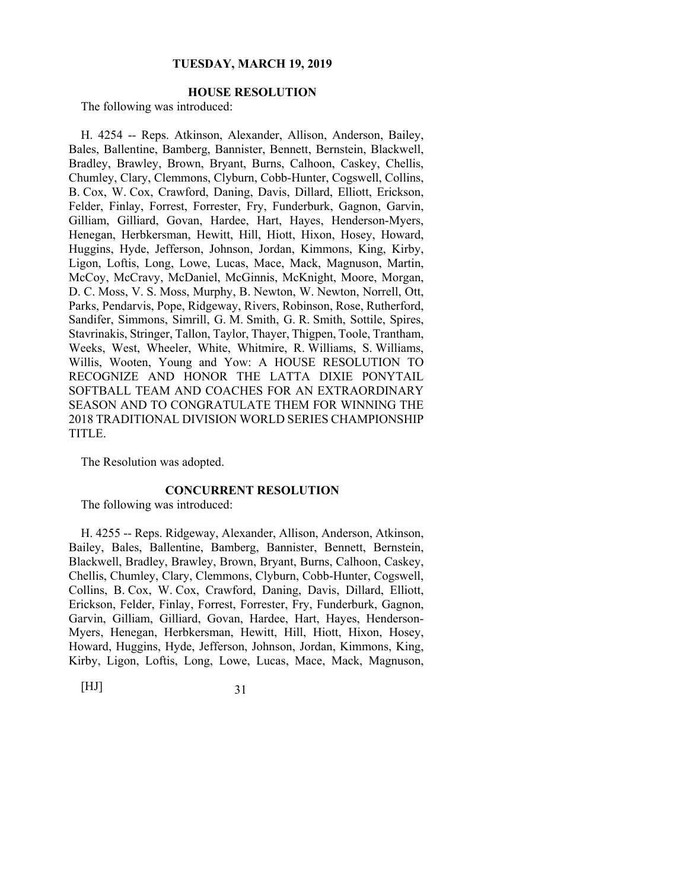**TUESDAY, MARCH 19, 2019**

**HOUSE RESOLUTION**

The following was introduced:

H. 4254 -- Reps. Atkinson, Alexander, Allison, Anderson, Bailey, Bales, Ballentine, Bamberg, Bannister, Bennett, Bernstein, Blackwell, Bradley, Brawley, Brown, Bryant, Burns, Calhoon, Caskey, Chellis, Chumley, Clary, Clemmons, Clyburn, Cobb-Hunter, Cogswell, Collins, B. Cox, W. Cox, Crawford, Daning, Davis, Dillard, Elliott, Erickson, Felder, Finlay, Forrest, Forrester, Fry, Funderburk, Gagnon, Garvin, Gilliam, Gilliard, Govan, Hardee, Hart, Hayes, Henderson-Myers, Henegan, Herbkersman, Hewitt, Hill, Hiott, Hixon, Hosey, Howard, Huggins, Hyde, Jefferson, Johnson, Jordan, Kimmons, King, Kirby, Ligon, Loftis, Long, Lowe, Lucas, Mace, Mack, Magnuson, Martin, McCoy, McCravy, McDaniel, McGinnis, McKnight, Moore, Morgan, D. C. Moss, V. S. Moss, Murphy, B. Newton, W. Newton, Norrell, Ott, Parks, Pendarvis, Pope, Ridgeway, Rivers, Robinson, Rose, Rutherford, Sandifer, Simmons, Simrill, G. M. Smith, G. R. Smith, Sottile, Spires, Stavrinakis, Stringer, Tallon, Taylor, Thayer, Thigpen, Toole, Trantham, Weeks, West, Wheeler, White, Whitmire, R. Williams, S. Williams, Willis, Wooten, Young and Yow: A HOUSE RESOLUTION TO RECOGNIZE AND HONOR THE LATTA DIXIE PONYTAIL SOFTBALL TEAM AND COACHES FOR AN EXTRAORDINARY SEASON AND TO CONGRATULATE THEM FOR WINNING THE 2018 TRADITIONAL DIVISION WORLD SERIES CHAMPIONSHIP TITLE.

The Resolution was adopted.

**CONCURRENT RESOLUTION**

The following was introduced:

H. 4255 -- Reps. Ridgeway, Alexander, Allison, Anderson, Atkinson, Bailey, Bales, Ballentine, Bamberg, Bannister, Bennett, Bernstein, Blackwell, Bradley, Brawley, Brown, Bryant, Burns, Calhoon, Caskey, Chellis, Chumley, Clary, Clemmons, Clyburn, Cobb-Hunter, Cogswell, Collins, B. Cox, W. Cox, Crawford, Daning, Davis, Dillard, Elliott, Erickson, Felder, Finlay, Forrest, Forrester, Fry, Funderburk, Gagnon, Garvin, Gilliam, Gilliard, Govan, Hardee, Hart, Hayes, Henderson-Myers, Henegan, Herbkersman, Hewitt, Hill, Hiott, Hixon, Hosey, Howard, Huggins, Hyde, Jefferson, Johnson, Jordan, Kimmons, King, Kirby, Ligon, Loftis, Long, Lowe, Lucas, Mace, Mack, Magnuson,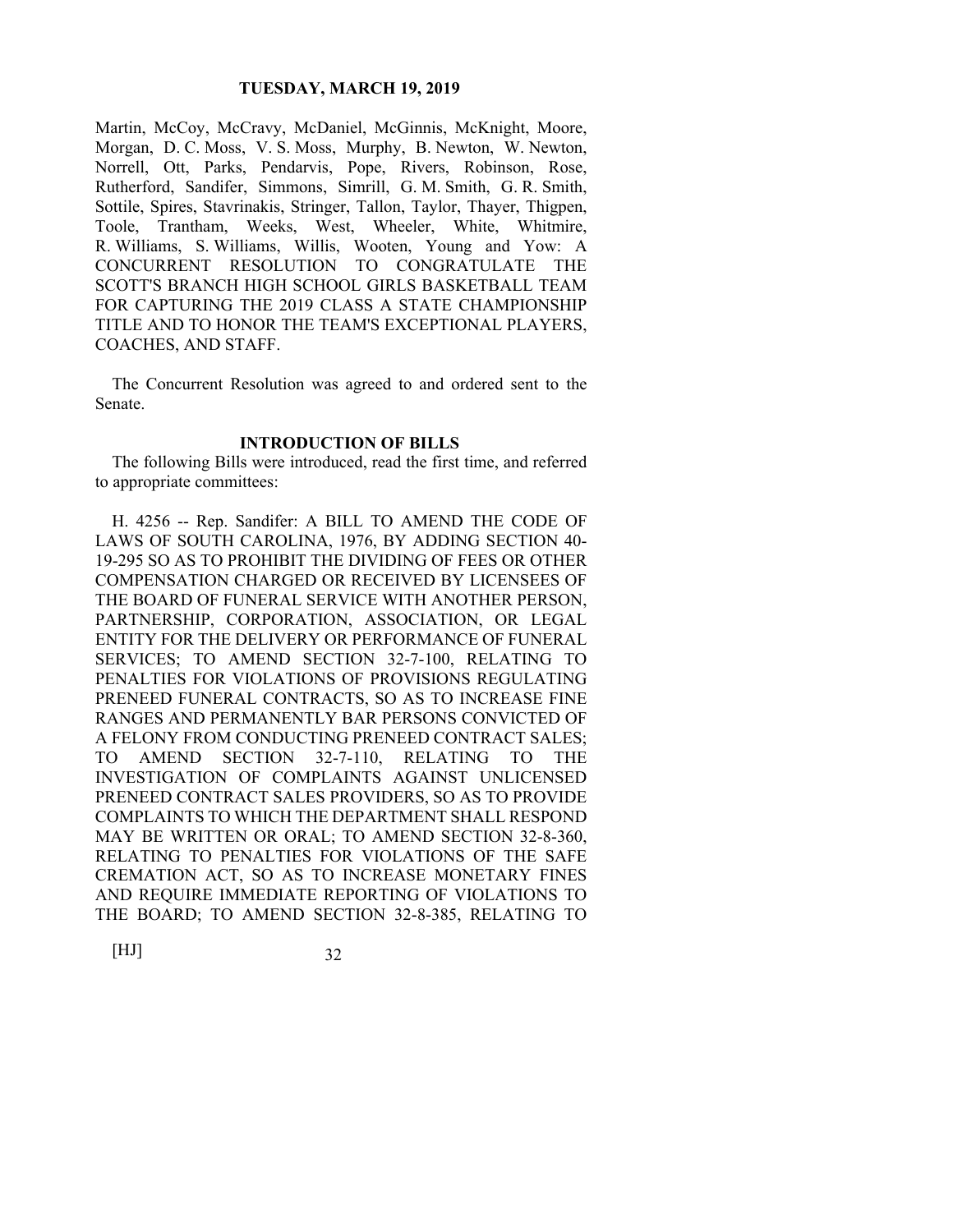Martin, McCoy, McCravy, McDaniel, McGinnis, McKnight, Moore, Morgan, D. C. Moss, V. S. Moss, Murphy, B. Newton, W. Newton, Norrell, Ott, Parks, Pendarvis, Pope, Rivers, Robinson, Rose, Rutherford, Sandifer, Simmons, Simrill, G. M. Smith, G. R. Smith, Sottile, Spires, Stavrinakis, Stringer, Tallon, Taylor, Thayer, Thigpen, Toole, Trantham, Weeks, West, Wheeler, White, Whitmire, R. Williams, S. Williams, Willis, Wooten, Young and Yow: A CONCURRENT RESOLUTION TO CONGRATULATE THE SCOTT'S BRANCH HIGH SCHOOL GIRLS BASKETBALL TEAM FOR CAPTURING THE 2019 CLASS A STATE CHAMPIONSHIP TITLE AND TO HONOR THE TEAM'S EXCEPTIONAL PLAYERS, COACHES, AND STAFF.

The Concurrent Resolution was agreed to and ordered sent to the Senate.

## INTRODUCTION OF BILLS

The following Bills were introduced, read the first time, and referred to appropriate committees:

H. 4256 -- Rep. Sandifer: A BILL TO AMEND THE CODE OF LAWS OF SOUTH CAROLINA, 1976, BY ADDING SECTION 40-19-295 SO AS TO PROHIBIT THE DIVIDING OF FEES OR OTHER COMPENSATION CHARGED OR RECEIVED BY LICENSEES OF THE BOARD OF FUNERAL SERVICE WITH ANOTHER PERSON, PARTNERSHIP, CORPORATION, ASSOCIATION, OR LEGAL ENTITY FOR THE DELIVERY OR PERFORMANCE OF FUNERAL SERVICES; TO AMEND SECTION 32-7-100, RELATING TO PENALTIES FOR VIOLATIONS OF PROVISIONS REGULATING PRENEED FUNERAL CONTRACTS, SO AS TO INCREASE FINE RANGES AND PERMANENTLY BAR PERSONS CONVICTED OF A FELONY FROM CONDUCTING PRENEED CONTRACT SALES; TO AMEND SECTION 32-7-110, RELATING TO THE INVESTIGATION OF COMPLAINTS AGAINST UNLICENSED PRENEED CONTRACT SALES PROVIDERS, SO AS TO PROVIDE COMPLAINTS TO WHICH THE DEPARTMENT SHALL RESPOND MAY BE WRITTEN OR ORAL; TO AMEND SECTION 32-8-360, RELATING TO PENALTIES FOR VIOLATIONS OF THE SAFE CREMATION ACT, SO AS TO INCREASE MONETARY FINES AND REQUIRE IMMEDIATE REPORTING OF VIOLATIONS TO THE BOARD; TO AMEND SECTION 32-8-385, RELATING TO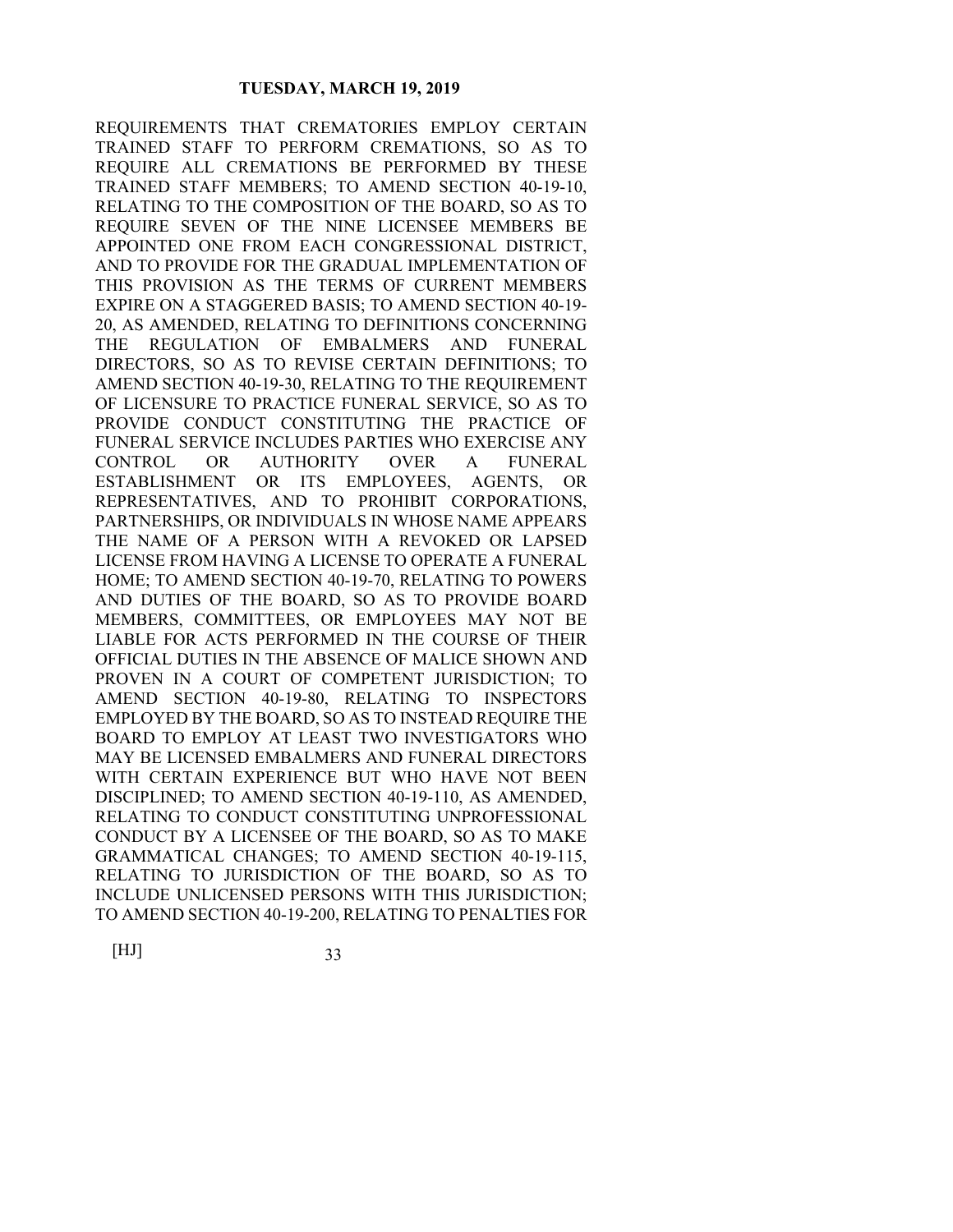REQUIREMENTS THAT CREMATORIES EMPLOY CERTAIN TRAINED STAFF TO PERFORM CREMATIONS, SO AS TO REQUIRE ALL CREMATIONS BE PERFORMED BY THESE TRAINED STAFF MEMBERS; TO AMEND SECTION 40-19-10, RELATING TO THE COMPOSITION OF THE BOARD, SO AS TO REQUIRE SEVEN OF THE NINE LICENSEE MEMBERS BE APPOINTED ONE FROM EACH CONGRESSIONAL DISTRICT, AND TO PROVIDE FOR THE GRADUAL IMPLEMENTATION OF THIS PROVISION AS THE TERMS OF CURRENT MEMBERS EXPIRE ON A STAGGERED BASIS; TO AMEND SECTION 40-19-20, AS AMENDED, RELATING TO DEFINITIONS CONCERNING THE REGULATION OF EMBALMERS AND FUNERAL DIRECTORS, SO AS TO REVISE CERTAIN DEFINITIONS; TO AMEND SECTION 40-19-30, RELATING TO THE REQUIREMENT OF LICENSURE TO PRACTICE FUNERAL SERVICE, SO AS TO PROVIDE CONDUCT CONSTITUTING THE PRACTICE OF FUNERAL SERVICE INCLUDES PARTIES WHO EXERCISE ANY CONTROL OR AUTHORITY OVER A FUNERAL ESTABLISHMENT OR ITS EMPLOYEES, AGENTS, OR REPRESENTATIVES, AND TO PROHIBIT CORPORATIONS, PARTNERSHIPS, OR INDIVIDUALS IN WHOSE NAME APPEARS THE NAME OF A PERSON WITH A REVOKED OR LAPSED LICENSE FROM HAVING A LICENSE TO OPERATE A FUNERAL HOME; TO AMEND SECTION 40-19-70, RELATING TO POWERS AND DUTIES OF THE BOARD, SO AS TO PROVIDE BOARD MEMBERS, COMMITTEES, OR EMPLOYEES MAY NOT BE LIABLE FOR ACTS PERFORMED IN THE COURSE OF THEIR OFFICIAL DUTIES IN THE ABSENCE OF MALICE SHOWN AND PROVEN IN A COURT OF COMPETENT JURISDICTION; TO AMEND SECTION 40-19-80, RELATING TO INSPECTORS EMPLOYED BY THE BOARD, SO AS TO INSTEAD REQUIRE THE BOARD TO EMPLOY AT LEAST TWO INVESTIGATORS WHO MAY BE LICENSED EMBALMERS AND FUNERAL DIRECTORS WITH CERTAIN EXPERIENCE BUT WHO HAVE NOT BEEN DISCIPLINED; TO AMEND SECTION 40-19-110, AS AMENDED, RELATING TO CONDUCT CONSTITUTING UNPROFESSIONAL CONDUCT BY A LICENSEE OF THE BOARD, SO AS TO MAKE GRAMMATICAL CHANGES; TO AMEND SECTION 40-19-115, RELATING TO JURISDICTION OF THE BOARD, SO AS TO INCLUDE UNLICENSED PERSONS WITH THIS JURISDICTION; TO AMEND SECTION 40-19-200, RELATING TO PENALTIES FOR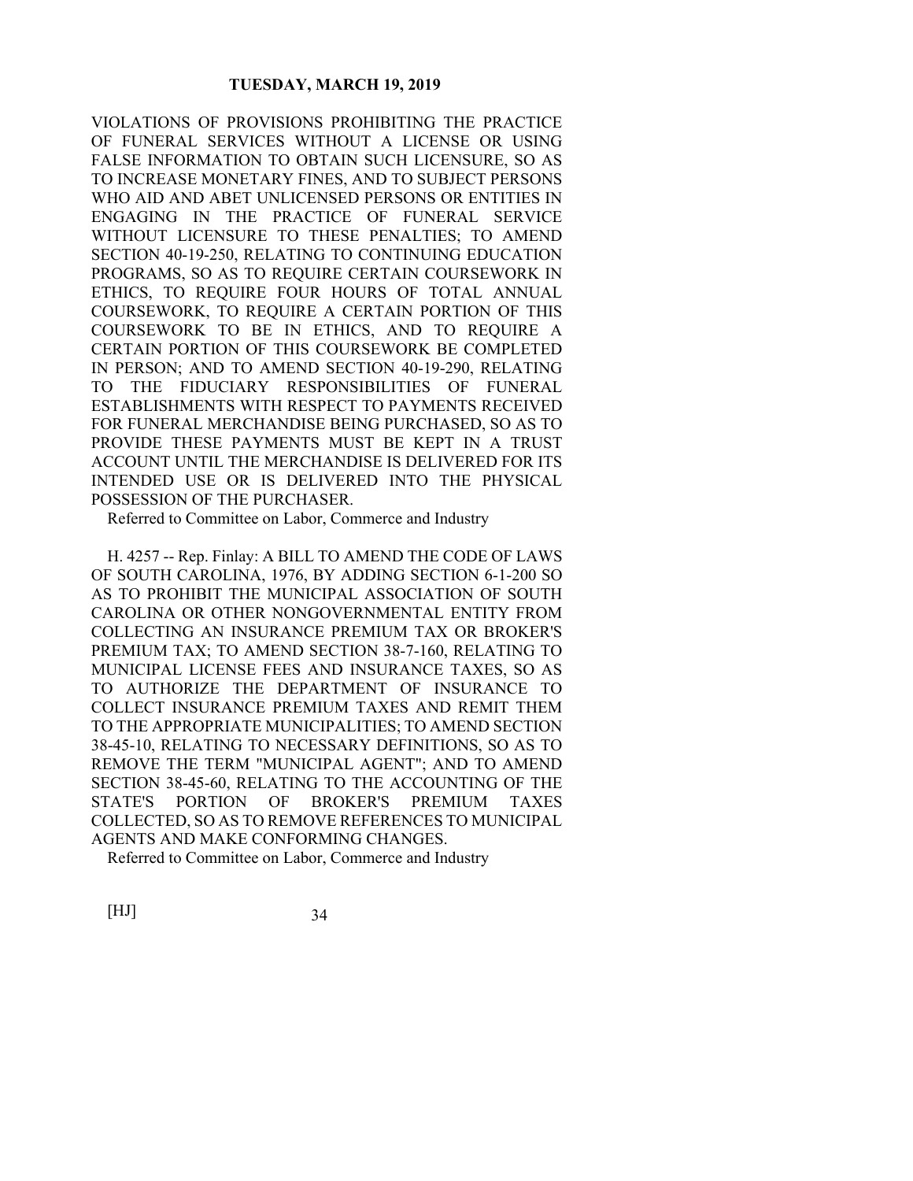VIOLATIONS OF PROVISIONS PROHIBITING THE PRACTICE OF FUNERAL SERVICES WITHOUT A LICENSE OR USING FALSE INFORMATION TO OBTAIN SUCH LICENSURE, SO AS TO INCREASE MONETARY FINES, AND TO SUBJECT PERSONS WHO AID AND ABET UNLICENSED PERSONS OR ENTITIES IN ENGAGING IN THE PRACTICE OF FUNERAL SERVICE WITHOUT LICENSURE TO THESE PENALTIES; TO AMEND SECTION 40-19-250, RELATING TO CONTINUING EDUCATION PROGRAMS, SO AS TO REQUIRE CERTAIN COURSEWORK IN ETHICS, TO REQUIRE FOUR HOURS OF TOTAL ANNUAL COURSEWORK, TO REQUIRE A CERTAIN PORTION OF THIS COURSEWORK TO BE IN ETHICS, AND TO REQUIRE A CERTAIN PORTION OF THIS COURSEWORK BE COMPLETED IN PERSON; AND TO AMEND SECTION 40-19-290, RELATING TO THE FIDUCIARY RESPONSIBILITIES OF FUNERAL ESTABLISHMENTS WITH RESPECT TO PAYMENTS RECEIVED FOR FUNERAL MERCHANDISE BEING PURCHASED, SO AS TO PROVIDE THESE PAYMENTS MUST BE KEPT IN A TRUST ACCOUNT UNTIL THE MERCHANDISE IS DELIVERED FOR ITS INTENDED USE OR IS DELIVERED INTO THE PHYSICAL POSSESSION OF THE PURCHASER.

Referred to Committee on Labor, Commerce and Industry

H. 4257 -- Rep. Finlay: A BILL TO AMEND THE CODE OF LAWS OF SOUTH CAROLINA, 1976, BY ADDING SECTION 6-1-200 SO AS TO PROHIBIT THE MUNICIPAL ASSOCIATION OF SOUTH CAROLINA OR OTHER NONGOVERNMENTAL ENTITY FROM COLLECTING AN INSURANCE PREMIUM TAX OR BROKER'S PREMIUM TAX; TO AMEND SECTION 38-7-160, RELATING TO MUNICIPAL LICENSE FEES AND INSURANCE TAXES, SO AS TO AUTHORIZE THE DEPARTMENT OF INSURANCE TO COLLECT INSURANCE PREMIUM TAXES AND REMIT THEM TO THE APPROPRIATE MUNICIPALITIES; TO AMEND SECTION 38-45-10, RELATING TO NECESSARY DEFINITIONS, SO AS TO REMOVE THE TERM "MUNICIPAL AGENT"; AND TO AMEND SECTION 38-45-60, RELATING TO THE ACCOUNTING OF THE STATE'S PORTION OF BROKER'S PREMIUM TAXES COLLECTED, SO AS TO REMOVE REFERENCES TO MUNICIPAL AGENTS AND MAKE CONFORMING CHANGES.

Referred to Committee on Labor, Commerce and Industry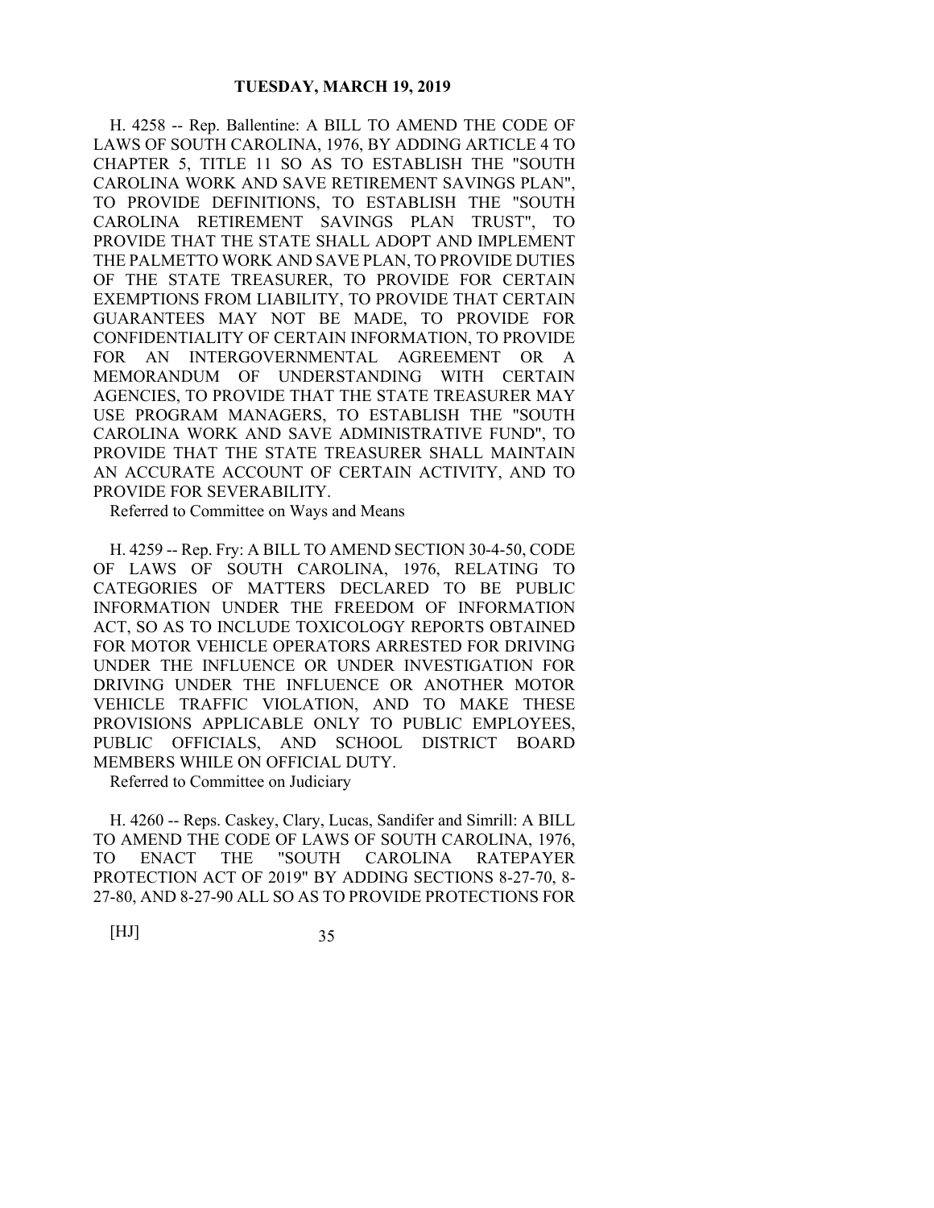H. 4258 -- Rep. Ballentine: A BILL TO AMEND THE CODE OF LAWS OF SOUTH CAROLINA, 1976, BY ADDING ARTICLE 4 TO CHAPTER 5, TITLE 11 SO AS TO ESTABLISH THE "SOUTH CAROLINA WORK AND SAVE RETIREMENT SAVINGS PLAN", TO PROVIDE DEFINITIONS, TO ESTABLISH THE "SOUTH CAROLINA RETIREMENT SAVINGS PLAN TRUST", TO PROVIDE THAT THE STATE SHALL ADOPT AND IMPLEMENT THE PALMETTO WORK AND SAVE PLAN, TO PROVIDE DUTIES OF THE STATE TREASURER, TO PROVIDE FOR CERTAIN EXEMPTIONS FROM LIABILITY, TO PROVIDE THAT CERTAIN GUARANTEES MAY NOT BE MADE, TO PROVIDE FOR CONFIDENTIALITY OF CERTAIN INFORMATION, TO PROVIDE FOR AN INTERGOVERNMENTAL AGREEMENT OR A MEMORANDUM OF UNDERSTANDING WITH CERTAIN AGENCIES, TO PROVIDE THAT THE STATE TREASURER MAY USE PROGRAM MANAGERS, TO ESTABLISH THE "SOUTH CAROLINA WORK AND SAVE ADMINISTRATIVE FUND", TO PROVIDE THAT THE STATE TREASURER SHALL MAINTAIN AN ACCURATE ACCOUNT OF CERTAIN ACTIVITY, AND TO PROVIDE FOR SEVERABILITY.

Referred to Committee on Ways and Means

H. 4259 -- Rep. Fry: A BILL TO AMEND SECTION 30-4-50, CODE OF LAWS OF SOUTH CAROLINA, 1976, RELATING TO CATEGORIES OF MATTERS DECLARED TO BE PUBLIC INFORMATION UNDER THE FREEDOM OF INFORMATION ACT, SO AS TO INCLUDE TOXICOLOGY REPORTS OBTAINED FOR MOTOR VEHICLE OPERATORS ARRESTED FOR DRIVING UNDER THE INFLUENCE OR UNDER INVESTIGATION FOR DRIVING UNDER THE INFLUENCE OR ANOTHER MOTOR VEHICLE TRAFFIC VIOLATION, AND TO MAKE THESE PROVISIONS APPLICABLE ONLY TO PUBLIC EMPLOYEES, PUBLIC OFFICIALS, AND SCHOOL DISTRICT BOARD MEMBERS WHILE ON OFFICIAL DUTY.

Referred to Committee on Judiciary

H. 4260 -- Reps. Caskey, Clary, Lucas, Sandifer and Simrill: A BILL TO AMEND THE CODE OF LAWS OF SOUTH CAROLINA, 1976, TO ENACT THE "SOUTH CAROLINA RATEPAYER PROTECTION ACT OF 2019" BY ADDING SECTIONS 8-27-70, 8-27-80, AND 8-27-90 ALL SO AS TO PROVIDE PROTECTIONS FOR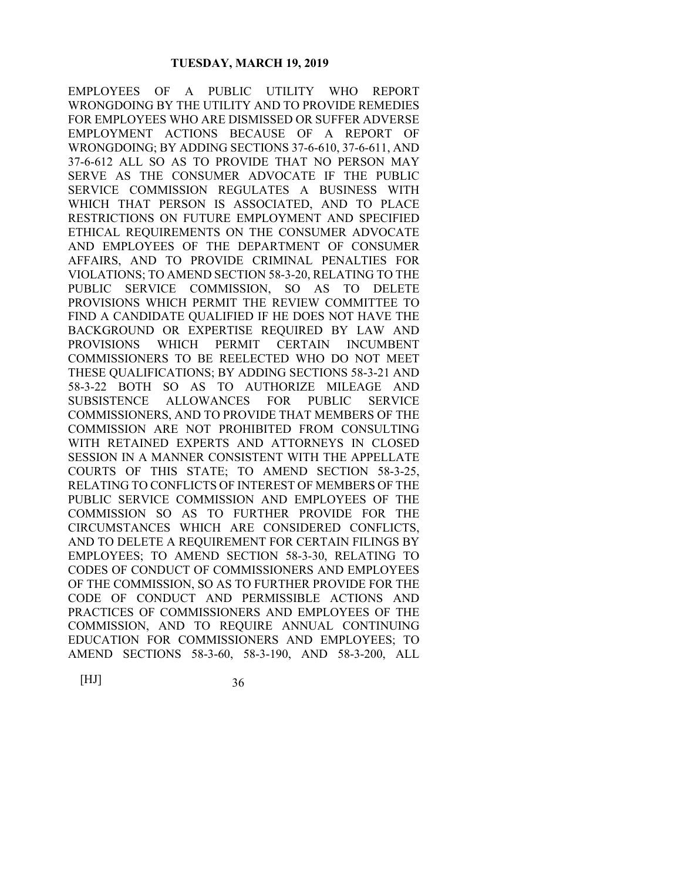EMPLOYEES OF A PUBLIC UTILITY WHO REPORT WRONGDOING BY THE UTILITY AND TO PROVIDE REMEDIES FOR EMPLOYEES WHO ARE DISMISSED OR SUFFER ADVERSE EMPLOYMENT ACTIONS BECAUSE OF A REPORT OF WRONGDOING; BY ADDING SECTIONS 37-6-610, 37-6-611, AND 37-6-612 ALL SO AS TO PROVIDE THAT NO PERSON MAY SERVE AS THE CONSUMER ADVOCATE IF THE PUBLIC SERVICE COMMISSION REGULATES A BUSINESS WITH WHICH THAT PERSON IS ASSOCIATED, AND TO PLACE RESTRICTIONS ON FUTURE EMPLOYMENT AND SPECIFIED ETHICAL REQUIREMENTS ON THE CONSUMER ADVOCATE AND EMPLOYEES OF THE DEPARTMENT OF CONSUMER AFFAIRS, AND TO PROVIDE CRIMINAL PENALTIES FOR VIOLATIONS; TO AMEND SECTION 58-3-20, RELATING TO THE PUBLIC SERVICE COMMISSION, SO AS TO DELETE PROVISIONS WHICH PERMIT THE REVIEW COMMITTEE TO FIND A CANDIDATE QUALIFIED IF HE DOES NOT HAVE THE BACKGROUND OR EXPERTISE REQUIRED BY LAW AND PROVISIONS WHICH PERMIT CERTAIN INCUMBENT COMMISSIONERS TO BE REELECTED WHO DO NOT MEET THESE QUALIFICATIONS; BY ADDING SECTIONS 58-3-21 AND 58-3-22 BOTH SO AS TO AUTHORIZE MILEAGE AND SUBSISTENCE ALLOWANCES FOR PUBLIC SERVICE COMMISSIONERS, AND TO PROVIDE THAT MEMBERS OF THE COMMISSION ARE NOT PROHIBITED FROM CONSULTING WITH RETAINED EXPERTS AND ATTORNEYS IN CLOSED SESSION IN A MANNER CONSISTENT WITH THE APPELLATE COURTS OF THIS STATE; TO AMEND SECTION 58-3-25, RELATING TO CONFLICTS OF INTEREST OF MEMBERS OF THE PUBLIC SERVICE COMMISSION AND EMPLOYEES OF THE COMMISSION SO AS TO FURTHER PROVIDE FOR THE CIRCUMSTANCES WHICH ARE CONSIDERED CONFLICTS, AND TO DELETE A REQUIREMENT FOR CERTAIN FILINGS BY EMPLOYEES; TO AMEND SECTION 58-3-30, RELATING TO CODES OF CONDUCT OF COMMISSIONERS AND EMPLOYEES OF THE COMMISSION, SO AS TO FURTHER PROVIDE FOR THE CODE OF CONDUCT AND PERMISSIBLE ACTIONS AND PRACTICES OF COMMISSIONERS AND EMPLOYEES OF THE COMMISSION, AND TO REQUIRE ANNUAL CONTINUING EDUCATION FOR COMMISSIONERS AND EMPLOYEES; TO AMEND SECTIONS 58-3-60, 58-3-190, AND 58-3-200, ALL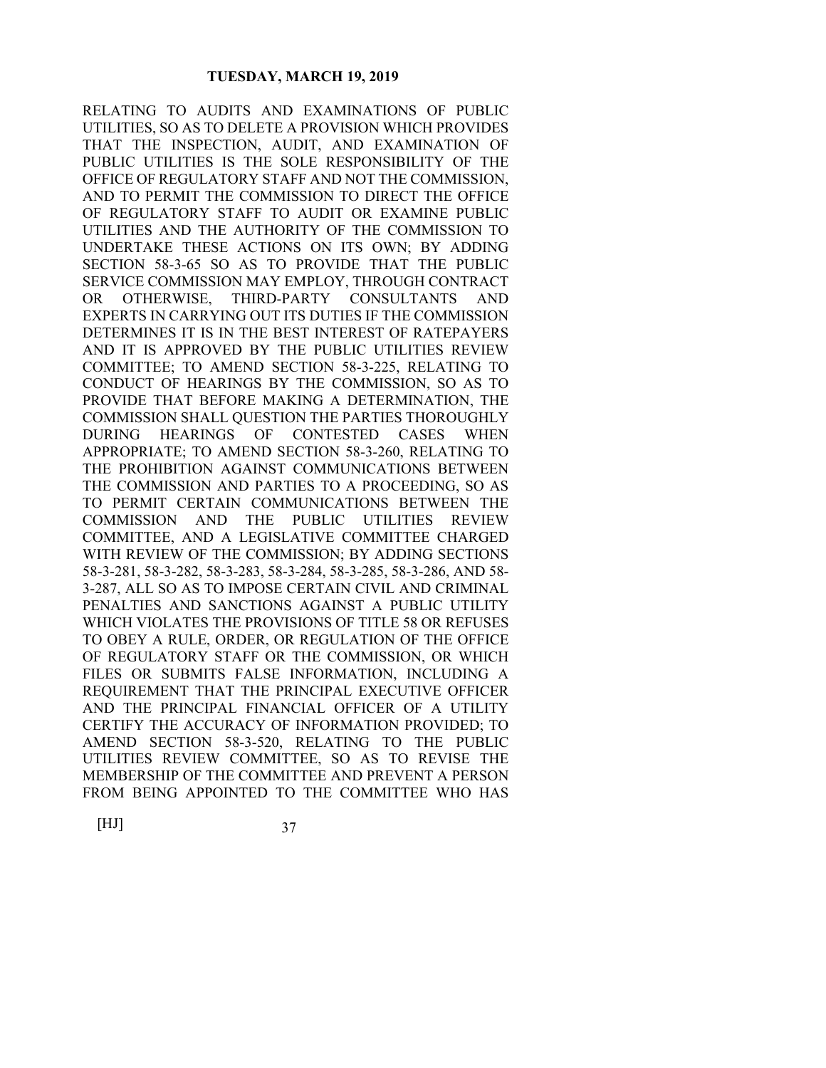RELATING TO AUDITS AND EXAMINATIONS OF PUBLIC UTILITIES, SO AS TO DELETE A PROVISION WHICH PROVIDES THAT THE INSPECTION, AUDIT, AND EXAMINATION OF PUBLIC UTILITIES IS THE SOLE RESPONSIBILITY OF THE OFFICE OF REGULATORY STAFF AND NOT THE COMMISSION, AND TO PERMIT THE COMMISSION TO DIRECT THE OFFICE OF REGULATORY STAFF TO AUDIT OR EXAMINE PUBLIC UTILITIES AND THE AUTHORITY OF THE COMMISSION TO UNDERTAKE THESE ACTIONS ON ITS OWN; BY ADDING SECTION 58-3-65 SO AS TO PROVIDE THAT THE PUBLIC SERVICE COMMISSION MAY EMPLOY, THROUGH CONTRACT OR OTHERWISE, THIRD-PARTY CONSULTANTS AND EXPERTS IN CARRYING OUT ITS DUTIES IF THE COMMISSION DETERMINES IT IS IN THE BEST INTEREST OF RATEPAYERS AND IT IS APPROVED BY THE PUBLIC UTILITIES REVIEW COMMITTEE; TO AMEND SECTION 58-3-225, RELATING TO CONDUCT OF HEARINGS BY THE COMMISSION, SO AS TO PROVIDE THAT BEFORE MAKING A DETERMINATION, THE COMMISSION SHALL QUESTION THE PARTIES THOROUGHLY DURING HEARINGS OF CONTESTED CASES WHEN APPROPRIATE; TO AMEND SECTION 58-3-260, RELATING TO THE PROHIBITION AGAINST COMMUNICATIONS BETWEEN THE COMMISSION AND PARTIES TO A PROCEEDING, SO AS TO PERMIT CERTAIN COMMUNICATIONS BETWEEN THE COMMISSION AND THE PUBLIC UTILITIES REVIEW COMMITTEE, AND A LEGISLATIVE COMMITTEE CHARGED WITH REVIEW OF THE COMMISSION; BY ADDING SECTIONS 58-3-281, 58-3-282, 58-3-283, 58-3-284, 58-3-285, 58-3-286, AND 58-3-287, ALL SO AS TO IMPOSE CERTAIN CIVIL AND CRIMINAL PENALTIES AND SANCTIONS AGAINST A PUBLIC UTILITY WHICH VIOLATES THE PROVISIONS OF TITLE 58 OR REFUSES TO OBEY A RULE, ORDER, OR REGULATION OF THE OFFICE OF REGULATORY STAFF OR THE COMMISSION, OR WHICH FILES OR SUBMITS FALSE INFORMATION, INCLUDING A REQUIREMENT THAT THE PRINCIPAL EXECUTIVE OFFICER AND THE PRINCIPAL FINANCIAL OFFICER OF A UTILITY CERTIFY THE ACCURACY OF INFORMATION PROVIDED; TO AMEND SECTION 58-3-520, RELATING TO THE PUBLIC UTILITIES REVIEW COMMITTEE, SO AS TO REVISE THE MEMBERSHIP OF THE COMMITTEE AND PREVENT A PERSON FROM BEING APPOINTED TO THE COMMITTEE WHO HAS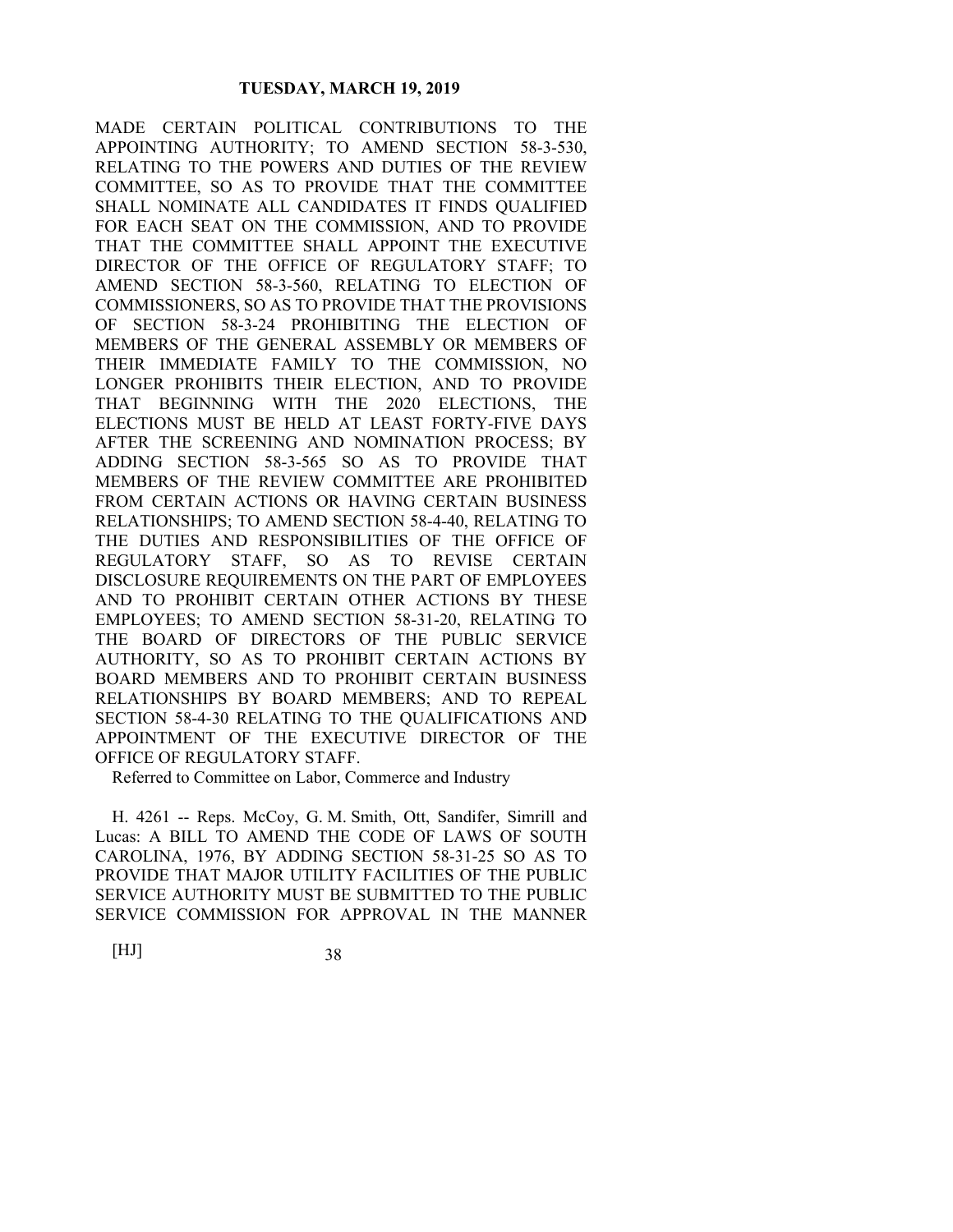MADE CERTAIN POLITICAL CONTRIBUTIONS TO THE APPOINTING AUTHORITY; TO AMEND SECTION 58-3-530, RELATING TO THE POWERS AND DUTIES OF THE REVIEW COMMITTEE, SO AS TO PROVIDE THAT THE COMMITTEE SHALL NOMINATE ALL CANDIDATES IT FINDS QUALIFIED FOR EACH SEAT ON THE COMMISSION, AND TO PROVIDE THAT THE COMMITTEE SHALL APPOINT THE EXECUTIVE DIRECTOR OF THE OFFICE OF REGULATORY STAFF; TO AMEND SECTION 58-3-560, RELATING TO ELECTION OF COMMISSIONERS, SO AS TO PROVIDE THAT THE PROVISIONS OF SECTION 58-3-24 PROHIBITING THE ELECTION OF MEMBERS OF THE GENERAL ASSEMBLY OR MEMBERS OF THEIR IMMEDIATE FAMILY TO THE COMMISSION, NO LONGER PROHIBITS THEIR ELECTION, AND TO PROVIDE THAT BEGINNING WITH THE 2020 ELECTIONS, THE ELECTIONS MUST BE HELD AT LEAST FORTY-FIVE DAYS AFTER THE SCREENING AND NOMINATION PROCESS; BY ADDING SECTION 58-3-565 SO AS TO PROVIDE THAT MEMBERS OF THE REVIEW COMMITTEE ARE PROHIBITED FROM CERTAIN ACTIONS OR HAVING CERTAIN BUSINESS RELATIONSHIPS; TO AMEND SECTION 58-4-40, RELATING TO THE DUTIES AND RESPONSIBILITIES OF THE OFFICE OF REGULATORY STAFF, SO AS TO REVISE CERTAIN DISCLOSURE REQUIREMENTS ON THE PART OF EMPLOYEES AND TO PROHIBIT CERTAIN OTHER ACTIONS BY THESE EMPLOYEES; TO AMEND SECTION 58-31-20, RELATING TO THE BOARD OF DIRECTORS OF THE PUBLIC SERVICE AUTHORITY, SO AS TO PROHIBIT CERTAIN ACTIONS BY BOARD MEMBERS AND TO PROHIBIT CERTAIN BUSINESS RELATIONSHIPS BY BOARD MEMBERS; AND TO REPEAL SECTION 58-4-30 RELATING TO THE QUALIFICATIONS AND APPOINTMENT OF THE EXECUTIVE DIRECTOR OF THE OFFICE OF REGULATORY STAFF.

Referred to Committee on Labor, Commerce and Industry

H. 4261 -- Reps. McCoy, G. M. Smith, Ott, Sandifer, Simrill and Lucas: A BILL TO AMEND THE CODE OF LAWS OF SOUTH CAROLINA, 1976, BY ADDING SECTION 58-31-25 SO AS TO PROVIDE THAT MAJOR UTILITY FACILITIES OF THE PUBLIC SERVICE AUTHORITY MUST BE SUBMITTED TO THE PUBLIC SERVICE COMMISSION FOR APPROVAL IN THE MANNER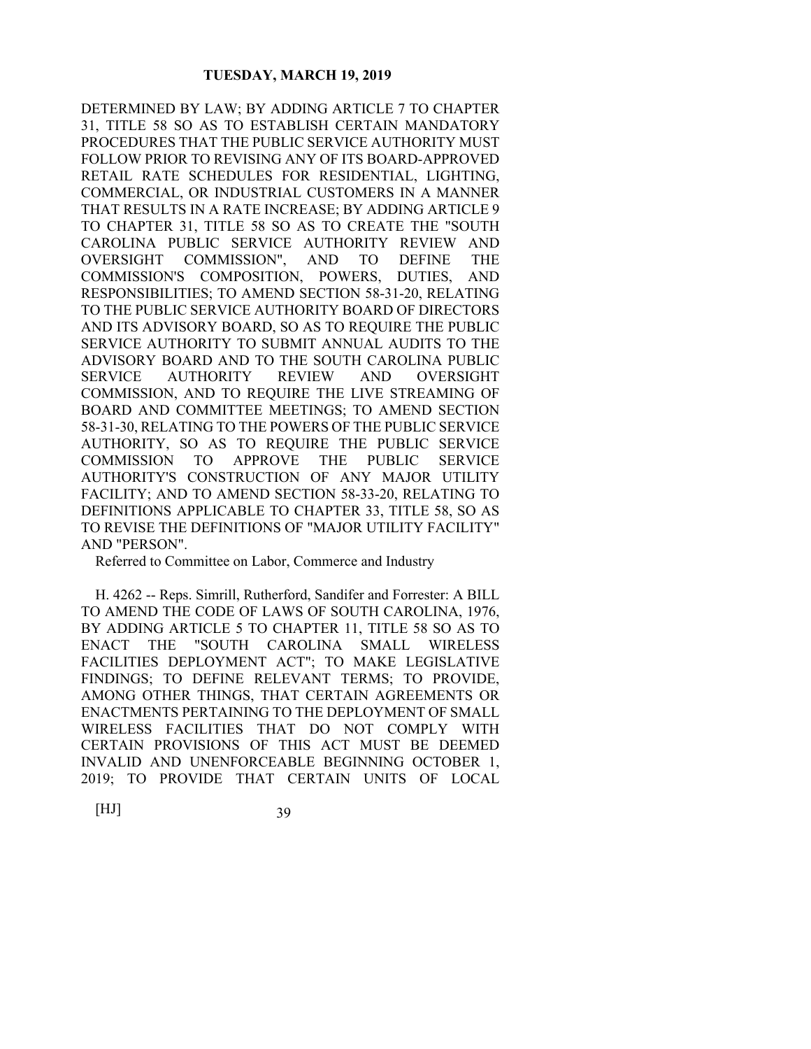DETERMINED BY LAW; BY ADDING ARTICLE 7 TO CHAPTER 31, TITLE 58 SO AS TO ESTABLISH CERTAIN MANDATORY PROCEDURES THAT THE PUBLIC SERVICE AUTHORITY MUST FOLLOW PRIOR TO REVISING ANY OF ITS BOARD-APPROVED RETAIL RATE SCHEDULES FOR RESIDENTIAL, LIGHTING, COMMERCIAL, OR INDUSTRIAL CUSTOMERS IN A MANNER THAT RESULTS IN A RATE INCREASE; BY ADDING ARTICLE 9 TO CHAPTER 31, TITLE 58 SO AS TO CREATE THE "SOUTH CAROLINA PUBLIC SERVICE AUTHORITY REVIEW AND OVERSIGHT COMMISSION", AND TO DEFINE THE COMMISSION'S COMPOSITION, POWERS, DUTIES, AND RESPONSIBILITIES; TO AMEND SECTION 58-31-20, RELATING TO THE PUBLIC SERVICE AUTHORITY BOARD OF DIRECTORS AND ITS ADVISORY BOARD, SO AS TO REQUIRE THE PUBLIC SERVICE AUTHORITY TO SUBMIT ANNUAL AUDITS TO THE ADVISORY BOARD AND TO THE SOUTH CAROLINA PUBLIC SERVICE AUTHORITY REVIEW AND OVERSIGHT COMMISSION, AND TO REQUIRE THE LIVE STREAMING OF BOARD AND COMMITTEE MEETINGS; TO AMEND SECTION 58-31-30, RELATING TO THE POWERS OF THE PUBLIC SERVICE AUTHORITY, SO AS TO REQUIRE THE PUBLIC SERVICE COMMISSION TO APPROVE THE PUBLIC SERVICE AUTHORITY'S CONSTRUCTION OF ANY MAJOR UTILITY FACILITY; AND TO AMEND SECTION 58-33-20, RELATING TO DEFINITIONS APPLICABLE TO CHAPTER 33, TITLE 58, SO AS TO REVISE THE DEFINITIONS OF "MAJOR UTILITY FACILITY" AND "PERSON".

Referred to Committee on Labor, Commerce and Industry

H. 4262 -- Reps. Simrill, Rutherford, Sandifer and Forrester: A BILL TO AMEND THE CODE OF LAWS OF SOUTH CAROLINA, 1976, BY ADDING ARTICLE 5 TO CHAPTER 11, TITLE 58 SO AS TO ENACT THE "SOUTH CAROLINA SMALL WIRELESS FACILITIES DEPLOYMENT ACT"; TO MAKE LEGISLATIVE FINDINGS; TO DEFINE RELEVANT TERMS; TO PROVIDE, AMONG OTHER THINGS, THAT CERTAIN AGREEMENTS OR ENACTMENTS PERTAINING TO THE DEPLOYMENT OF SMALL WIRELESS FACILITIES THAT DO NOT COMPLY WITH CERTAIN PROVISIONS OF THIS ACT MUST BE DEEMED INVALID AND UNENFORCEABLE BEGINNING OCTOBER 1, 2019; TO PROVIDE THAT CERTAIN UNITS OF LOCAL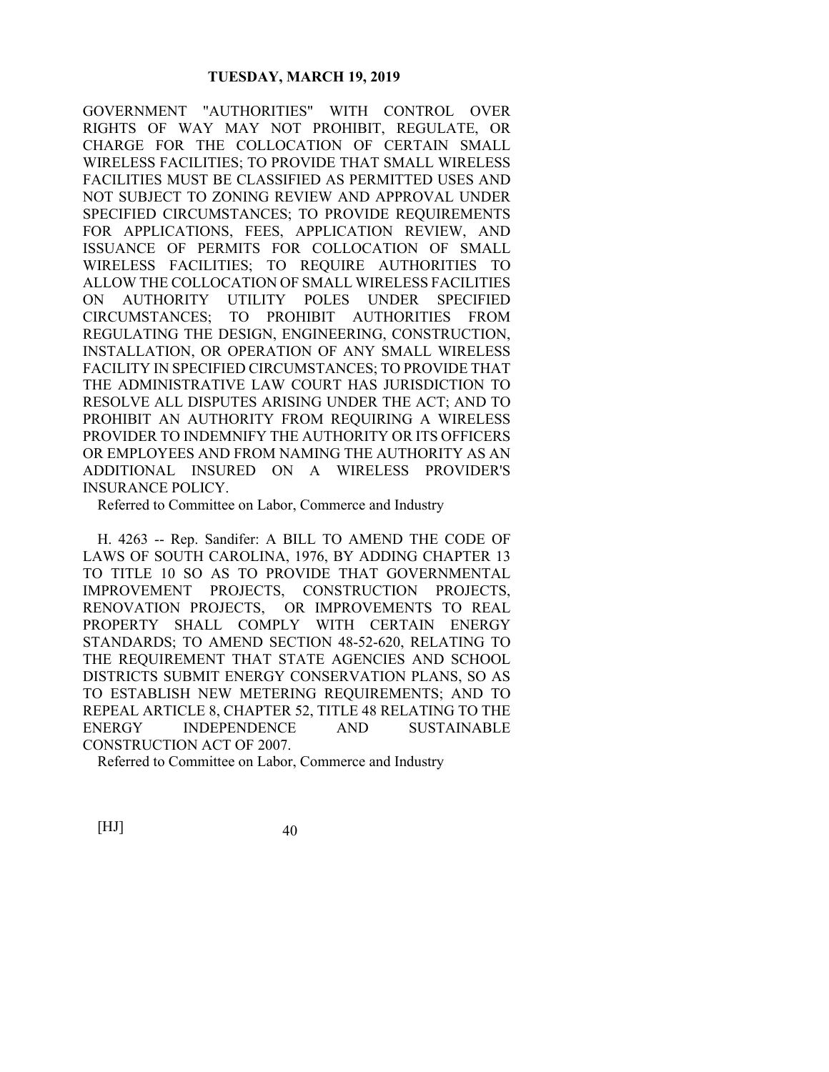GOVERNMENT "AUTHORITIES" WITH CONTROL OVER RIGHTS OF WAY MAY NOT PROHIBIT, REGULATE, OR CHARGE FOR THE COLLOCATION OF CERTAIN SMALL WIRELESS FACILITIES; TO PROVIDE THAT SMALL WIRELESS FACILITIES MUST BE CLASSIFIED AS PERMITTED USES AND NOT SUBJECT TO ZONING REVIEW AND APPROVAL UNDER SPECIFIED CIRCUMSTANCES; TO PROVIDE REQUIREMENTS FOR APPLICATIONS, FEES, APPLICATION REVIEW, AND ISSUANCE OF PERMITS FOR COLLOCATION OF SMALL WIRELESS FACILITIES; TO REQUIRE AUTHORITIES TO ALLOW THE COLLOCATION OF SMALL WIRELESS FACILITIES ON AUTHORITY UTILITY POLES UNDER SPECIFIED CIRCUMSTANCES; TO PROHIBIT AUTHORITIES FROM REGULATING THE DESIGN, ENGINEERING, CONSTRUCTION, INSTALLATION, OR OPERATION OF ANY SMALL WIRELESS FACILITY IN SPECIFIED CIRCUMSTANCES; TO PROVIDE THAT THE ADMINISTRATIVE LAW COURT HAS JURISDICTION TO RESOLVE ALL DISPUTES ARISING UNDER THE ACT; AND TO PROHIBIT AN AUTHORITY FROM REQUIRING A WIRELESS PROVIDER TO INDEMNIFY THE AUTHORITY OR ITS OFFICERS OR EMPLOYEES AND FROM NAMING THE AUTHORITY AS AN ADDITIONAL INSURED ON A WIRELESS PROVIDER'S INSURANCE POLICY.

Referred to Committee on Labor, Commerce and Industry

H. 4263 -- Rep. Sandifer: A BILL TO AMEND THE CODE OF LAWS OF SOUTH CAROLINA, 1976, BY ADDING CHAPTER 13 TO TITLE 10 SO AS TO PROVIDE THAT GOVERNMENTAL IMPROVEMENT PROJECTS, CONSTRUCTION PROJECTS, RENOVATION PROJECTS, OR IMPROVEMENTS TO REAL PROPERTY SHALL COMPLY WITH CERTAIN ENERGY STANDARDS; TO AMEND SECTION 48-52-620, RELATING TO THE REQUIREMENT THAT STATE AGENCIES AND SCHOOL DISTRICTS SUBMIT ENERGY CONSERVATION PLANS, SO AS TO ESTABLISH NEW METERING REQUIREMENTS; AND TO REPEAL ARTICLE 8, CHAPTER 52, TITLE 48 RELATING TO THE ENERGY INDEPENDENCE AND SUSTAINABLE CONSTRUCTION ACT OF 2007.

Referred to Committee on Labor, Commerce and Industry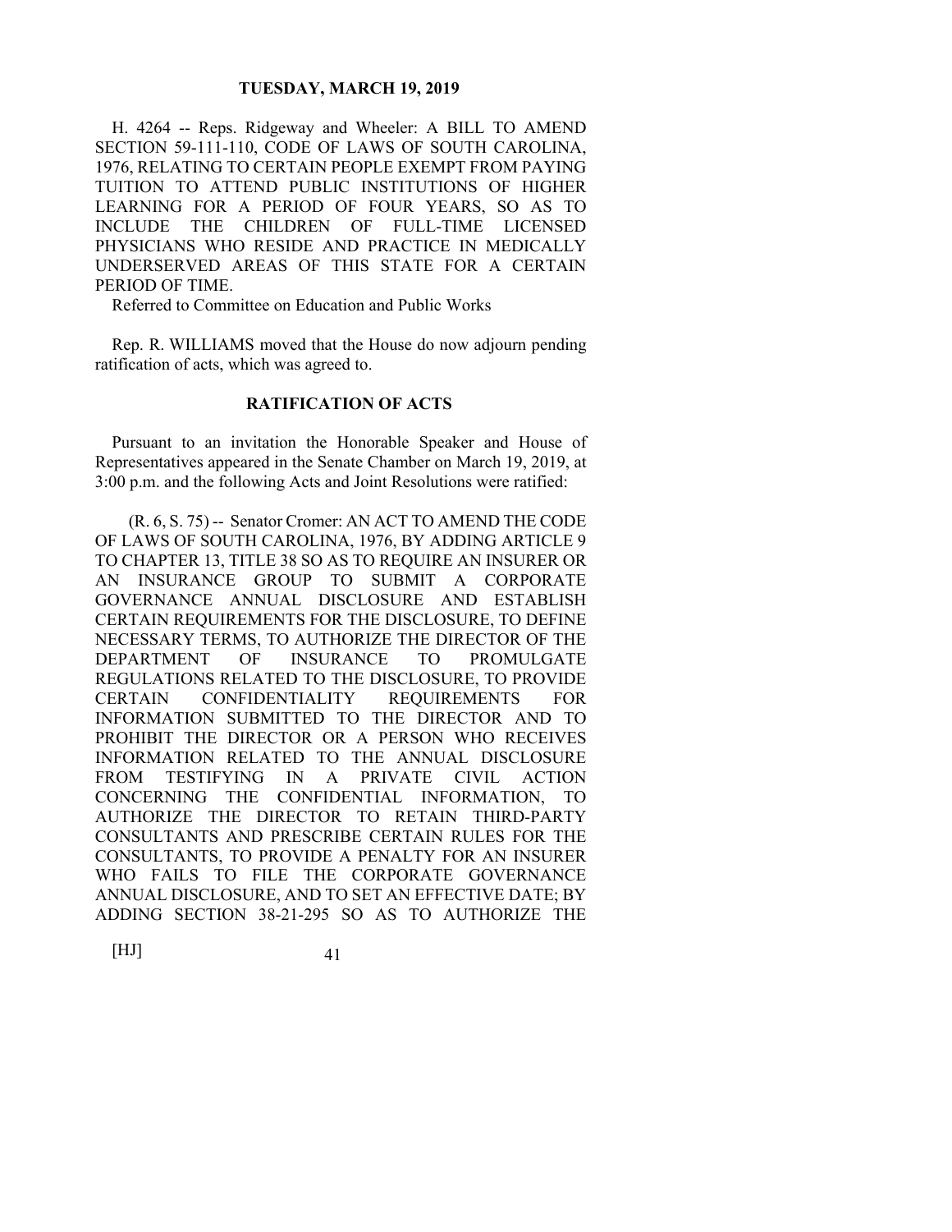H. 4264 -- Reps. Ridgeway and Wheeler: A BILL TO AMEND SECTION 59-111-110, CODE OF LAWS OF SOUTH CAROLINA, 1976, RELATING TO CERTAIN PEOPLE EXEMPT FROM PAYING TUITION TO ATTEND PUBLIC INSTITUTIONS OF HIGHER LEARNING FOR A PERIOD OF FOUR YEARS, SO AS TO INCLUDE THE CHILDREN OF FULL-TIME LICENSED PHYSICIANS WHO RESIDE AND PRACTICE IN MEDICALLY UNDERSERVED AREAS OF THIS STATE FOR A CERTAIN PERIOD OF TIME.

Referred to Committee on Education and Public Works

Rep. R. WILLIAMS moved that the House do now adjourn pending ratification of acts, which was agreed to.

## RATIFICATION OF ACTS

Pursuant to an invitation the Honorable Speaker and House of Representatives appeared in the Senate Chamber on March 19, 2019, at 3:00 p.m. and the following Acts and Joint Resolutions were ratified:

(R. 6, S. 75) -- Senator Cromer: AN ACT TO AMEND THE CODE OF LAWS OF SOUTH CAROLINA, 1976, BY ADDING ARTICLE 9 TO CHAPTER 13, TITLE 38 SO AS TO REQUIRE AN INSURER OR AN INSURANCE GROUP TO SUBMIT A CORPORATE GOVERNANCE ANNUAL DISCLOSURE AND ESTABLISH CERTAIN REQUIREMENTS FOR THE DISCLOSURE, TO DEFINE NECESSARY TERMS, TO AUTHORIZE THE DIRECTOR OF THE DEPARTMENT OF INSURANCE TO PROMULGATE REGULATIONS RELATED TO THE DISCLOSURE, TO PROVIDE CERTAIN CONFIDENTIALITY REQUIREMENTS FOR INFORMATION SUBMITTED TO THE DIRECTOR AND TO PROHIBIT THE DIRECTOR OR A PERSON WHO RECEIVES INFORMATION RELATED TO THE ANNUAL DISCLOSURE FROM TESTIFYING IN A PRIVATE CIVIL ACTION CONCERNING THE CONFIDENTIAL INFORMATION, TO AUTHORIZE THE DIRECTOR TO RETAIN THIRD-PARTY CONSULTANTS AND PRESCRIBE CERTAIN RULES FOR THE CONSULTANTS, TO PROVIDE A PENALTY FOR AN INSURER WHO FAILS TO FILE THE CORPORATE GOVERNANCE ANNUAL DISCLOSURE, AND TO SET AN EFFECTIVE DATE; BY ADDING SECTION 38-21-295 SO AS TO AUTHORIZE THE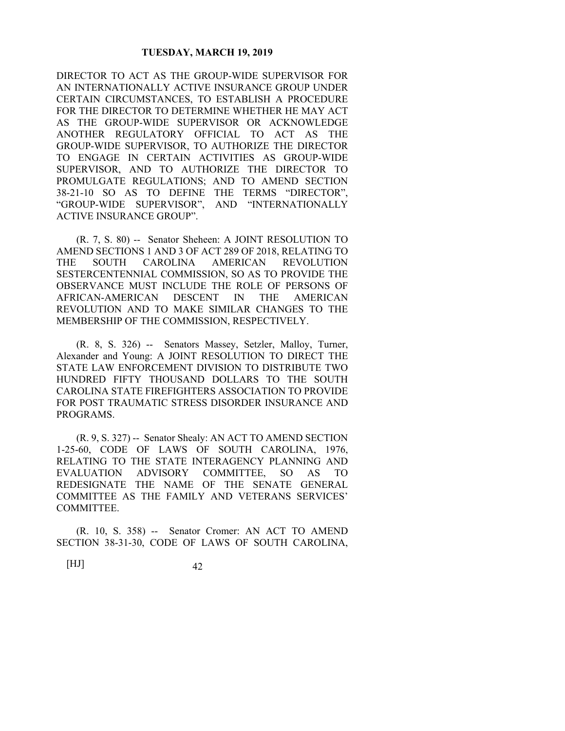DIRECTOR TO ACT AS THE GROUP-WIDE SUPERVISOR FOR AN INTERNATIONALLY ACTIVE INSURANCE GROUP UNDER CERTAIN CIRCUMSTANCES, TO ESTABLISH A PROCEDURE FOR THE DIRECTOR TO DETERMINE WHETHER HE MAY ACT AS THE GROUP-WIDE SUPERVISOR OR ACKNOWLEDGE ANOTHER REGULATORY OFFICIAL TO ACT AS THE GROUP-WIDE SUPERVISOR, TO AUTHORIZE THE DIRECTOR TO ENGAGE IN CERTAIN ACTIVITIES AS GROUP-WIDE SUPERVISOR, AND TO AUTHORIZE THE DIRECTOR TO PROMULGATE REGULATIONS; AND TO AMEND SECTION 38-21-10 SO AS TO DEFINE THE TERMS "DIRECTOR", "GROUP-WIDE SUPERVISOR", AND "INTERNATIONALLY ACTIVE INSURANCE GROUP".

(R. 7, S. 80) -- Senator Sheheen: A JOINT RESOLUTION TO AMEND SECTIONS 1 AND 3 OF ACT 289 OF 2018, RELATING TO THE SOUTH CAROLINA AMERICAN REVOLUTION SESTERCENTENNIAL COMMISSION, SO AS TO PROVIDE THE OBSERVANCE MUST INCLUDE THE ROLE OF PERSONS OF AFRICAN-AMERICAN DESCENT IN THE AMERICAN REVOLUTION AND TO MAKE SIMILAR CHANGES TO THE MEMBERSHIP OF THE COMMISSION, RESPECTIVELY.

(R. 8, S. 326) -- Senators Massey, Setzler, Malloy, Turner, Alexander and Young: A JOINT RESOLUTION TO DIRECT THE STATE LAW ENFORCEMENT DIVISION TO DISTRIBUTE TWO HUNDRED FIFTY THOUSAND DOLLARS TO THE SOUTH CAROLINA STATE FIREFIGHTERS ASSOCIATION TO PROVIDE FOR POST TRAUMATIC STRESS DISORDER INSURANCE AND PROGRAMS.

(R. 9, S. 327) -- Senator Shealy: AN ACT TO AMEND SECTION 1-25-60, CODE OF LAWS OF SOUTH CAROLINA, 1976, RELATING TO THE STATE INTERAGENCY PLANNING AND EVALUATION ADVISORY COMMITTEE, SO AS TO REDESIGNATE THE NAME OF THE SENATE GENERAL COMMITTEE AS THE FAMILY AND VETERANS SERVICES' COMMITTEE.

(R. 10, S. 358) -- Senator Cromer: AN ACT TO AMEND SECTION 38-31-30, CODE OF LAWS OF SOUTH CAROLINA,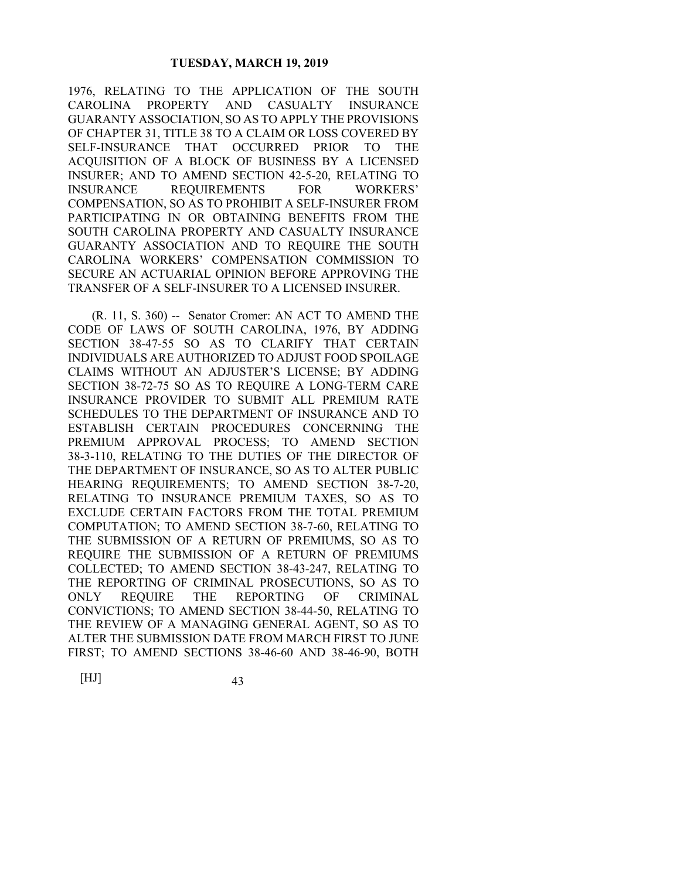1976, RELATING TO THE APPLICATION OF THE SOUTH CAROLINA PROPERTY AND CASUALTY INSURANCE GUARANTY ASSOCIATION, SO AS TO APPLY THE PROVISIONS OF CHAPTER 31, TITLE 38 TO A CLAIM OR LOSS COVERED BY SELF-INSURANCE THAT OCCURRED PRIOR TO THE ACQUISITION OF A BLOCK OF BUSINESS BY A LICENSED INSURER; AND TO AMEND SECTION 42-5-20, RELATING TO INSURANCE REQUIREMENTS FOR WORKERS' COMPENSATION, SO AS TO PROHIBIT A SELF-INSURER FROM PARTICIPATING IN OR OBTAINING BENEFITS FROM THE SOUTH CAROLINA PROPERTY AND CASUALTY INSURANCE GUARANTY ASSOCIATION AND TO REQUIRE THE SOUTH CAROLINA WORKERS' COMPENSATION COMMISSION TO SECURE AN ACTUARIAL OPINION BEFORE APPROVING THE TRANSFER OF A SELF-INSURER TO A LICENSED INSURER.

(R. 11, S. 360) -- Senator Cromer: AN ACT TO AMEND THE CODE OF LAWS OF SOUTH CAROLINA, 1976, BY ADDING SECTION 38-47-55 SO AS TO CLARIFY THAT CERTAIN INDIVIDUALS ARE AUTHORIZED TO ADJUST FOOD SPOILAGE CLAIMS WITHOUT AN ADJUSTER'S LICENSE; BY ADDING SECTION 38-72-75 SO AS TO REQUIRE A LONG-TERM CARE INSURANCE PROVIDER TO SUBMIT ALL PREMIUM RATE SCHEDULES TO THE DEPARTMENT OF INSURANCE AND TO ESTABLISH CERTAIN PROCEDURES CONCERNING THE PREMIUM APPROVAL PROCESS; TO AMEND SECTION 38-3-110, RELATING TO THE DUTIES OF THE DIRECTOR OF THE DEPARTMENT OF INSURANCE, SO AS TO ALTER PUBLIC HEARING REQUIREMENTS; TO AMEND SECTION 38-7-20, RELATING TO INSURANCE PREMIUM TAXES, SO AS TO EXCLUDE CERTAIN FACTORS FROM THE TOTAL PREMIUM COMPUTATION; TO AMEND SECTION 38-7-60, RELATING TO THE SUBMISSION OF A RETURN OF PREMIUMS, SO AS TO REQUIRE THE SUBMISSION OF A RETURN OF PREMIUMS COLLECTED; TO AMEND SECTION 38-43-247, RELATING TO THE REPORTING OF CRIMINAL PROSECUTIONS, SO AS TO ONLY REQUIRE THE REPORTING OF CRIMINAL CONVICTIONS; TO AMEND SECTION 38-44-50, RELATING TO THE REVIEW OF A MANAGING GENERAL AGENT, SO AS TO ALTER THE SUBMISSION DATE FROM MARCH FIRST TO JUNE FIRST; TO AMEND SECTIONS 38-46-60 AND 38-46-90, BOTH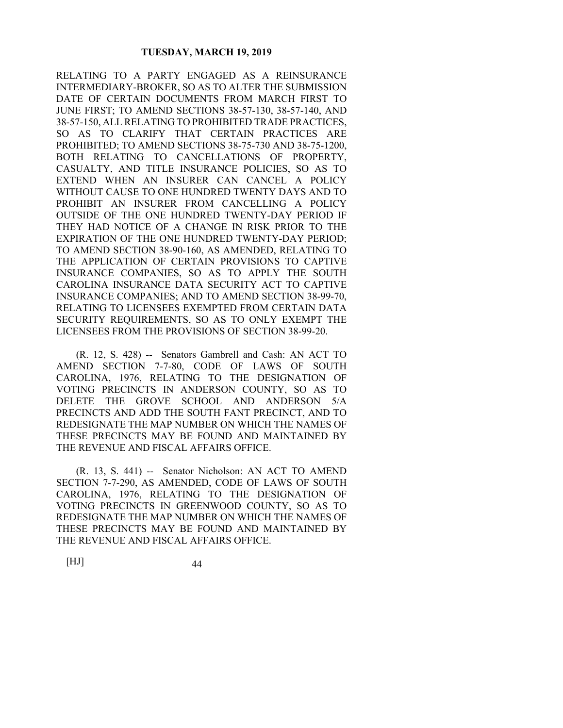RELATING TO A PARTY ENGAGED AS A REINSURANCE INTERMEDIARY-BROKER, SO AS TO ALTER THE SUBMISSION DATE OF CERTAIN DOCUMENTS FROM MARCH FIRST TO JUNE FIRST; TO AMEND SECTIONS 38-57-130, 38-57-140, AND 38-57-150, ALL RELATING TO PROHIBITED TRADE PRACTICES, SO AS TO CLARIFY THAT CERTAIN PRACTICES ARE PROHIBITED; TO AMEND SECTIONS 38-75-730 AND 38-75-1200, BOTH RELATING TO CANCELLATIONS OF PROPERTY, CASUALTY, AND TITLE INSURANCE POLICIES, SO AS TO EXTEND WHEN AN INSURER CAN CANCEL A POLICY WITHOUT CAUSE TO ONE HUNDRED TWENTY DAYS AND TO PROHIBIT AN INSURER FROM CANCELLING A POLICY OUTSIDE OF THE ONE HUNDRED TWENTY-DAY PERIOD IF THEY HAD NOTICE OF A CHANGE IN RISK PRIOR TO THE EXPIRATION OF THE ONE HUNDRED TWENTY-DAY PERIOD; TO AMEND SECTION 38-90-160, AS AMENDED, RELATING TO THE APPLICATION OF CERTAIN PROVISIONS TO CAPTIVE INSURANCE COMPANIES, SO AS TO APPLY THE SOUTH CAROLINA INSURANCE DATA SECURITY ACT TO CAPTIVE INSURANCE COMPANIES; AND TO AMEND SECTION 38-99-70, RELATING TO LICENSEES EXEMPTED FROM CERTAIN DATA SECURITY REQUIREMENTS, SO AS TO ONLY EXEMPT THE LICENSEES FROM THE PROVISIONS OF SECTION 38-99-20.

(R. 12, S. 428) -- Senators Gambrell and Cash: AN ACT TO AMEND SECTION 7-7-80, CODE OF LAWS OF SOUTH CAROLINA, 1976, RELATING TO THE DESIGNATION OF VOTING PRECINCTS IN ANDERSON COUNTY, SO AS TO DELETE THE GROVE SCHOOL AND ANDERSON 5/A PRECINCTS AND ADD THE SOUTH FANT PRECINCT, AND TO REDESIGNATE THE MAP NUMBER ON WHICH THE NAMES OF THESE PRECINCTS MAY BE FOUND AND MAINTAINED BY THE REVENUE AND FISCAL AFFAIRS OFFICE.

(R. 13, S. 441) -- Senator Nicholson: AN ACT TO AMEND SECTION 7-7-290, AS AMENDED, CODE OF LAWS OF SOUTH CAROLINA, 1976, RELATING TO THE DESIGNATION OF VOTING PRECINCTS IN GREENWOOD COUNTY, SO AS TO REDESIGNATE THE MAP NUMBER ON WHICH THE NAMES OF THESE PRECINCTS MAY BE FOUND AND MAINTAINED BY THE REVENUE AND FISCAL AFFAIRS OFFICE.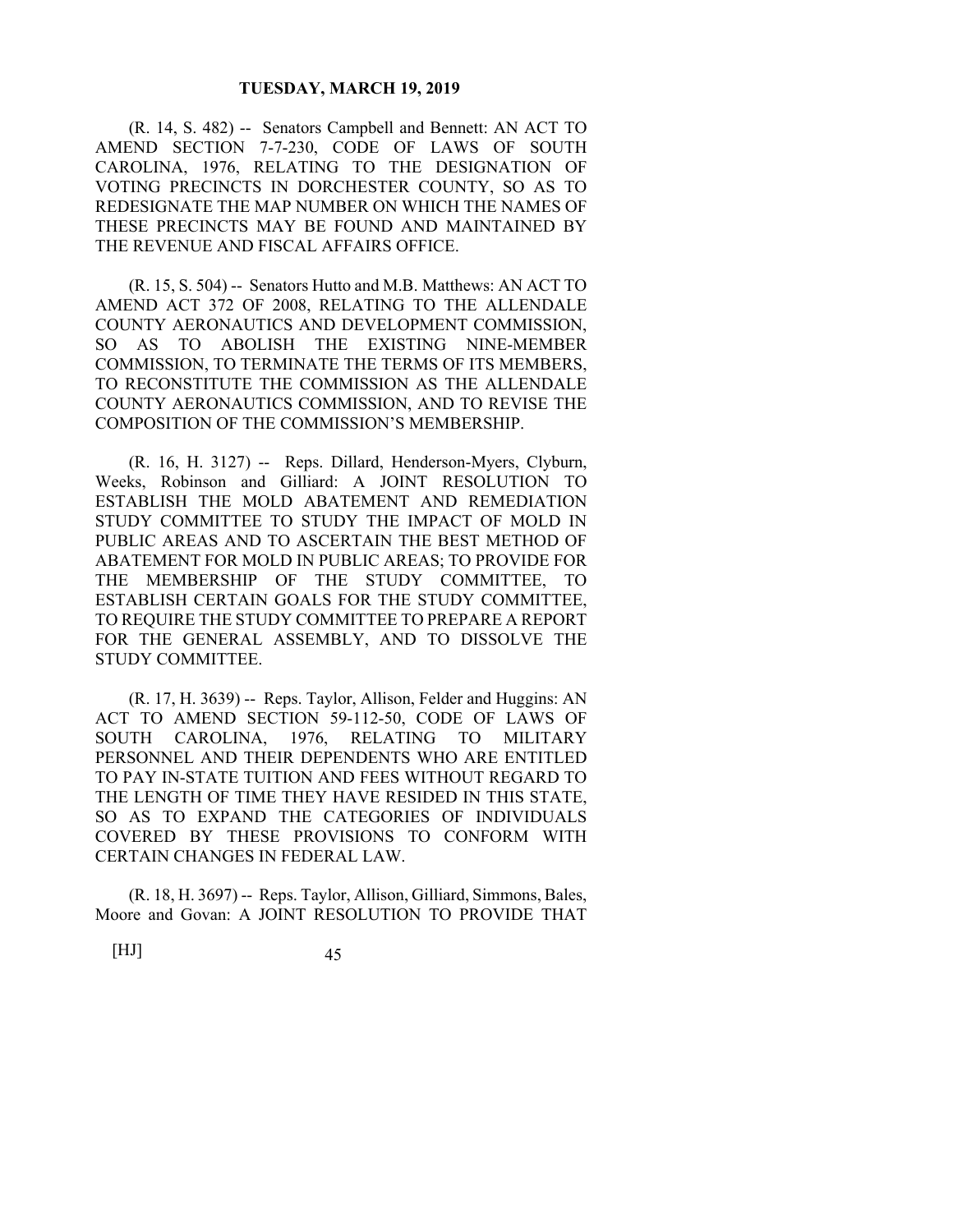(R. 14, S. 482) -- Senators Campbell and Bennett: AN ACT TO AMEND SECTION 7-7-230, CODE OF LAWS OF SOUTH CAROLINA, 1976, RELATING TO THE DESIGNATION OF VOTING PRECINCTS IN DORCHESTER COUNTY, SO AS TO REDESIGNATE THE MAP NUMBER ON WHICH THE NAMES OF THESE PRECINCTS MAY BE FOUND AND MAINTAINED BY THE REVENUE AND FISCAL AFFAIRS OFFICE.

(R. 15, S. 504) -- Senators Hutto and M.B. Matthews: AN ACT TO AMEND ACT 372 OF 2008, RELATING TO THE ALLENDALE COUNTY AERONAUTICS AND DEVELOPMENT COMMISSION, SO AS TO ABOLISH THE EXISTING NINE-MEMBER COMMISSION, TO TERMINATE THE TERMS OF ITS MEMBERS, TO RECONSTITUTE THE COMMISSION AS THE ALLENDALE COUNTY AERONAUTICS COMMISSION, AND TO REVISE THE COMPOSITION OF THE COMMISSION'S MEMBERSHIP.

(R. 16, H. 3127) -- Reps. Dillard, Henderson-Myers, Clyburn, Weeks, Robinson and Gilliard: A JOINT RESOLUTION TO ESTABLISH THE MOLD ABATEMENT AND REMEDIATION STUDY COMMITTEE TO STUDY THE IMPACT OF MOLD IN PUBLIC AREAS AND TO ASCERTAIN THE BEST METHOD OF ABATEMENT FOR MOLD IN PUBLIC AREAS; TO PROVIDE FOR THE MEMBERSHIP OF THE STUDY COMMITTEE, TO ESTABLISH CERTAIN GOALS FOR THE STUDY COMMITTEE, TO REQUIRE THE STUDY COMMITTEE TO PREPARE A REPORT FOR THE GENERAL ASSEMBLY, AND TO DISSOLVE THE STUDY COMMITTEE.

(R. 17, H. 3639) -- Reps. Taylor, Allison, Felder and Huggins: AN ACT TO AMEND SECTION 59-112-50, CODE OF LAWS OF SOUTH CAROLINA, 1976, RELATING TO MILITARY PERSONNEL AND THEIR DEPENDENTS WHO ARE ENTITLED TO PAY IN-STATE TUITION AND FEES WITHOUT REGARD TO THE LENGTH OF TIME THEY HAVE RESIDED IN THIS STATE, SO AS TO EXPAND THE CATEGORIES OF INDIVIDUALS COVERED BY THESE PROVISIONS TO CONFORM WITH CERTAIN CHANGES IN FEDERAL LAW.

(R. 18, H. 3697) -- Reps. Taylor, Allison, Gilliard, Simmons, Bales, Moore and Govan: A JOINT RESOLUTION TO PROVIDE THAT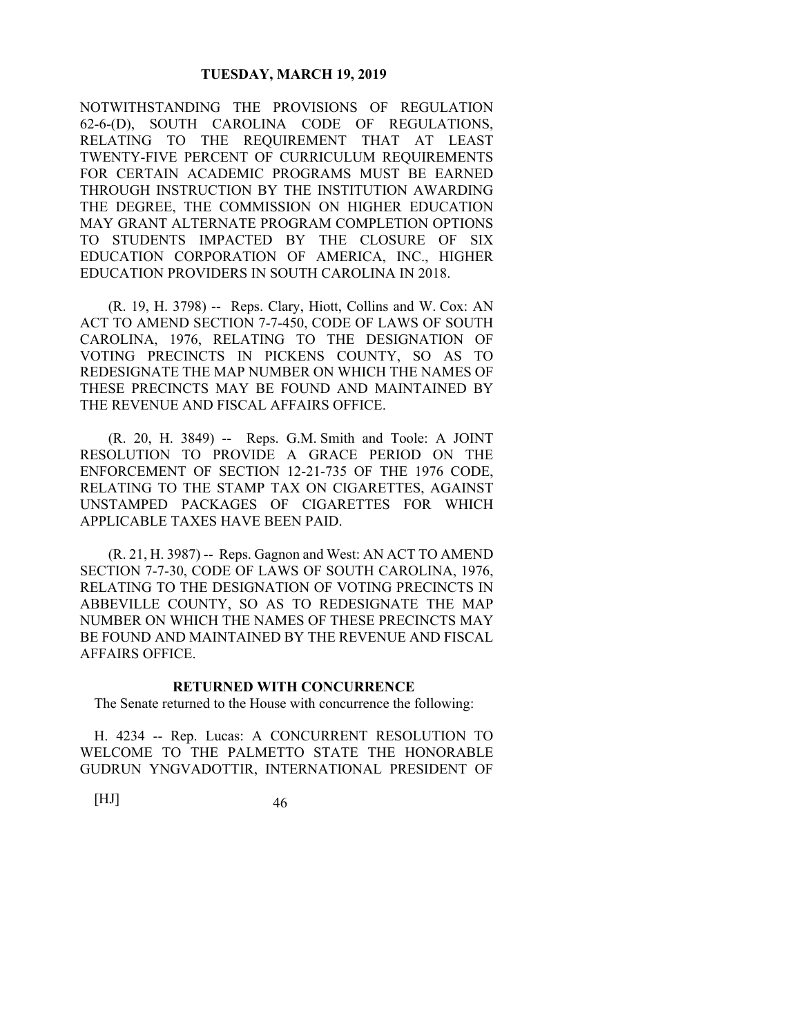NOTWITHSTANDING THE PROVISIONS OF REGULATION 62-6-(D), SOUTH CAROLINA CODE OF REGULATIONS, RELATING TO THE REQUIREMENT THAT AT LEAST TWENTY-FIVE PERCENT OF CURRICULUM REQUIREMENTS FOR CERTAIN ACADEMIC PROGRAMS MUST BE EARNED THROUGH INSTRUCTION BY THE INSTITUTION AWARDING THE DEGREE, THE COMMISSION ON HIGHER EDUCATION MAY GRANT ALTERNATE PROGRAM COMPLETION OPTIONS TO STUDENTS IMPACTED BY THE CLOSURE OF SIX EDUCATION CORPORATION OF AMERICA, INC., HIGHER EDUCATION PROVIDERS IN SOUTH CAROLINA IN 2018.

(R. 19, H. 3798) -- Reps. Clary, Hiott, Collins and W. Cox: AN ACT TO AMEND SECTION 7-7-450, CODE OF LAWS OF SOUTH CAROLINA, 1976, RELATING TO THE DESIGNATION OF VOTING PRECINCTS IN PICKENS COUNTY, SO AS TO REDESIGNATE THE MAP NUMBER ON WHICH THE NAMES OF THESE PRECINCTS MAY BE FOUND AND MAINTAINED BY THE REVENUE AND FISCAL AFFAIRS OFFICE.

(R. 20, H. 3849) -- Reps. G.M. Smith and Toole: A JOINT RESOLUTION TO PROVIDE A GRACE PERIOD ON THE ENFORCEMENT OF SECTION 12-21-735 OF THE 1976 CODE, RELATING TO THE STAMP TAX ON CIGARETTES, AGAINST UNSTAMPED PACKAGES OF CIGARETTES FOR WHICH APPLICABLE TAXES HAVE BEEN PAID.

(R. 21, H. 3987) -- Reps. Gagnon and West: AN ACT TO AMEND SECTION 7-7-30, CODE OF LAWS OF SOUTH CAROLINA, 1976, RELATING TO THE DESIGNATION OF VOTING PRECINCTS IN ABBEVILLE COUNTY, SO AS TO REDESIGNATE THE MAP NUMBER ON WHICH THE NAMES OF THESE PRECINCTS MAY BE FOUND AND MAINTAINED BY THE REVENUE AND FISCAL AFFAIRS OFFICE.

**RETURNED WITH CONCURRENCE**

The Senate returned to the House with concurrence the following:

H. 4234 -- Rep. Lucas: A CONCURRENT RESOLUTION TO WELCOME TO THE PALMETTO STATE THE HONORABLE GUDRUN YNGVADOTTIR, INTERNATIONAL PRESIDENT OF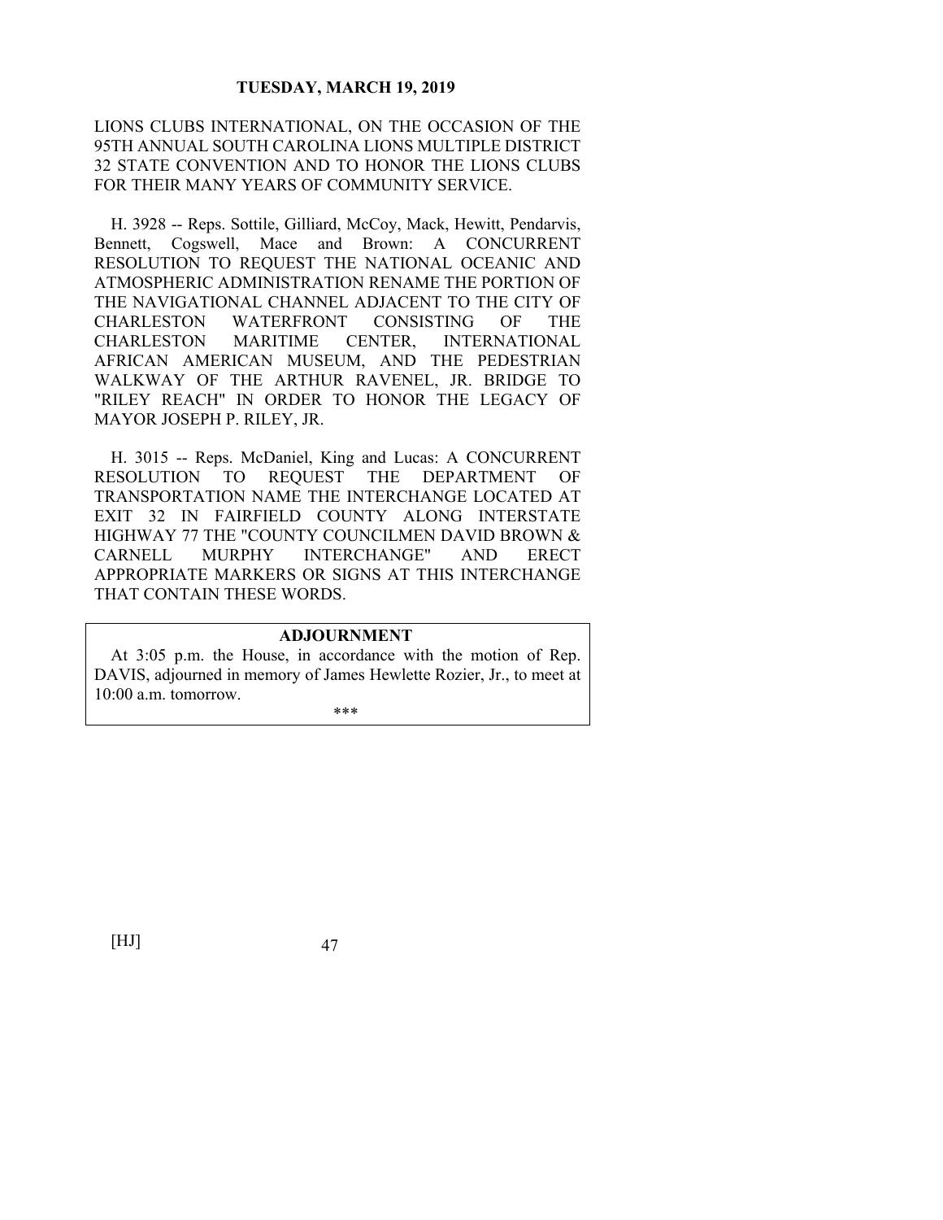LIONS CLUBS INTERNATIONAL, ON THE OCCASION OF THE 95TH ANNUAL SOUTH CAROLINA LIONS MULTIPLE DISTRICT 32 STATE CONVENTION AND TO HONOR THE LIONS CLUBS FOR THEIR MANY YEARS OF COMMUNITY SERVICE.

H. 3928 -- Reps. Sottile, Gilliard, McCoy, Mack, Hewitt, Pendarvis, Bennett, Cogswell, Mace and Brown: A CONCURRENT RESOLUTION TO REQUEST THE NATIONAL OCEANIC AND ATMOSPHERIC ADMINISTRATION RENAME THE PORTION OF THE NAVIGATIONAL CHANNEL ADJACENT TO THE CITY OF CHARLESTON WATERFRONT CONSISTING OF THE CHARLESTON MARITIME CENTER, INTERNATIONAL AFRICAN AMERICAN MUSEUM, AND THE PEDESTRIAN WALKWAY OF THE ARTHUR RAVENEL, JR. BRIDGE TO "RILEY REACH" IN ORDER TO HONOR THE LEGACY OF MAYOR JOSEPH P. RILEY, JR.

H. 3015 -- Reps. McDaniel, King and Lucas: A CONCURRENT RESOLUTION TO REQUEST THE DEPARTMENT OF TRANSPORTATION NAME THE INTERCHANGE LOCATED AT EXIT 32 IN FAIRFIELD COUNTY ALONG INTERSTATE HIGHWAY 77 THE "COUNTY COUNCILMEN DAVID BROWN & CARNELL MURPHY INTERCHANGE" AND ERECT APPROPRIATE MARKERS OR SIGNS AT THIS INTERCHANGE THAT CONTAIN THESE WORDS.

## ADJOURNMENT

At 3:05 p.m. the House, in accordance with the motion of Rep. DAVIS, adjourned in memory of James Hewlette Rozier, Jr., to meet at 10:00 a.m. tomorrow.

***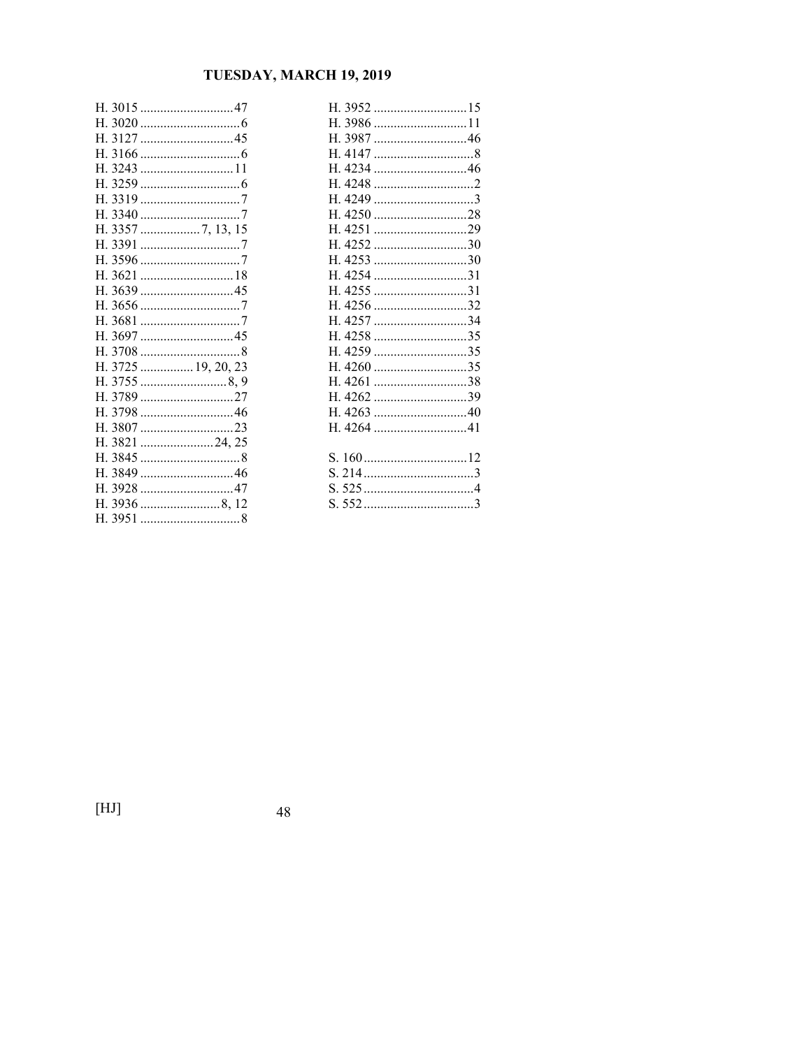H. 3015 ............................47
H. 3020 ..............................6
H. 3127 ............................45
H. 3166 ..............................6
H. 3243 ............................11
H. 3259 ..............................6
H. 3319 ..............................7
H. 3340 ..............................7
H. 3357 ..................7, 13, 15
H. 3391 ..............................7
H. 3596 ..............................7
H. 3621 ............................18
H. 3639 ............................45
H. 3656 ..............................7
H. 3681 ..............................7
H. 3697 ............................45
H. 3708 ..............................8
H. 3725 ................19, 20, 23
H. 3755 ..........................8, 9
H. 3789 ............................27
H. 3798 ............................46
H. 3807 ............................23
H. 3821 ......................24, 25
H. 3845 ..............................8
H. 3849 ............................46
H. 3928 ............................47
H. 3936 ........................8, 12
H. 3951 ..............................8
H. 3952 ............................15
H. 3986 ............................11
H. 3987 ............................46
H. 4147 ..............................8
H. 4234 ............................46
H. 4248 ..............................2
H. 4249 ..............................3
H. 4250 ............................28
H. 4251 ............................29
H. 4252 ............................30
H. 4253 ............................30
H. 4254 ............................31
H. 4255 ............................31
H. 4256 ............................32
H. 4257 ............................34
H. 4258 ............................35
H. 4259 ............................35
H. 4260 ............................35
H. 4261 ............................38
H. 4262 ............................39
H. 4263 ............................40
H. 4264 ............................41

S. 160 ...............................12
S. 214 .................................3
S. 525 .................................4
S. 552 .................................3